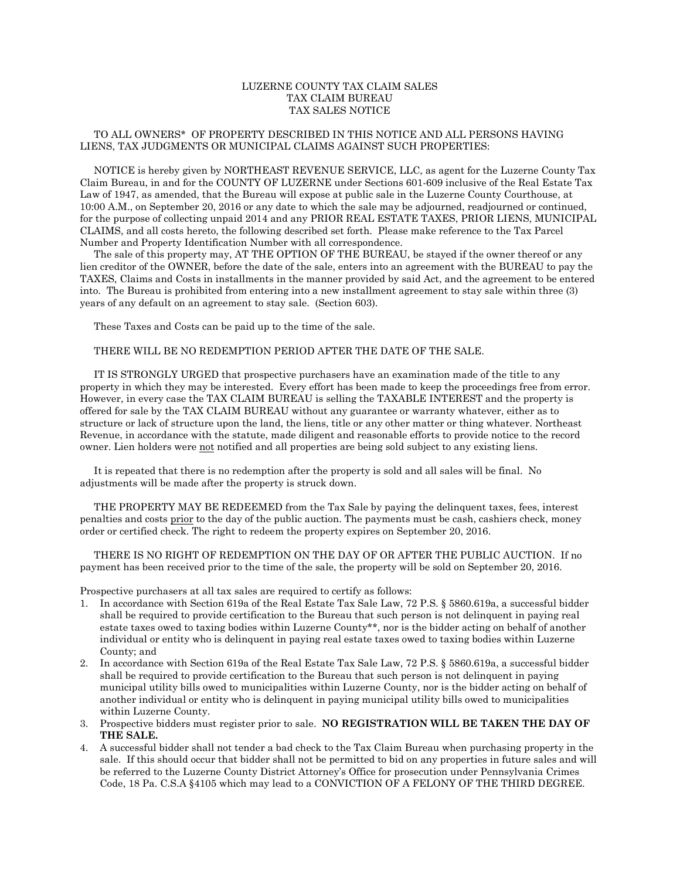# LUZERNE COUNTY TAX CLAIM SALES
## TAX CLAIM BUREAU
## TAX SALES NOTICE

TO ALL OWNERS* OF PROPERTY DESCRIBED IN THIS NOTICE AND ALL PERSONS HAVING LIENS, TAX JUDGMENTS OR MUNICIPAL CLAIMS AGAINST SUCH PROPERTIES:

NOTICE is hereby given by NORTHEAST REVENUE SERVICE, LLC, as agent for the Luzerne County Tax Claim Bureau, in and for the COUNTY OF LUZERNE under Sections 601-609 inclusive of the Real Estate Tax Law of 1947, as amended, that the Bureau will expose at public sale in the Luzerne County Courthouse, at 10:00 A.M., on September 20, 2016 or any date to which the sale may be adjourned, readjourned or continued, for the purpose of collecting unpaid 2014 and any PRIOR REAL ESTATE TAXES, PRIOR LIENS, MUNICIPAL CLAIMS, and all costs hereto, the following described set forth. Please make reference to the Tax Parcel Number and Property Identification Number with all correspondence.

The sale of this property may, AT THE OPTION OF THE BUREAU, be stayed if the owner thereof or any lien creditor of the OWNER, before the date of the sale, enters into an agreement with the BUREAU to pay the TAXES, Claims and Costs in installments in the manner provided by said Act, and the agreement to be entered into. The Bureau is prohibited from entering into a new installment agreement to stay sale within three (3) years of any default on an agreement to stay sale. (Section 603).

These Taxes and Costs can be paid up to the time of the sale.

THERE WILL BE NO REDEMPTION PERIOD AFTER THE DATE OF THE SALE.

IT IS STRONGLY URGED that prospective purchasers have an examination made of the title to any property in which they may be interested. Every effort has been made to keep the proceedings free from error. However, in every case the TAX CLAIM BUREAU is selling the TAXABLE INTEREST and the property is offered for sale by the TAX CLAIM BUREAU without any guarantee or warranty whatever, either as to structure or lack of structure upon the land, the liens, title or any other matter or thing whatever. Northeast Revenue, in accordance with the statute, made diligent and reasonable efforts to provide notice to the record owner. Lien holders were not notified and all properties are being sold subject to any existing liens.

It is repeated that there is no redemption after the property is sold and all sales will be final. No adjustments will be made after the property is struck down.

THE PROPERTY MAY BE REDEEMED from the Tax Sale by paying the delinquent taxes, fees, interest penalties and costs prior to the day of the public auction. The payments must be cash, cashiers check, money order or certified check. The right to redeem the property expires on September 20, 2016.

THERE IS NO RIGHT OF REDEMPTION ON THE DAY OF OR AFTER THE PUBLIC AUCTION. If no payment has been received prior to the time of the sale, the property will be sold on September 20, 2016.

Prospective purchasers at all tax sales are required to certify as follows:

1. In accordance with Section 619a of the Real Estate Tax Sale Law, 72 P.S. § 5860.619a, a successful bidder shall be required to provide certification to the Bureau that such person is not delinquent in paying real estate taxes owed to taxing bodies within Luzerne County**, nor is the bidder acting on behalf of another individual or entity who is delinquent in paying real estate taxes owed to taxing bodies within Luzerne County; and
2. In accordance with Section 619a of the Real Estate Tax Sale Law, 72 P.S. § 5860.619a, a successful bidder shall be required to provide certification to the Bureau that such person is not delinquent in paying municipal utility bills owed to municipalities within Luzerne County, nor is the bidder acting on behalf of another individual or entity who is delinquent in paying municipal utility bills owed to municipalities within Luzerne County.
3. Prospective bidders must register prior to sale. **NO REGISTRATION WILL BE TAKEN THE DAY OF THE SALE.**
4. A successful bidder shall not tender a bad check to the Tax Claim Bureau when purchasing property in the sale. If this should occur that bidder shall not be permitted to bid on any properties in future sales and will be referred to the Luzerne County District Attorney's Office for prosecution under Pennsylvania Crimes Code, 18 Pa. C.S.A §4105 which may lead to a CONVICTION OF A FELONY OF THE THIRD DEGREE.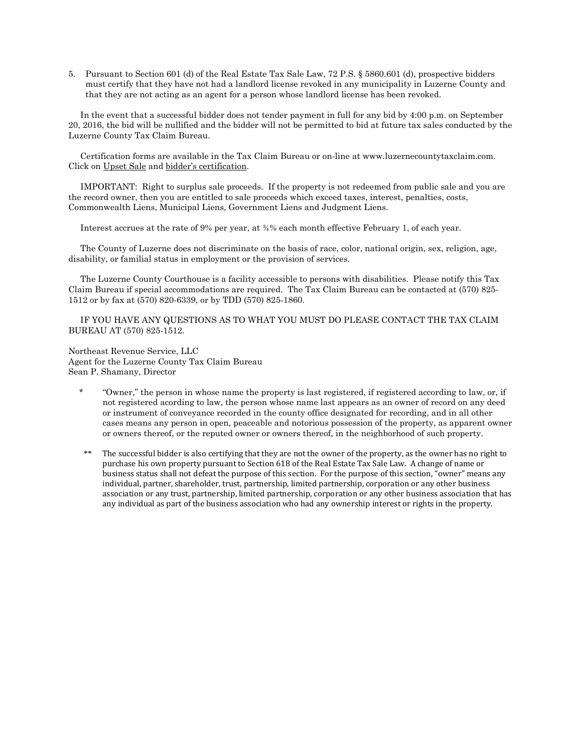5. Pursuant to Section 601 (d) of the Real Estate Tax Sale Law, 72 P.S. § 5860.601 (d), prospective bidders must certify that they have not had a landlord license revoked in any municipality in Luzerne County and that they are not acting as an agent for a person whose landlord license has been revoked.

In the event that a successful bidder does not tender payment in full for any bid by 4:00 p.m. on September 20, 2016, the bid will be nullified and the bidder will not be permitted to bid at future tax sales conducted by the Luzerne County Tax Claim Bureau.

Certification forms are available in the Tax Claim Bureau or on-line at www.luzernecountytaxclaim.com. Click on Upset Sale and bidder's certification.

IMPORTANT: Right to surplus sale proceeds. If the property is not redeemed from public sale and you are the record owner, then you are entitled to sale proceeds which exceed taxes, interest, penalties, costs, Commonwealth Liens, Municipal Liens, Government Liens and Judgment Liens.

Interest accrues at the rate of 9% per year, at ¾% each month effective February 1, of each year.

The County of Luzerne does not discriminate on the basis of race, color, national origin, sex, religion, age, disability, or familial status in employment or the provision of services.

The Luzerne County Courthouse is a facility accessible to persons with disabilities. Please notify this Tax Claim Bureau if special accommodations are required. The Tax Claim Bureau can be contacted at (570) 825-1512 or by fax at (570) 820-6339, or by TDD (570) 825-1860.

IF YOU HAVE ANY QUESTIONS AS TO WHAT YOU MUST DO PLEASE CONTACT THE TAX CLAIM BUREAU AT (570) 825-1512.

Northeast Revenue Service, LLC
Agent for the Luzerne County Tax Claim Bureau
Sean P. Shamany, Director

\* "Owner," the person in whose name the property is last registered, if registered according to law, or, if not registered acording to law, the person whose name last appears as an owner of record on any deed or instrument of conveyance recorded in the county office designated for recording, and in all other cases means any person in open, peaceable and notorious possession of the property, as apparent owner or owners thereof, or the reputed owner or owners thereof, in the neighborhood of such property.

\*\* The successful bidder is also certifying that they are not the owner of the property, as the owner has no right to purchase his own property pursuant to Section 618 of the Real Estate Tax Sale Law. A change of name or business status shall not defeat the purpose of this section. For the purpose of this section, "owner" means any individual, partner, shareholder, trust, partnership, limited partnership, corporation or any other business association or any trust, partnership, limited partnership, corporation or any other business association that has any individual as part of the business association who had any ownership interest or rights in the property.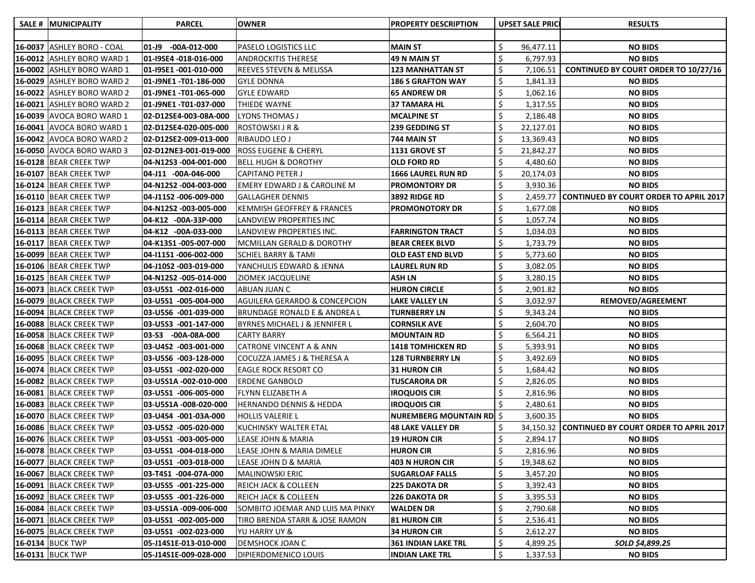| SALE # | MUNICIPALITY | PARCEL | OWNER | PROPERTY DESCRIPTION | UPSET SALE PRICE | RESULTS |
|---|---|---|---|---|---|---|
| | | | | | | |
| 16-0037 | ASHLEY BORO - COAL | 01-J9 -00A-012-000 | PASELO LOGISTICS LLC | MAIN ST | $ 96,477.11 | NO BIDS |
| 16-0012 | ASHLEY BORO WARD 1 | 01-I9SE4 -018-016-000 | ANDROCKITIS THERESE | 49 N MAIN ST | $ 6,797.93 | NO BIDS |
| 16-0002 | ASHLEY BORO WARD 1 | 01-I9SE1 -001-010-000 | REEVES STEVEN & MELISSA | 123 MANHATTAN ST | $ 7,106.51 | CONTINUED BY COURT ORDER TO 10/27/16 |
| 16-0029 | ASHLEY BORO WARD 2 | 01-J9NE1 -T01-186-000 | GYLE DONNA | 186 S GRAFTON WAY | $ 1,841.33 | NO BIDS |
| 16-0022 | ASHLEY BORO WARD 2 | 01-J9NE1 -T01-065-000 | GYLE EDWARD | 65 ANDREW DR | $ 1,062.16 | NO BIDS |
| 16-0021 | ASHLEY BORO WARD 2 | 01-J9NE1 -T01-037-000 | THIEDE WAYNE | 37 TAMARA HL | $ 1,317.55 | NO BIDS |
| 16-0039 | AVOCA BORO WARD 1 | 02-D12SE4-003-08A-000 | LYONS THOMAS J | MCALPINE ST | $ 2,186.48 | NO BIDS |
| 16-0041 | AVOCA BORO WARD 1 | 02-D12SE4-020-005-000 | ROSTOWSKI J R & | 239 GEDDING ST | $ 22,127.01 | NO BIDS |
| 16-0042 | AVOCA BORO WARD 2 | 02-D12SE2-009-013-000 | RIBAUDO LEO J | 744 MAIN ST | $ 13,369.43 | NO BIDS |
| 16-0050 | AVOCA BORO WARD 3 | 02-D12NE3-001-019-000 | ROSS EUGENE & CHERYL | 1131 GROVE ST | $ 21,842.27 | NO BIDS |
| 16-0128 | BEAR CREEK TWP | 04-N12S3 -004-001-000 | BELL HUGH & DOROTHY | OLD FORD RD | $ 4,480.60 | NO BIDS |
| 16-0107 | BEAR CREEK TWP | 04-J11 -00A-046-000 | CAPITANO PETER J | 1666 LAUREL RUN RD | $ 20,174.03 | NO BIDS |
| 16-0124 | BEAR CREEK TWP | 04-N12S2 -004-003-000 | EMERY EDWARD J & CAROLINE M | PROMONTORY DR | $ 3,930.36 | NO BIDS |
| 16-0110 | BEAR CREEK TWP | 04-J11S2 -006-009-000 | GALLAGHER DENNIS | 3892 RIDGE RD | $ 2,459.77 | CONTINUED BY COURT ORDER TO APRIL 2017 |
| 16-0123 | BEAR CREEK TWP | 04-N12S2 -003-005-000 | KEMMISH GEOFFREY & FRANCES | PROMONOTORY DR | $ 1,677.08 | NO BIDS |
| 16-0114 | BEAR CREEK TWP | 04-K12 -00A-33P-000 | LANDVIEW PROPERTIES INC | | $ 1,057.74 | NO BIDS |
| 16-0113 | BEAR CREEK TWP | 04-K12 -00A-033-000 | LANDVIEW PROPERTIES INC. | FARRINGTON TRACT | $ 1,034.03 | NO BIDS |
| 16-0117 | BEAR CREEK TWP | 04-K13S1 -005-007-000 | MCMILLAN GERALD & DOROTHY | BEAR CREEK BLVD | $ 1,733.79 | NO BIDS |
| 16-0099 | BEAR CREEK TWP | 04-I11S1 -006-002-000 | SCHIEL BARRY & TAMI | OLD EAST END BLVD | $ 5,773.60 | NO BIDS |
| 16-0106 | BEAR CREEK TWP | 04-J10S2 -003-019-000 | YANCHULIS EDWARD & JENNA | LAUREL RUN RD | $ 3,082.05 | NO BIDS |
| 16-0125 | BEAR CREEK TWP | 04-N12S2 -005-014-000 | ZIOMEK JACQUELINE | ASH LN | $ 3,280.15 | NO BIDS |
| 16-0073 | BLACK CREEK TWP | 03-U5S1 -002-016-000 | ABUAN JUAN C | HURON CIRCLE | $ 2,901.82 | NO BIDS |
| 16-0079 | BLACK CREEK TWP | 03-U5S1 -005-004-000 | AGUILERA GERARDO & CONCEPCION | LAKE VALLEY LN | $ 3,032.97 | REMOVED/AGREEMENT |
| 16-0094 | BLACK CREEK TWP | 03-U5S6 -001-039-000 | BRUNDAGE RONALD E & ANDREA L | TURNBERRY LN | $ 9,343.24 | NO BIDS |
| 16-0088 | BLACK CREEK TWP | 03-U5S3 -001-147-000 | BYRNES MICHAEL J & JENNIFER L | CORNSILK AVE | $ 2,604.70 | NO BIDS |
| 16-0058 | BLACK CREEK TWP | 03-S3 -00A-08A-000 | CARTY BARRY | MOUNTAIN RD | $ 6,564.21 | NO BIDS |
| 16-0068 | BLACK CREEK TWP | 03-U4S2 -003-001-000 | CATRONE VINCENT A & ANN | 1418 TOMHICKEN RD | $ 5,393.91 | NO BIDS |
| 16-0095 | BLACK CREEK TWP | 03-U5S6 -003-128-000 | COCUZZA JAMES J & THERESA A | 128 TURNBERRY LN | $ 3,492.69 | NO BIDS |
| 16-0074 | BLACK CREEK TWP | 03-U5S1 -002-020-000 | EAGLE ROCK RESORT CO | 31 HURON CIR | $ 1,684.42 | NO BIDS |
| 16-0082 | BLACK CREEK TWP | 03-U5S1A -002-010-000 | ERDENE GANBOLD | TUSCARORA DR | $ 2,826.05 | NO BIDS |
| 16-0081 | BLACK CREEK TWP | 03-U5S1 -006-005-000 | FLYNN ELIZABETH A | IROQUOIS CIR | $ 2,816.96 | NO BIDS |
| 16-0083 | BLACK CREEK TWP | 03-U5S1A -008-020-000 | HERNANDO DENNIS & HEDDA | IROQUOIS CIR | $ 2,480.61 | NO BIDS |
| 16-0070 | BLACK CREEK TWP | 03-U4S4 -001-03A-000 | HOLLIS VALERIE L | NUREMBERG MOUNTAIN RD | $ 3,600.35 | NO BIDS |
| 16-0086 | BLACK CREEK TWP | 03-U5S2 -005-020-000 | KUCHINSKY WALTER ETAL | 48 LAKE VALLEY DR | $ 34,150.32 | CONTINUED BY COURT ORDER TO APRIL 2017 |
| 16-0076 | BLACK CREEK TWP | 03-U5S1 -003-005-000 | LEASE JOHN & MARIA | 19 HURON CIR | $ 2,894.17 | NO BIDS |
| 16-0078 | BLACK CREEK TWP | 03-U5S1 -004-018-000 | LEASE JOHN & MARIA DIMELE | HURON CIR | $ 2,816.96 | NO BIDS |
| 16-0077 | BLACK CREEK TWP | 03-U5S1 -003-018-000 | LEASE JOHN D & MARIA | 403 N HURON CIR | $ 19,348.62 | NO BIDS |
| 16-0067 | BLACK CREEK TWP | 03-T4S1 -004-07A-000 | MALINOWSKI ERIC | SUGARLOAF FALLS | $ 3,457.20 | NO BIDS |
| 16-0091 | BLACK CREEK TWP | 03-U5S5 -001-225-000 | REICH JACK & COLLEEN | 225 DAKOTA DR | $ 3,392.43 | NO BIDS |
| 16-0092 | BLACK CREEK TWP | 03-U5S5 -001-226-000 | REICH JACK & COLLEEN | 226 DAKOTA DR | $ 3,395.53 | NO BIDS |
| 16-0084 | BLACK CREEK TWP | 03-U5S1A -009-006-000 | SOMBITO JOEMAR AND LUIS MA PINKY | WALDEN DR | $ 2,790.68 | NO BIDS |
| 16-0071 | BLACK CREEK TWP | 03-U5S1 -002-005-000 | TIRO BRENDA STARR & JOSE RAMON | 81 HURON CIR | $ 2,536.41 | NO BIDS |
| 16-0075 | BLACK CREEK TWP | 03-U5S1 -002-023-000 | YU HARRY UY & | 34 HURON CIR | $ 2,612.27 | NO BIDS |
| 16-0134 | BUCK TWP | 05-J14S1E-013-010-000 | DEMSHOCK JOAN C | 361 INDIAN LAKE TRL | $ 4,899.25 | *SOLD $4,899.25* |
| 16-0131 | BUCK TWP | 05-J14S1E-009-028-000 | DIPIERDOMENICO LOUIS | INDIAN LAKE TRL | $ 1,337.53 | NO BIDS |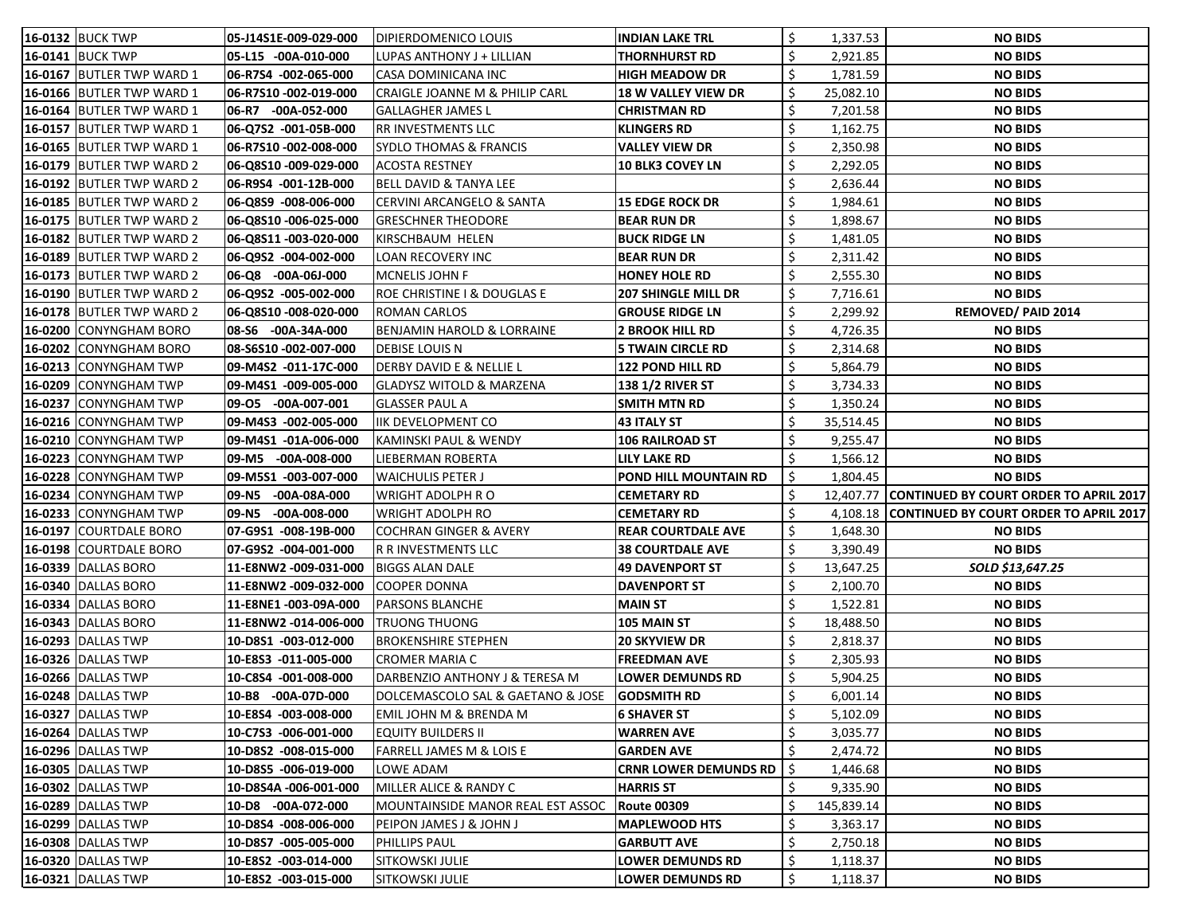| | | | | | | |
|---|---|---|---|---|---|---|
| **16-0132** | BUCK TWP | **05-J14S1E-009-029-000** | DIPIERDOMENICO LOUIS | **INDIAN LAKE TRL** | $ 1,337.53 | **NO BIDS** |
| **16-0141** | BUCK TWP | **05-L15 -00A-010-000** | LUPAS ANTHONY J + LILLIAN | **THORNHURST RD** | $ 2,921.85 | **NO BIDS** |
| **16-0167** | BUTLER TWP WARD 1 | **06-R7S4 -002-065-000** | CASA DOMINICANA INC | **HIGH MEADOW DR** | $ 1,781.59 | **NO BIDS** |
| **16-0166** | BUTLER TWP WARD 1 | **06-R7S10 -002-019-000** | CRAIGLE JOANNE M & PHILIP CARL | **18 W VALLEY VIEW DR** | $ 25,082.10 | **NO BIDS** |
| **16-0164** | BUTLER TWP WARD 1 | **06-R7 -00A-052-000** | GALLAGHER JAMES L | **CHRISTMAN RD** | $ 7,201.58 | **NO BIDS** |
| **16-0157** | BUTLER TWP WARD 1 | **06-Q7S2 -001-05B-000** | RR INVESTMENTS LLC | **KLINGERS RD** | $ 1,162.75 | **NO BIDS** |
| **16-0165** | BUTLER TWP WARD 1 | **06-R7S10 -002-008-000** | SYDLO THOMAS & FRANCIS | **VALLEY VIEW DR** | $ 2,350.98 | **NO BIDS** |
| **16-0179** | BUTLER TWP WARD 2 | **06-Q8S10 -009-029-000** | ACOSTA RESTNEY | **10 BLK3 COVEY LN** | $ 2,292.05 | **NO BIDS** |
| **16-0192** | BUTLER TWP WARD 2 | **06-R9S4 -001-12B-000** | BELL DAVID & TANYA LEE | | $ 2,636.44 | **NO BIDS** |
| **16-0185** | BUTLER TWP WARD 2 | **06-Q8S9 -008-006-000** | CERVINI ARCANGELO & SANTA | **15 EDGE ROCK DR** | $ 1,984.61 | **NO BIDS** |
| **16-0175** | BUTLER TWP WARD 2 | **06-Q8S10 -006-025-000** | GRESCHNER THEODORE | **BEAR RUN DR** | $ 1,898.67 | **NO BIDS** |
| **16-0182** | BUTLER TWP WARD 2 | **06-Q8S11 -003-020-000** | KIRSCHBAUM HELEN | **BUCK RIDGE LN** | $ 1,481.05 | **NO BIDS** |
| **16-0189** | BUTLER TWP WARD 2 | **06-Q9S2 -004-002-000** | LOAN RECOVERY INC | **BEAR RUN DR** | $ 2,311.42 | **NO BIDS** |
| **16-0173** | BUTLER TWP WARD 2 | **06-Q8 -00A-06J-000** | MCNELIS JOHN F | **HONEY HOLE RD** | $ 2,555.30 | **NO BIDS** |
| **16-0190** | BUTLER TWP WARD 2 | **06-Q9S2 -005-002-000** | ROE CHRISTINE I & DOUGLAS E | **207 SHINGLE MILL DR** | $ 7,716.61 | **NO BIDS** |
| **16-0178** | BUTLER TWP WARD 2 | **06-Q8S10 -008-020-000** | ROMAN CARLOS | **GROUSE RIDGE LN** | $ 2,299.92 | **REMOVED/ PAID 2014** |
| **16-0200** | CONYNGHAM BORO | **08-S6 -00A-34A-000** | BENJAMIN HAROLD & LORRAINE | **2 BROOK HILL RD** | $ 4,726.35 | **NO BIDS** |
| **16-0202** | CONYNGHAM BORO | **08-S6S10 -002-007-000** | DEBISE LOUIS N | **5 TWAIN CIRCLE RD** | $ 2,314.68 | **NO BIDS** |
| **16-0213** | CONYNGHAM TWP | **09-M4S2 -011-17C-000** | DERBY DAVID E & NELLIE L | **122 POND HILL RD** | $ 5,864.79 | **NO BIDS** |
| **16-0209** | CONYNGHAM TWP | **09-M4S1 -009-005-000** | GLADYSZ WITOLD & MARZENA | **138 1/2 RIVER ST** | $ 3,734.33 | **NO BIDS** |
| **16-0237** | CONYNGHAM TWP | **09-O5 -00A-007-001** | GLASSER PAUL A | **SMITH MTN RD** | $ 1,350.24 | **NO BIDS** |
| **16-0216** | CONYNGHAM TWP | **09-M4S3 -002-005-000** | IIK DEVELOPMENT CO | **43 ITALY ST** | $ 35,514.45 | **NO BIDS** |
| **16-0210** | CONYNGHAM TWP | **09-M4S1 -01A-006-000** | KAMINSKI PAUL & WENDY | **106 RAILROAD ST** | $ 9,255.47 | **NO BIDS** |
| **16-0223** | CONYNGHAM TWP | **09-M5 -00A-008-000** | LIEBERMAN ROBERTA | **LILY LAKE RD** | $ 1,566.12 | **NO BIDS** |
| **16-0228** | CONYNGHAM TWP | **09-M5S1 -003-007-000** | WAICHULIS PETER J | **POND HILL MOUNTAIN RD** | $ 1,804.45 | **NO BIDS** |
| **16-0234** | CONYNGHAM TWP | **09-N5 -00A-08A-000** | WRIGHT ADOLPH R O | **CEMETARY RD** | $ 12,407.77 | **CONTINUED BY COURT ORDER TO APRIL 2017** |
| **16-0233** | CONYNGHAM TWP | **09-N5 -00A-008-000** | WRIGHT ADOLPH RO | **CEMETARY RD** | $ 4,108.18 | **CONTINUED BY COURT ORDER TO APRIL 2017** |
| **16-0197** | COURTDALE BORO | **07-G9S1 -008-19B-000** | COCHRAN GINGER & AVERY | **REAR COURTDALE AVE** | $ 1,648.30 | **NO BIDS** |
| **16-0198** | COURTDALE BORO | **07-G9S2 -004-001-000** | R R INVESTMENTS LLC | **38 COURTDALE AVE** | $ 3,390.49 | **NO BIDS** |
| **16-0339** | DALLAS BORO | **11-E8NW2 -009-031-000** | BIGGS ALAN DALE | **49 DAVENPORT ST** | $ 13,647.25 | ***SOLD $13,647.25*** |
| **16-0340** | DALLAS BORO | **11-E8NW2 -009-032-000** | COOPER DONNA | **DAVENPORT ST** | $ 2,100.70 | **NO BIDS** |
| **16-0334** | DALLAS BORO | **11-E8NE1 -003-09A-000** | PARSONS BLANCHE | **MAIN ST** | $ 1,522.81 | **NO BIDS** |
| **16-0343** | DALLAS BORO | **11-E8NW2 -014-006-000** | TRUONG THUONG | **105 MAIN ST** | $ 18,488.50 | **NO BIDS** |
| **16-0293** | DALLAS TWP | **10-D8S1 -003-012-000** | BROKENSHIRE STEPHEN | **20 SKYVIEW DR** | $ 2,818.37 | **NO BIDS** |
| **16-0326** | DALLAS TWP | **10-E8S3 -011-005-000** | CROMER MARIA C | **FREEDMAN AVE** | $ 2,305.93 | **NO BIDS** |
| **16-0266** | DALLAS TWP | **10-C8S4 -001-008-000** | DARBENZIO ANTHONY J & TERESA M | **LOWER DEMUNDS RD** | $ 5,904.25 | **NO BIDS** |
| **16-0248** | DALLAS TWP | **10-B8 -00A-07D-000** | DOLCEMASCOLO SAL & GAETANO & JOSE | **GODSMITH RD** | $ 6,001.14 | **NO BIDS** |
| **16-0327** | DALLAS TWP | **10-E8S4 -003-008-000** | EMIL JOHN M & BRENDA M | **6 SHAVER ST** | $ 5,102.09 | **NO BIDS** |
| **16-0264** | DALLAS TWP | **10-C7S3 -006-001-000** | EQUITY BUILDERS II | **WARREN AVE** | $ 3,035.77 | **NO BIDS** |
| **16-0296** | DALLAS TWP | **10-D8S2 -008-015-000** | FARRELL JAMES M & LOIS E | **GARDEN AVE** | $ 2,474.72 | **NO BIDS** |
| **16-0305** | DALLAS TWP | **10-D8S5 -006-019-000** | LOWE ADAM | **CRNR LOWER DEMUNDS RD** | $ 1,446.68 | **NO BIDS** |
| **16-0302** | DALLAS TWP | **10-D8S4A -006-001-000** | MILLER ALICE & RANDY C | **HARRIS ST** | $ 9,335.90 | **NO BIDS** |
| **16-0289** | DALLAS TWP | **10-D8 -00A-072-000** | MOUNTAINSIDE MANOR REAL EST ASSOC | **Route 00309** | $ 145,839.14 | **NO BIDS** |
| **16-0299** | DALLAS TWP | **10-D8S4 -008-006-000** | PEIPON JAMES J & JOHN J | **MAPLEWOOD HTS** | $ 3,363.17 | **NO BIDS** |
| **16-0308** | DALLAS TWP | **10-D8S7 -005-005-000** | PHILLIPS PAUL | **GARBUTT AVE** | $ 2,750.18 | **NO BIDS** |
| **16-0320** | DALLAS TWP | **10-E8S2 -003-014-000** | SITKOWSKI JULIE | **LOWER DEMUNDS RD** | $ 1,118.37 | **NO BIDS** |
| **16-0321** | DALLAS TWP | **10-E8S2 -003-015-000** | SITKOWSKI JULIE | **LOWER DEMUNDS RD** | $ 1,118.37 | **NO BIDS** |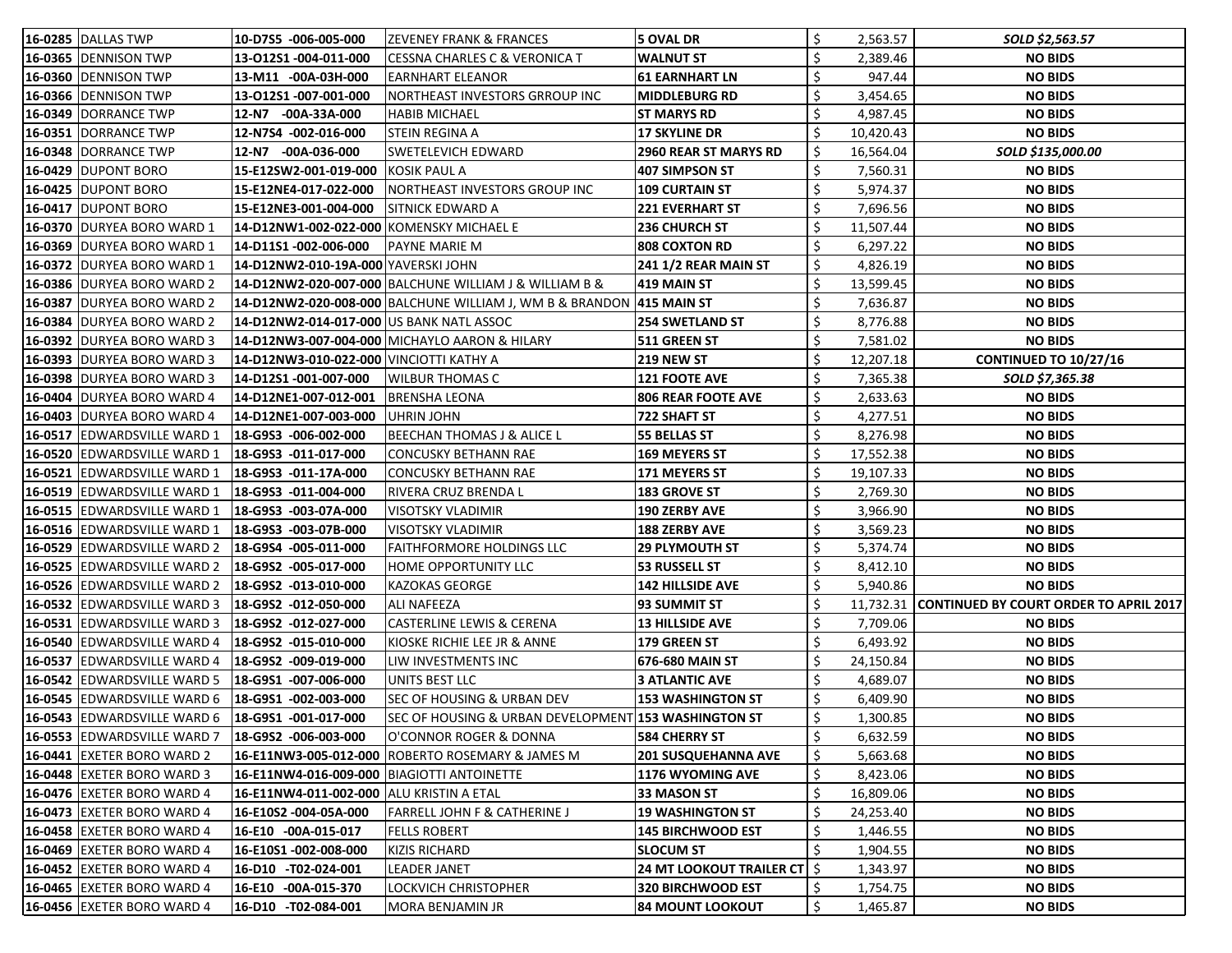| | | | | | | |
|---|---|---|---|---|---|---|
| **16-0285** | DALLAS TWP | **10-D7S5 -006-005-000** | ZEVENEY FRANK & FRANCES | **5 OVAL DR** | $ 2,563.57 | ***SOLD $2,563.57*** |
| **16-0365** | DENNISON TWP | **13-O12S1 -004-011-000** | CESSNA CHARLES C & VERONICA T | **WALNUT ST** | $ 2,389.46 | **NO BIDS** |
| **16-0360** | DENNISON TWP | **13-M11 -00A-03H-000** | EARNHART ELEANOR | **61 EARNHART LN** | $ 947.44 | **NO BIDS** |
| **16-0366** | DENNISON TWP | **13-O12S1 -007-001-000** | NORTHEAST INVESTORS GRROUP INC | **MIDDLEBURG RD** | $ 3,454.65 | **NO BIDS** |
| **16-0349** | DORRANCE TWP | **12-N7 -00A-33A-000** | HABIB MICHAEL | **ST MARYS RD** | $ 4,987.45 | **NO BIDS** |
| **16-0351** | DORRANCE TWP | **12-N7S4 -002-016-000** | STEIN REGINA A | **17 SKYLINE DR** | $ 10,420.43 | **NO BIDS** |
| **16-0348** | DORRANCE TWP | **12-N7 -00A-036-000** | SWETELEVICH EDWARD | **2960 REAR ST MARYS RD** | $ 16,564.04 | ***SOLD $135,000.00*** |
| **16-0429** | DUPONT BORO | **15-E12SW2-001-019-000** | KOSIK PAUL A | **407 SIMPSON ST** | $ 7,560.31 | **NO BIDS** |
| **16-0425** | DUPONT BORO | **15-E12NE4-017-022-000** | NORTHEAST INVESTORS GROUP INC | **109 CURTAIN ST** | $ 5,974.37 | **NO BIDS** |
| **16-0417** | DUPONT BORO | **15-E12NE3-001-004-000** | SITNICK EDWARD A | **221 EVERHART ST** | $ 7,696.56 | **NO BIDS** |
| **16-0370** | DURYEA BORO WARD 1 | **14-D12NW1-002-022-000** | KOMENSKY MICHAEL E | **236 CHURCH ST** | $ 11,507.44 | **NO BIDS** |
| **16-0369** | DURYEA BORO WARD 1 | **14-D11S1 -002-006-000** | PAYNE MARIE M | **808 COXTON RD** | $ 6,297.22 | **NO BIDS** |
| **16-0372** | DURYEA BORO WARD 1 | **14-D12NW2-010-19A-000** | YAVERSKI JOHN | **241 1/2 REAR MAIN ST** | $ 4,826.19 | **NO BIDS** |
| **16-0386** | DURYEA BORO WARD 2 | **14-D12NW2-020-007-000** | BALCHUNE WILLIAM J & WILLIAM B & | **419 MAIN ST** | $ 13,599.45 | **NO BIDS** |
| **16-0387** | DURYEA BORO WARD 2 | **14-D12NW2-020-008-000** | BALCHUNE WILLIAM J, WM B & BRANDON | **415 MAIN ST** | $ 7,636.87 | **NO BIDS** |
| **16-0384** | DURYEA BORO WARD 2 | **14-D12NW2-014-017-000** | US BANK NATL ASSOC | **254 SWETLAND ST** | $ 8,776.88 | **NO BIDS** |
| **16-0392** | DURYEA BORO WARD 3 | **14-D12NW3-007-004-000** | MICHAYLO AARON & HILARY | **511 GREEN ST** | $ 7,581.02 | **NO BIDS** |
| **16-0393** | DURYEA BORO WARD 3 | **14-D12NW3-010-022-000** | VINCIOTTI KATHY A | **219 NEW ST** | $ 12,207.18 | **CONTINUED TO 10/27/16** |
| **16-0398** | DURYEA BORO WARD 3 | **14-D12S1 -001-007-000** | WILBUR THOMAS C | **121 FOOTE AVE** | $ 7,365.38 | ***SOLD $7,365.38*** |
| **16-0404** | DURYEA BORO WARD 4 | **14-D12NE1-007-012-001** | BRENSHA LEONA | **806 REAR FOOTE AVE** | $ 2,633.63 | **NO BIDS** |
| **16-0403** | DURYEA BORO WARD 4 | **14-D12NE1-007-003-000** | UHRIN JOHN | **722 SHAFT ST** | $ 4,277.51 | **NO BIDS** |
| **16-0517** | EDWARDSVILLE WARD 1 | **18-G9S3 -006-002-000** | BEECHAN THOMAS J & ALICE L | **55 BELLAS ST** | $ 8,276.98 | **NO BIDS** |
| **16-0520** | EDWARDSVILLE WARD 1 | **18-G9S3 -011-017-000** | CONCUSKY BETHANN RAE | **169 MEYERS ST** | $ 17,552.38 | **NO BIDS** |
| **16-0521** | EDWARDSVILLE WARD 1 | **18-G9S3 -011-17A-000** | CONCUSKY BETHANN RAE | **171 MEYERS ST** | $ 19,107.33 | **NO BIDS** |
| **16-0519** | EDWARDSVILLE WARD 1 | **18-G9S3 -011-004-000** | RIVERA CRUZ BRENDA L | **183 GROVE ST** | $ 2,769.30 | **NO BIDS** |
| **16-0515** | EDWARDSVILLE WARD 1 | **18-G9S3 -003-07A-000** | VISOTSKY VLADIMIR | **190 ZERBY AVE** | $ 3,966.90 | **NO BIDS** |
| **16-0516** | EDWARDSVILLE WARD 1 | **18-G9S3 -003-07B-000** | VISOTSKY VLADIMIR | **188 ZERBY AVE** | $ 3,569.23 | **NO BIDS** |
| **16-0529** | EDWARDSVILLE WARD 2 | **18-G9S4 -005-011-000** | FAITHFORMORE HOLDINGS LLC | **29 PLYMOUTH ST** | $ 5,374.74 | **NO BIDS** |
| **16-0525** | EDWARDSVILLE WARD 2 | **18-G9S2 -005-017-000** | HOME OPPORTUNITY LLC | **53 RUSSELL ST** | $ 8,412.10 | **NO BIDS** |
| **16-0526** | EDWARDSVILLE WARD 2 | **18-G9S2 -013-010-000** | KAZOKAS GEORGE | **142 HILLSIDE AVE** | $ 5,940.86 | **NO BIDS** |
| **16-0532** | EDWARDSVILLE WARD 3 | **18-G9S2 -012-050-000** | ALI NAFEEZA | **93 SUMMIT ST** | $ 11,732.31 | **CONTINUED BY COURT ORDER TO APRIL 2017** |
| **16-0531** | EDWARDSVILLE WARD 3 | **18-G9S2 -012-027-000** | CASTERLINE LEWIS & CERENA | **13 HILLSIDE AVE** | $ 7,709.06 | **NO BIDS** |
| **16-0540** | EDWARDSVILLE WARD 4 | **18-G9S2 -015-010-000** | KIOSKE RICHIE LEE JR & ANNE | **179 GREEN ST** | $ 6,493.92 | **NO BIDS** |
| **16-0537** | EDWARDSVILLE WARD 4 | **18-G9S2 -009-019-000** | LIW INVESTMENTS INC | **676-680 MAIN ST** | $ 24,150.84 | **NO BIDS** |
| **16-0542** | EDWARDSVILLE WARD 5 | **18-G9S1 -007-006-000** | UNITS BEST LLC | **3 ATLANTIC AVE** | $ 4,689.07 | **NO BIDS** |
| **16-0545** | EDWARDSVILLE WARD 6 | **18-G9S1 -002-003-000** | SEC OF HOUSING & URBAN DEV | **153 WASHINGTON ST** | $ 6,409.90 | **NO BIDS** |
| **16-0543** | EDWARDSVILLE WARD 6 | **18-G9S1 -001-017-000** | SEC OF HOUSING & URBAN DEVELOPMENT | **153 WASHINGTON ST** | $ 1,300.85 | **NO BIDS** |
| **16-0553** | EDWARDSVILLE WARD 7 | **18-G9S2 -006-003-000** | O'CONNOR ROGER & DONNA | **584 CHERRY ST** | $ 6,632.59 | **NO BIDS** |
| **16-0441** | EXETER BORO WARD 2 | **16-E11NW3-005-012-000** | ROBERTO ROSEMARY & JAMES M | **201 SUSQUEHANNA AVE** | $ 5,663.68 | **NO BIDS** |
| **16-0448** | EXETER BORO WARD 3 | **16-E11NW4-016-009-000** | BIAGIOTTI ANTOINETTE | **1176 WYOMING AVE** | $ 8,423.06 | **NO BIDS** |
| **16-0476** | EXETER BORO WARD 4 | **16-E11NW4-011-002-000** | ALU KRISTIN A ETAL | **33 MASON ST** | $ 16,809.06 | **NO BIDS** |
| **16-0473** | EXETER BORO WARD 4 | **16-E10S2 -004-05A-000** | FARRELL JOHN F & CATHERINE J | **19 WASHINGTON ST** | $ 24,253.40 | **NO BIDS** |
| **16-0458** | EXETER BORO WARD 4 | **16-E10 -00A-015-017** | FELLS ROBERT | **145 BIRCHWOOD EST** | $ 1,446.55 | **NO BIDS** |
| **16-0469** | EXETER BORO WARD 4 | **16-E10S1 -002-008-000** | KIZIS RICHARD | **SLOCUM ST** | $ 1,904.55 | **NO BIDS** |
| **16-0452** | EXETER BORO WARD 4 | **16-D10 -T02-024-001** | LEADER JANET | **24 MT LOOKOUT TRAILER CT** | $ 1,343.97 | **NO BIDS** |
| **16-0465** | EXETER BORO WARD 4 | **16-E10 -00A-015-370** | LOCKVICH CHRISTOPHER | **320 BIRCHWOOD EST** | $ 1,754.75 | **NO BIDS** |
| **16-0456** | EXETER BORO WARD 4 | **16-D10 -T02-084-001** | MORA BENJAMIN JR | **84 MOUNT LOOKOUT** | $ 1,465.87 | **NO BIDS** |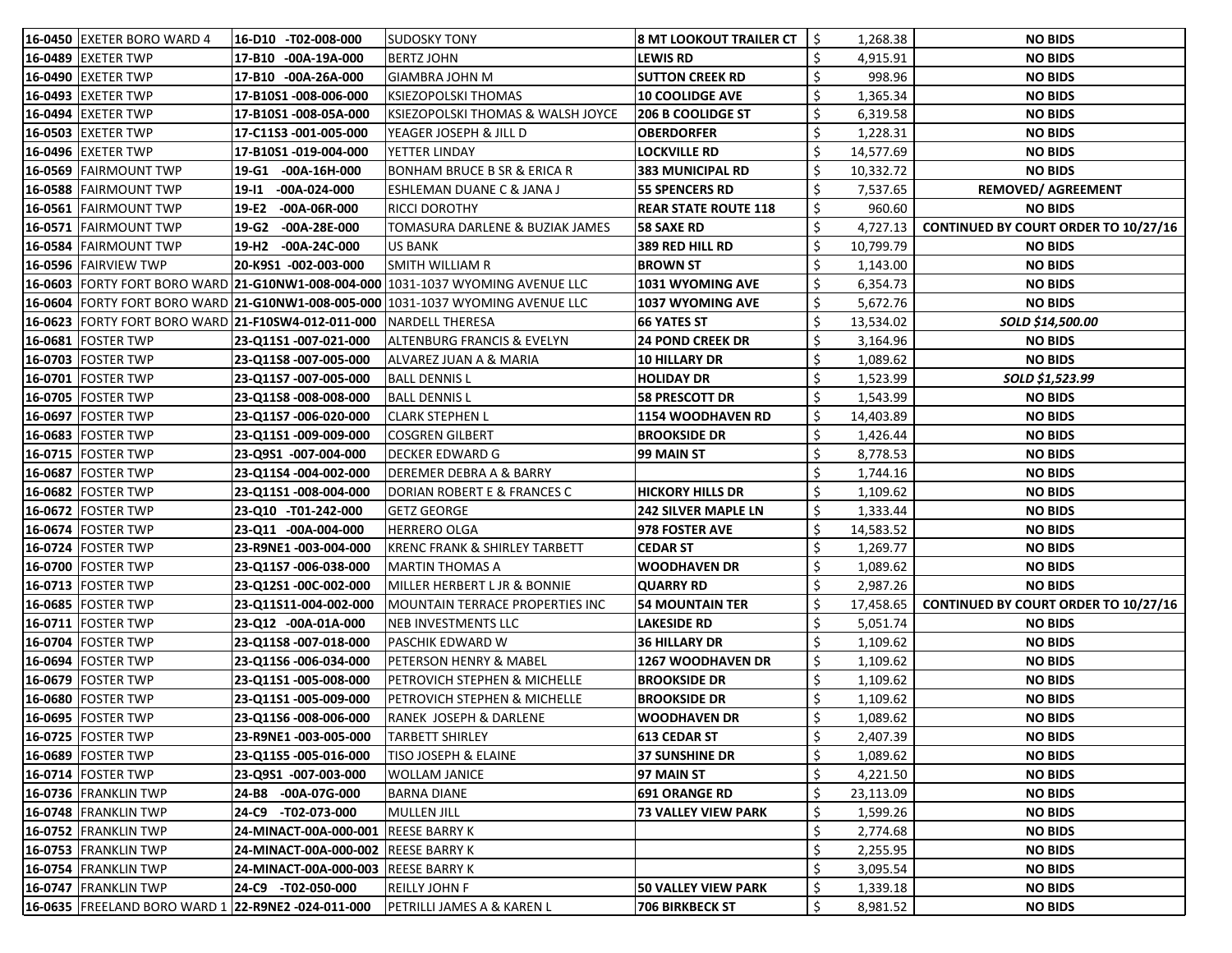| | | | | | | | |
|---|---|---|---|---|---|---|---|
| **16-0450** | EXETER BORO WARD 4 | **16-D10 -T02-008-000** | SUDOSKY TONY | **8 MT LOOKOUT TRAILER CT** | $ | 1,268.38 | **NO BIDS** |
| **16-0489** | EXETER TWP | **17-B10 -00A-19A-000** | BERTZ JOHN | **LEWIS RD** | $ | 4,915.91 | **NO BIDS** |
| **16-0490** | EXETER TWP | **17-B10 -00A-26A-000** | GIAMBRA JOHN M | **SUTTON CREEK RD** | $ | 998.96 | **NO BIDS** |
| **16-0493** | EXETER TWP | **17-B10S1 -008-006-000** | KSIEZOPOLSKI THOMAS | **10 COOLIDGE AVE** | $ | 1,365.34 | **NO BIDS** |
| **16-0494** | EXETER TWP | **17-B10S1 -008-05A-000** | KSIEZOPOLSKI THOMAS & WALSH JOYCE | **206 B COOLIDGE ST** | $ | 6,319.58 | **NO BIDS** |
| **16-0503** | EXETER TWP | **17-C11S3 -001-005-000** | YEAGER JOSEPH & JILL D | **OBERDORFER** | $ | 1,228.31 | **NO BIDS** |
| **16-0496** | EXETER TWP | **17-B10S1 -019-004-000** | YETTER LINDAY | **LOCKVILLE RD** | $ | 14,577.69 | **NO BIDS** |
| **16-0569** | FAIRMOUNT TWP | **19-G1 -00A-16H-000** | BONHAM BRUCE B SR & ERICA R | **383 MUNICIPAL RD** | $ | 10,332.72 | **NO BIDS** |
| **16-0588** | FAIRMOUNT TWP | **19-I1 -00A-024-000** | ESHLEMAN DUANE C & JANA J | **55 SPENCERS RD** | $ | 7,537.65 | **REMOVED/ AGREEMENT** |
| **16-0561** | FAIRMOUNT TWP | **19-E2 -00A-06R-000** | RICCI DOROTHY | **REAR STATE ROUTE 118** | $ | 960.60 | **NO BIDS** |
| **16-0571** | FAIRMOUNT TWP | **19-G2 -00A-28E-000** | TOMASURA DARLENE & BUZIAK JAMES | **58 SAXE RD** | $ | 4,727.13 | **CONTINUED BY COURT ORDER TO 10/27/16** |
| **16-0584** | FAIRMOUNT TWP | **19-H2 -00A-24C-000** | US BANK | **389 RED HILL RD** | $ | 10,799.79 | **NO BIDS** |
| **16-0596** | FAIRVIEW TWP | **20-K9S1 -002-003-000** | SMITH WILLIAM R | **BROWN ST** | $ | 1,143.00 | **NO BIDS** |
| **16-0603** | FORTY FORT BORO WARD | **21-G10NW1-008-004-000** | 1031-1037 WYOMING AVENUE LLC | **1031 WYOMING AVE** | $ | 6,354.73 | **NO BIDS** |
| **16-0604** | FORTY FORT BORO WARD | **21-G10NW1-008-005-000** | 1031-1037 WYOMING AVENUE LLC | **1037 WYOMING AVE** | $ | 5,672.76 | **NO BIDS** |
| **16-0623** | FORTY FORT BORO WARD | **21-F10SW4-012-011-000** | NARDELL THERESA | **66 YATES ST** | $ | 13,534.02 | ***SOLD $14,500.00*** |
| **16-0681** | FOSTER TWP | **23-Q11S1 -007-021-000** | ALTENBURG FRANCIS & EVELYN | **24 POND CREEK DR** | $ | 3,164.96 | **NO BIDS** |
| **16-0703** | FOSTER TWP | **23-Q11S8 -007-005-000** | ALVAREZ JUAN A & MARIA | **10 HILLARY DR** | $ | 1,089.62 | **NO BIDS** |
| **16-0701** | FOSTER TWP | **23-Q11S7 -007-005-000** | BALL DENNIS L | **HOLIDAY DR** | $ | 1,523.99 | ***SOLD $1,523.99*** |
| **16-0705** | FOSTER TWP | **23-Q11S8 -008-008-000** | BALL DENNIS L | **58 PRESCOTT DR** | $ | 1,543.99 | **NO BIDS** |
| **16-0697** | FOSTER TWP | **23-Q11S7 -006-020-000** | CLARK STEPHEN L | **1154 WOODHAVEN RD** | $ | 14,403.89 | **NO BIDS** |
| **16-0683** | FOSTER TWP | **23-Q11S1 -009-009-000** | COSGREN GILBERT | **BROOKSIDE DR** | $ | 1,426.44 | **NO BIDS** |
| **16-0715** | FOSTER TWP | **23-Q9S1 -007-004-000** | DECKER EDWARD G | **99 MAIN ST** | $ | 8,778.53 | **NO BIDS** |
| **16-0687** | FOSTER TWP | **23-Q11S4 -004-002-000** | DEREMER DEBRA A & BARRY | | $ | 1,744.16 | **NO BIDS** |
| **16-0682** | FOSTER TWP | **23-Q11S1 -008-004-000** | DORIAN ROBERT E & FRANCES C | **HICKORY HILLS DR** | $ | 1,109.62 | **NO BIDS** |
| **16-0672** | FOSTER TWP | **23-Q10 -T01-242-000** | GETZ GEORGE | **242 SILVER MAPLE LN** | $ | 1,333.44 | **NO BIDS** |
| **16-0674** | FOSTER TWP | **23-Q11 -00A-004-000** | HERRERO OLGA | **978 FOSTER AVE** | $ | 14,583.52 | **NO BIDS** |
| **16-0724** | FOSTER TWP | **23-R9NE1 -003-004-000** | KRENC FRANK & SHIRLEY TARBETT | **CEDAR ST** | $ | 1,269.77 | **NO BIDS** |
| **16-0700** | FOSTER TWP | **23-Q11S7 -006-038-000** | MARTIN THOMAS A | **WOODHAVEN DR** | $ | 1,089.62 | **NO BIDS** |
| **16-0713** | FOSTER TWP | **23-Q12S1 -00C-002-000** | MILLER HERBERT L JR & BONNIE | **QUARRY RD** | $ | 2,987.26 | **NO BIDS** |
| **16-0685** | FOSTER TWP | **23-Q11S11-004-002-000** | MOUNTAIN TERRACE PROPERTIES INC | **54 MOUNTAIN TER** | $ | 17,458.65 | **CONTINUED BY COURT ORDER TO 10/27/16** |
| **16-0711** | FOSTER TWP | **23-Q12 -00A-01A-000** | NEB INVESTMENTS LLC | **LAKESIDE RD** | $ | 5,051.74 | **NO BIDS** |
| **16-0704** | FOSTER TWP | **23-Q11S8 -007-018-000** | PASCHIK EDWARD W | **36 HILLARY DR** | $ | 1,109.62 | **NO BIDS** |
| **16-0694** | FOSTER TWP | **23-Q11S6 -006-034-000** | PETERSON HENRY & MABEL | **1267 WOODHAVEN DR** | $ | 1,109.62 | **NO BIDS** |
| **16-0679** | FOSTER TWP | **23-Q11S1 -005-008-000** | PETROVICH STEPHEN & MICHELLE | **BROOKSIDE DR** | $ | 1,109.62 | **NO BIDS** |
| **16-0680** | FOSTER TWP | **23-Q11S1 -005-009-000** | PETROVICH STEPHEN & MICHELLE | **BROOKSIDE DR** | $ | 1,109.62 | **NO BIDS** |
| **16-0695** | FOSTER TWP | **23-Q11S6 -008-006-000** | RANEK JOSEPH & DARLENE | **WOODHAVEN DR** | $ | 1,089.62 | **NO BIDS** |
| **16-0725** | FOSTER TWP | **23-R9NE1 -003-005-000** | TARBETT SHIRLEY | **613 CEDAR ST** | $ | 2,407.39 | **NO BIDS** |
| **16-0689** | FOSTER TWP | **23-Q11S5 -005-016-000** | TISO JOSEPH & ELAINE | **37 SUNSHINE DR** | $ | 1,089.62 | **NO BIDS** |
| **16-0714** | FOSTER TWP | **23-Q9S1 -007-003-000** | WOLLAM JANICE | **97 MAIN ST** | $ | 4,221.50 | **NO BIDS** |
| **16-0736** | FRANKLIN TWP | **24-B8 -00A-07G-000** | BARNA DIANE | **691 ORANGE RD** | $ | 23,113.09 | **NO BIDS** |
| **16-0748** | FRANKLIN TWP | **24-C9 -T02-073-000** | MULLEN JILL | **73 VALLEY VIEW PARK** | $ | 1,599.26 | **NO BIDS** |
| **16-0752** | FRANKLIN TWP | **24-MINACT-00A-000-001** | REESE BARRY K | | $ | 2,774.68 | **NO BIDS** |
| **16-0753** | FRANKLIN TWP | **24-MINACT-00A-000-002** | REESE BARRY K | | $ | 2,255.95 | **NO BIDS** |
| **16-0754** | FRANKLIN TWP | **24-MINACT-00A-000-003** | REESE BARRY K | | $ | 3,095.54 | **NO BIDS** |
| **16-0747** | FRANKLIN TWP | **24-C9 -T02-050-000** | REILLY JOHN F | **50 VALLEY VIEW PARK** | $ | 1,339.18 | **NO BIDS** |
| **16-0635** | FREELAND BORO WARD 1 | **22-R9NE2 -024-011-000** | PETRILLI JAMES A & KAREN L | **706 BIRKBECK ST** | $ | 8,981.52 | **NO BIDS** |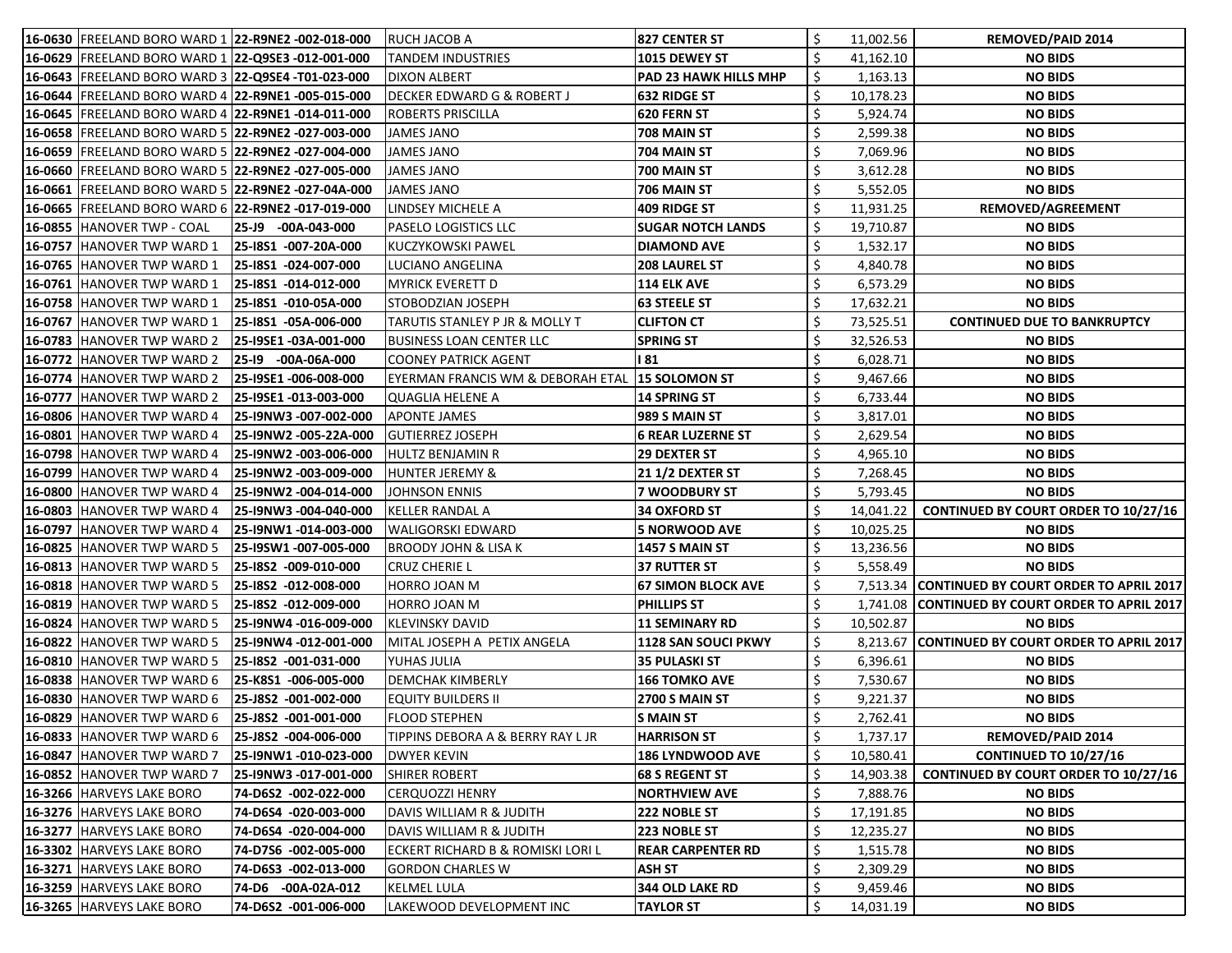| | | | | | | |
|---|---|---|---|---|---|---|
| 16-0630 | FREELAND BORO WARD 1 | 22-R9NE2 -002-018-000 | RUCH JACOB A | 827 CENTER ST | $ 11,002.56 | REMOVED/PAID 2014 |
| 16-0629 | FREELAND BORO WARD 1 | 22-Q9SE3 -012-001-000 | TANDEM INDUSTRIES | 1015 DEWEY ST | $ 41,162.10 | NO BIDS |
| 16-0643 | FREELAND BORO WARD 3 | 22-Q9SE4 -T01-023-000 | DIXON ALBERT | PAD 23 HAWK HILLS MHP | $ 1,163.13 | NO BIDS |
| 16-0644 | FREELAND BORO WARD 4 | 22-R9NE1 -005-015-000 | DECKER EDWARD G & ROBERT J | 632 RIDGE ST | $ 10,178.23 | NO BIDS |
| 16-0645 | FREELAND BORO WARD 4 | 22-R9NE1 -014-011-000 | ROBERTS PRISCILLA | 620 FERN ST | $ 5,924.74 | NO BIDS |
| 16-0658 | FREELAND BORO WARD 5 | 22-R9NE2 -027-003-000 | JAMES JANO | 708 MAIN ST | $ 2,599.38 | NO BIDS |
| 16-0659 | FREELAND BORO WARD 5 | 22-R9NE2 -027-004-000 | JAMES JANO | 704 MAIN ST | $ 7,069.96 | NO BIDS |
| 16-0660 | FREELAND BORO WARD 5 | 22-R9NE2 -027-005-000 | JAMES JANO | 700 MAIN ST | $ 3,612.28 | NO BIDS |
| 16-0661 | FREELAND BORO WARD 5 | 22-R9NE2 -027-04A-000 | JAMES JANO | 706 MAIN ST | $ 5,552.05 | NO BIDS |
| 16-0665 | FREELAND BORO WARD 6 | 22-R9NE2 -017-019-000 | LINDSEY MICHELE A | 409 RIDGE ST | $ 11,931.25 | REMOVED/AGREEMENT |
| 16-0855 | HANOVER TWP - COAL | 25-J9 -00A-043-000 | PASELO LOGISTICS LLC | SUGAR NOTCH LANDS | $ 19,710.87 | NO BIDS |
| 16-0757 | HANOVER TWP WARD 1 | 25-I8S1 -007-20A-000 | KUCZYKOWSKI PAWEL | DIAMOND AVE | $ 1,532.17 | NO BIDS |
| 16-0765 | HANOVER TWP WARD 1 | 25-I8S1 -024-007-000 | LUCIANO ANGELINA | 208 LAUREL ST | $ 4,840.78 | NO BIDS |
| 16-0761 | HANOVER TWP WARD 1 | 25-I8S1 -014-012-000 | MYRICK EVERETT D | 114 ELK AVE | $ 6,573.29 | NO BIDS |
| 16-0758 | HANOVER TWP WARD 1 | 25-I8S1 -010-05A-000 | STOBODZIAN JOSEPH | 63 STEELE ST | $ 17,632.21 | NO BIDS |
| 16-0767 | HANOVER TWP WARD 1 | 25-I8S1 -05A-006-000 | TARUTIS STANLEY P JR & MOLLY T | CLIFTON CT | $ 73,525.51 | CONTINUED DUE TO BANKRUPTCY |
| 16-0783 | HANOVER TWP WARD 2 | 25-I9SE1 -03A-001-000 | BUSINESS LOAN CENTER LLC | SPRING ST | $ 32,526.53 | NO BIDS |
| 16-0772 | HANOVER TWP WARD 2 | 25-I9 -00A-06A-000 | COONEY PATRICK AGENT | I 81 | $ 6,028.71 | NO BIDS |
| 16-0774 | HANOVER TWP WARD 2 | 25-I9SE1 -006-008-000 | EYERMAN FRANCIS WM & DEBORAH ETAL | 15 SOLOMON ST | $ 9,467.66 | NO BIDS |
| 16-0777 | HANOVER TWP WARD 2 | 25-I9SE1 -013-003-000 | QUAGLIA HELENE A | 14 SPRING ST | $ 6,733.44 | NO BIDS |
| 16-0806 | HANOVER TWP WARD 4 | 25-I9NW3 -007-002-000 | APONTE JAMES | 989 S MAIN ST | $ 3,817.01 | NO BIDS |
| 16-0801 | HANOVER TWP WARD 4 | 25-I9NW2 -005-22A-000 | GUTIERREZ JOSEPH | 6 REAR LUZERNE ST | $ 2,629.54 | NO BIDS |
| 16-0798 | HANOVER TWP WARD 4 | 25-I9NW2 -003-006-000 | HULTZ BENJAMIN R | 29 DEXTER ST | $ 4,965.10 | NO BIDS |
| 16-0799 | HANOVER TWP WARD 4 | 25-I9NW2 -003-009-000 | HUNTER JEREMY & | 21 1/2 DEXTER ST | $ 7,268.45 | NO BIDS |
| 16-0800 | HANOVER TWP WARD 4 | 25-I9NW2 -004-014-000 | JOHNSON ENNIS | 7 WOODBURY ST | $ 5,793.45 | NO BIDS |
| 16-0803 | HANOVER TWP WARD 4 | 25-I9NW3 -004-040-000 | KELLER RANDAL A | 34 OXFORD ST | $ 14,041.22 | CONTINUED BY COURT ORDER TO 10/27/16 |
| 16-0797 | HANOVER TWP WARD 4 | 25-I9NW1 -014-003-000 | WALIGORSKI EDWARD | 5 NORWOOD AVE | $ 10,025.25 | NO BIDS |
| 16-0825 | HANOVER TWP WARD 5 | 25-I9SW1 -007-005-000 | BROODY JOHN & LISA K | 1457 S MAIN ST | $ 13,236.56 | NO BIDS |
| 16-0813 | HANOVER TWP WARD 5 | 25-I8S2 -009-010-000 | CRUZ CHERIE L | 37 RUTTER ST | $ 5,558.49 | NO BIDS |
| 16-0818 | HANOVER TWP WARD 5 | 25-I8S2 -012-008-000 | HORRO JOAN M | 67 SIMON BLOCK AVE | $ 7,513.34 | CONTINUED BY COURT ORDER TO APRIL 2017 |
| 16-0819 | HANOVER TWP WARD 5 | 25-I8S2 -012-009-000 | HORRO JOAN M | PHILLIPS ST | $ 1,741.08 | CONTINUED BY COURT ORDER TO APRIL 2017 |
| 16-0824 | HANOVER TWP WARD 5 | 25-I9NW4 -016-009-000 | KLEVINSKY DAVID | 11 SEMINARY RD | $ 10,502.87 | NO BIDS |
| 16-0822 | HANOVER TWP WARD 5 | 25-I9NW4 -012-001-000 | MITAL JOSEPH A PETIX ANGELA | 1128 SAN SOUCI PKWY | $ 8,213.67 | CONTINUED BY COURT ORDER TO APRIL 2017 |
| 16-0810 | HANOVER TWP WARD 5 | 25-I8S2 -001-031-000 | YUHAS JULIA | 35 PULASKI ST | $ 6,396.61 | NO BIDS |
| 16-0838 | HANOVER TWP WARD 6 | 25-K8S1 -006-005-000 | DEMCHAK KIMBERLY | 166 TOMKO AVE | $ 7,530.67 | NO BIDS |
| 16-0830 | HANOVER TWP WARD 6 | 25-J8S2 -001-002-000 | EQUITY BUILDERS II | 2700 S MAIN ST | $ 9,221.37 | NO BIDS |
| 16-0829 | HANOVER TWP WARD 6 | 25-J8S2 -001-001-000 | FLOOD STEPHEN | S MAIN ST | $ 2,762.41 | NO BIDS |
| 16-0833 | HANOVER TWP WARD 6 | 25-J8S2 -004-006-000 | TIPPINS DEBORA A & BERRY RAY L JR | HARRISON ST | $ 1,737.17 | REMOVED/PAID 2014 |
| 16-0847 | HANOVER TWP WARD 7 | 25-I9NW1 -010-023-000 | DWYER KEVIN | 186 LYNDWOOD AVE | $ 10,580.41 | CONTINUED TO 10/27/16 |
| 16-0852 | HANOVER TWP WARD 7 | 25-I9NW3 -017-001-000 | SHIRER ROBERT | 68 S REGENT ST | $ 14,903.38 | CONTINUED BY COURT ORDER TO 10/27/16 |
| 16-3266 | HARVEYS LAKE BORO | 74-D6S2 -002-022-000 | CERQUOZZI HENRY | NORTHVIEW AVE | $ 7,888.76 | NO BIDS |
| 16-3276 | HARVEYS LAKE BORO | 74-D6S4 -020-003-000 | DAVIS WILLIAM R & JUDITH | 222 NOBLE ST | $ 17,191.85 | NO BIDS |
| 16-3277 | HARVEYS LAKE BORO | 74-D6S4 -020-004-000 | DAVIS WILLIAM R & JUDITH | 223 NOBLE ST | $ 12,235.27 | NO BIDS |
| 16-3302 | HARVEYS LAKE BORO | 74-D7S6 -002-005-000 | ECKERT RICHARD B & ROMISKI LORI L | REAR CARPENTER RD | $ 1,515.78 | NO BIDS |
| 16-3271 | HARVEYS LAKE BORO | 74-D6S3 -002-013-000 | GORDON CHARLES W | ASH ST | $ 2,309.29 | NO BIDS |
| 16-3259 | HARVEYS LAKE BORO | 74-D6 -00A-02A-012 | KELMEL LULA | 344 OLD LAKE RD | $ 9,459.46 | NO BIDS |
| 16-3265 | HARVEYS LAKE BORO | 74-D6S2 -001-006-000 | LAKEWOOD DEVELOPMENT INC | TAYLOR ST | $ 14,031.19 | NO BIDS |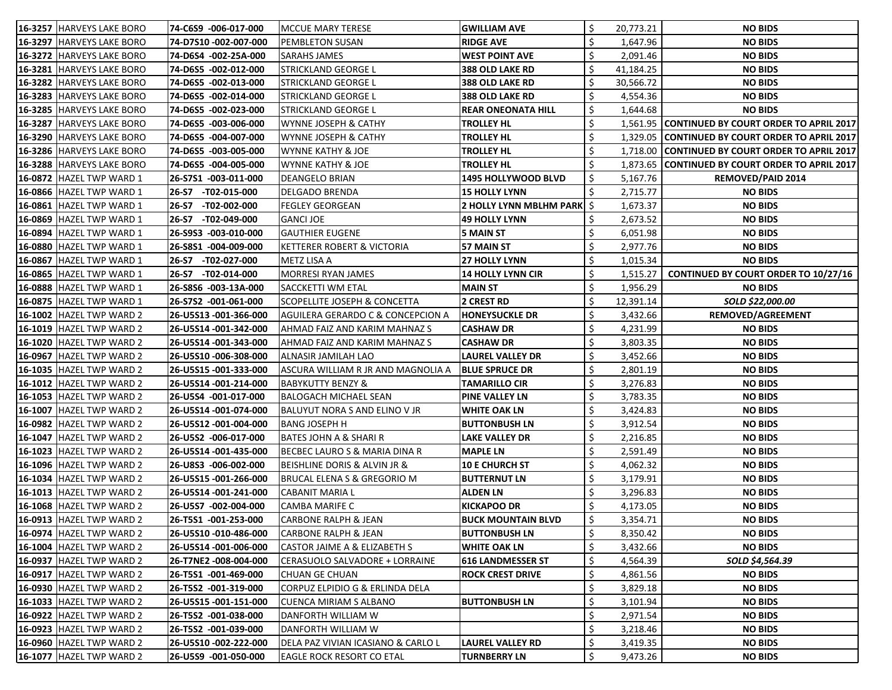| | | | | | | |
|---|---|---|---|---|---|---|
| 16-3257 | HARVEYS LAKE BORO | 74-C6S9 -006-017-000 | MCCUE MARY TERESE | GWILLIAM AVE | $ 20,773.21 | NO BIDS |
| 16-3297 | HARVEYS LAKE BORO | 74-D7S10 -002-007-000 | PEMBLETON SUSAN | RIDGE AVE | $ 1,647.96 | NO BIDS |
| 16-3272 | HARVEYS LAKE BORO | 74-D6S4 -002-25A-000 | SARAHS JAMES | WEST POINT AVE | $ 2,091.46 | NO BIDS |
| 16-3281 | HARVEYS LAKE BORO | 74-D6S5 -002-012-000 | STRICKLAND GEORGE L | 388 OLD LAKE RD | $ 41,184.25 | NO BIDS |
| 16-3282 | HARVEYS LAKE BORO | 74-D6S5 -002-013-000 | STRICKLAND GEORGE L | 388 OLD LAKE RD | $ 30,566.72 | NO BIDS |
| 16-3283 | HARVEYS LAKE BORO | 74-D6S5 -002-014-000 | STRICKLAND GEORGE L | 388 OLD LAKE RD | $ 4,554.36 | NO BIDS |
| 16-3285 | HARVEYS LAKE BORO | 74-D6S5 -002-023-000 | STRICKLAND GEORGE L | REAR ONEONATA HILL | $ 1,644.68 | NO BIDS |
| 16-3287 | HARVEYS LAKE BORO | 74-D6S5 -003-006-000 | WYNNE JOSEPH & CATHY | TROLLEY HL | $ 1,561.95 | CONTINUED BY COURT ORDER TO APRIL 2017 |
| 16-3290 | HARVEYS LAKE BORO | 74-D6S5 -004-007-000 | WYNNE JOSEPH & CATHY | TROLLEY HL | $ 1,329.05 | CONTINUED BY COURT ORDER TO APRIL 2017 |
| 16-3286 | HARVEYS LAKE BORO | 74-D6S5 -003-005-000 | WYNNE KATHY & JOE | TROLLEY HL | $ 1,718.00 | CONTINUED BY COURT ORDER TO APRIL 2017 |
| 16-3288 | HARVEYS LAKE BORO | 74-D6S5 -004-005-000 | WYNNE KATHY & JOE | TROLLEY HL | $ 1,873.65 | CONTINUED BY COURT ORDER TO APRIL 2017 |
| 16-0872 | HAZEL TWP WARD 1 | 26-S7S1 -003-011-000 | DEANGELO BRIAN | 1495 HOLLYWOOD BLVD | $ 5,167.76 | REMOVED/PAID 2014 |
| 16-0866 | HAZEL TWP WARD 1 | 26-S7 -T02-015-000 | DELGADO BRENDA | 15 HOLLY LYNN | $ 2,715.77 | NO BIDS |
| 16-0861 | HAZEL TWP WARD 1 | 26-S7 -T02-002-000 | FEGLEY GEORGEAN | 2 HOLLY LYNN MBLHM PARK | $ 1,673.37 | NO BIDS |
| 16-0869 | HAZEL TWP WARD 1 | 26-S7 -T02-049-000 | GANCI JOE | 49 HOLLY LYNN | $ 2,673.52 | NO BIDS |
| 16-0894 | HAZEL TWP WARD 1 | 26-S9S3 -003-010-000 | GAUTHIER EUGENE | 5 MAIN ST | $ 6,051.98 | NO BIDS |
| 16-0880 | HAZEL TWP WARD 1 | 26-S8S1 -004-009-000 | KETTERER ROBERT & VICTORIA | 57 MAIN ST | $ 2,977.76 | NO BIDS |
| 16-0867 | HAZEL TWP WARD 1 | 26-S7 -T02-027-000 | METZ LISA A | 27 HOLLY LYNN | $ 1,015.34 | NO BIDS |
| 16-0865 | HAZEL TWP WARD 1 | 26-S7 -T02-014-000 | MORRESI RYAN JAMES | 14 HOLLY LYNN CIR | $ 1,515.27 | CONTINUED BY COURT ORDER TO 10/27/16 |
| 16-0888 | HAZEL TWP WARD 1 | 26-S8S6 -003-13A-000 | SACCKETTI WM ETAL | MAIN ST | $ 1,956.29 | NO BIDS |
| 16-0875 | HAZEL TWP WARD 1 | 26-S7S2 -001-061-000 | SCOPELLITE JOSEPH & CONCETTA | 2 CREST RD | $ 12,391.14 | *SOLD $22,000.00* |
| 16-1002 | HAZEL TWP WARD 2 | 26-U5S13 -001-366-000 | AGUILERA GERARDO C & CONCEPCION A | HONEYSUCKLE DR | $ 3,432.66 | REMOVED/AGREEMENT |
| 16-1019 | HAZEL TWP WARD 2 | 26-U5S14 -001-342-000 | AHMAD FAIZ AND KARIM MAHNAZ S | CASHAW DR | $ 4,231.99 | NO BIDS |
| 16-1020 | HAZEL TWP WARD 2 | 26-U5S14 -001-343-000 | AHMAD FAIZ AND KARIM MAHNAZ S | CASHAW DR | $ 3,803.35 | NO BIDS |
| 16-0967 | HAZEL TWP WARD 2 | 26-U5S10 -006-308-000 | ALNASIR JAMILAH LAO | LAUREL VALLEY DR | $ 3,452.66 | NO BIDS |
| 16-1035 | HAZEL TWP WARD 2 | 26-U5S15 -001-333-000 | ASCURA WILLIAM R JR AND MAGNOLIA A | BLUE SPRUCE DR | $ 2,801.19 | NO BIDS |
| 16-1012 | HAZEL TWP WARD 2 | 26-U5S14 -001-214-000 | BABYKUTTY BENZY & | TAMARILLO CIR | $ 3,276.83 | NO BIDS |
| 16-1053 | HAZEL TWP WARD 2 | 26-U5S4 -001-017-000 | BALOGACH MICHAEL SEAN | PINE VALLEY LN | $ 3,783.35 | NO BIDS |
| 16-1007 | HAZEL TWP WARD 2 | 26-U5S14 -001-074-000 | BALUYUT NORA S AND ELINO V JR | WHITE OAK LN | $ 3,424.83 | NO BIDS |
| 16-0982 | HAZEL TWP WARD 2 | 26-U5S12 -001-004-000 | BANG JOSEPH H | BUTTONBUSH LN | $ 3,912.54 | NO BIDS |
| 16-1047 | HAZEL TWP WARD 2 | 26-U5S2 -006-017-000 | BATES JOHN A & SHARI R | LAKE VALLEY DR | $ 2,216.85 | NO BIDS |
| 16-1023 | HAZEL TWP WARD 2 | 26-U5S14 -001-435-000 | BECBEC LAURO S & MARIA DINA R | MAPLE LN | $ 2,591.49 | NO BIDS |
| 16-1096 | HAZEL TWP WARD 2 | 26-U8S3 -006-002-000 | BEISHLINE DORIS & ALVIN JR & | 10 E CHURCH ST | $ 4,062.32 | NO BIDS |
| 16-1034 | HAZEL TWP WARD 2 | 26-U5S15 -001-266-000 | BRUCAL ELENA S & GREGORIO M | BUTTERNUT LN | $ 3,179.91 | NO BIDS |
| 16-1013 | HAZEL TWP WARD 2 | 26-U5S14 -001-241-000 | CABANIT MARIA L | ALDEN LN | $ 3,296.83 | NO BIDS |
| 16-1068 | HAZEL TWP WARD 2 | 26-U5S7 -002-004-000 | CAMBA MARIFE C | KICKAPOO DR | $ 4,173.05 | NO BIDS |
| 16-0913 | HAZEL TWP WARD 2 | 26-T5S1 -001-253-000 | CARBONE RALPH & JEAN | BUCK MOUNTAIN BLVD | $ 3,354.71 | NO BIDS |
| 16-0974 | HAZEL TWP WARD 2 | 26-U5S10 -010-486-000 | CARBONE RALPH & JEAN | BUTTONBUSH LN | $ 8,350.42 | NO BIDS |
| 16-1004 | HAZEL TWP WARD 2 | 26-U5S14 -001-006-000 | CASTOR JAIME A & ELIZABETH S | WHITE OAK LN | $ 3,432.66 | NO BIDS |
| 16-0937 | HAZEL TWP WARD 2 | 26-T7NE2 -008-004-000 | CERASUOLO SALVADORE + LORRAINE | 616 LANDMESSER ST | $ 4,564.39 | *SOLD $4,564.39* |
| 16-0917 | HAZEL TWP WARD 2 | 26-T5S1 -001-469-000 | CHUAN GE CHUAN | ROCK CREST DRIVE | $ 4,861.56 | NO BIDS |
| 16-0930 | HAZEL TWP WARD 2 | 26-T5S2 -001-319-000 | CORPUZ ELPIDIO G & ERLINDA DELA | | $ 3,829.18 | NO BIDS |
| 16-1033 | HAZEL TWP WARD 2 | 26-U5S15 -001-151-000 | CUENCA MIRIAM S ALBANO | BUTTONBUSH LN | $ 3,101.94 | NO BIDS |
| 16-0922 | HAZEL TWP WARD 2 | 26-T5S2 -001-038-000 | DANFORTH WILLIAM W | | $ 2,971.54 | NO BIDS |
| 16-0923 | HAZEL TWP WARD 2 | 26-T5S2 -001-039-000 | DANFORTH WILLIAM W | | $ 3,218.46 | NO BIDS |
| 16-0960 | HAZEL TWP WARD 2 | 26-U5S10 -002-222-000 | DELA PAZ VIVIAN ICASIANO & CARLO L | LAUREL VALLEY RD | $ 3,419.35 | NO BIDS |
| 16-1077 | HAZEL TWP WARD 2 | 26-U5S9 -001-050-000 | EAGLE ROCK RESORT CO ETAL | TURNBERRY LN | $ 9,473.26 | NO BIDS |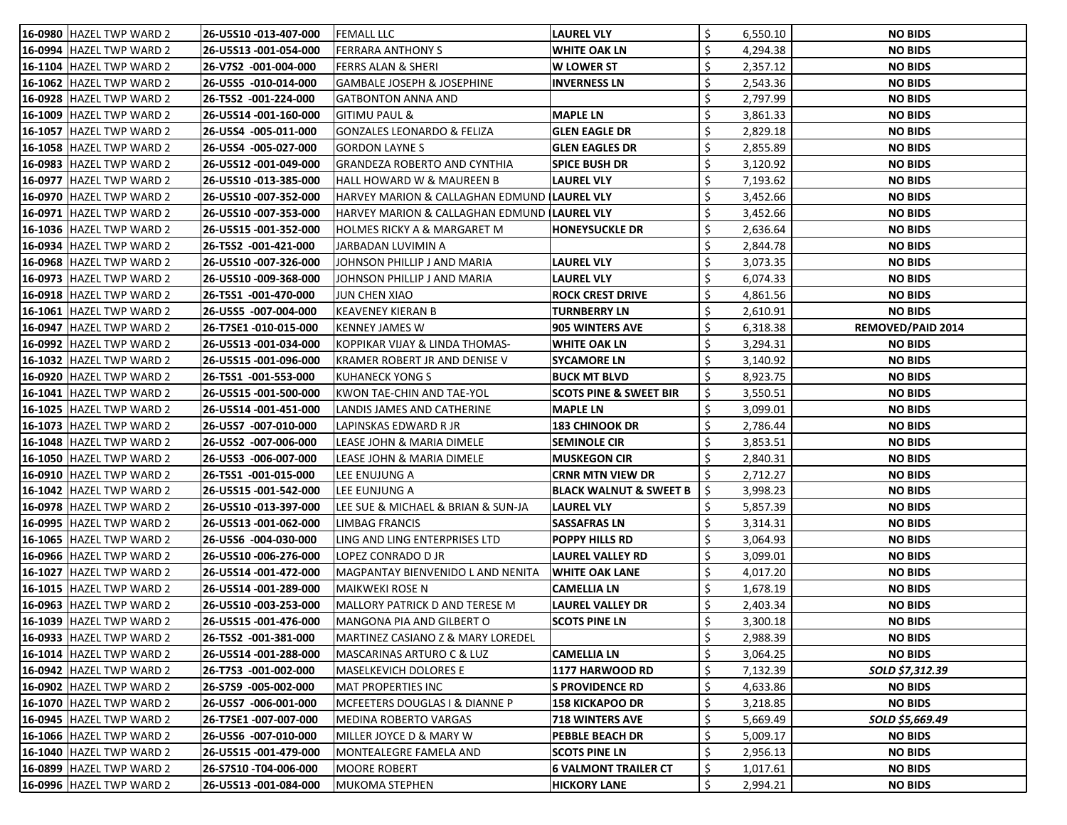| | | | | | | |
|---|---|---|---|---|---|---|
| 16-0980 | HAZEL TWP WARD 2 | 26-U5S10 -013-407-000 | FEMALL LLC | LAUREL VLY | $ 6,550.10 | NO BIDS |
| 16-0994 | HAZEL TWP WARD 2 | 26-U5S13 -001-054-000 | FERRARA ANTHONY S | WHITE OAK LN | $ 4,294.38 | NO BIDS |
| 16-1104 | HAZEL TWP WARD 2 | 26-V7S2 -001-004-000 | FERRS ALAN & SHERI | W LOWER ST | $ 2,357.12 | NO BIDS |
| 16-1062 | HAZEL TWP WARD 2 | 26-U5S5 -010-014-000 | GAMBALE JOSEPH & JOSEPHINE | INVERNESS LN | $ 2,543.36 | NO BIDS |
| 16-0928 | HAZEL TWP WARD 2 | 26-T5S2 -001-224-000 | GATBONTON ANNA AND | | $ 2,797.99 | NO BIDS |
| 16-1009 | HAZEL TWP WARD 2 | 26-U5S14 -001-160-000 | GITIMU PAUL & | MAPLE LN | $ 3,861.33 | NO BIDS |
| 16-1057 | HAZEL TWP WARD 2 | 26-U5S4 -005-011-000 | GONZALES LEONARDO & FELIZA | GLEN EAGLE DR | $ 2,829.18 | NO BIDS |
| 16-1058 | HAZEL TWP WARD 2 | 26-U5S4 -005-027-000 | GORDON LAYNE S | GLEN EAGLES DR | $ 2,855.89 | NO BIDS |
| 16-0983 | HAZEL TWP WARD 2 | 26-U5S12 -001-049-000 | GRANDEZA ROBERTO AND CYNTHIA | SPICE BUSH DR | $ 3,120.92 | NO BIDS |
| 16-0977 | HAZEL TWP WARD 2 | 26-U5S10 -013-385-000 | HALL HOWARD W & MAUREEN B | LAUREL VLY | $ 7,193.62 | NO BIDS |
| 16-0970 | HAZEL TWP WARD 2 | 26-U5S10 -007-352-000 | HARVEY MARION & CALLAGHAN EDMUND | LAUREL VLY | $ 3,452.66 | NO BIDS |
| 16-0971 | HAZEL TWP WARD 2 | 26-U5S10 -007-353-000 | HARVEY MARION & CALLAGHAN EDMUND | LAUREL VLY | $ 3,452.66 | NO BIDS |
| 16-1036 | HAZEL TWP WARD 2 | 26-U5S15 -001-352-000 | HOLMES RICKY A & MARGARET M | HONEYSUCKLE DR | $ 2,636.64 | NO BIDS |
| 16-0934 | HAZEL TWP WARD 2 | 26-T5S2 -001-421-000 | JARBADAN LUVIMIN A | | $ 2,844.78 | NO BIDS |
| 16-0968 | HAZEL TWP WARD 2 | 26-U5S10 -007-326-000 | JOHNSON PHILLIP J AND MARIA | LAUREL VLY | $ 3,073.35 | NO BIDS |
| 16-0973 | HAZEL TWP WARD 2 | 26-U5S10 -009-368-000 | JOHNSON PHILLIP J AND MARIA | LAUREL VLY | $ 6,074.33 | NO BIDS |
| 16-0918 | HAZEL TWP WARD 2 | 26-T5S1 -001-470-000 | JUN CHEN XIAO | ROCK CREST DRIVE | $ 4,861.56 | NO BIDS |
| 16-1061 | HAZEL TWP WARD 2 | 26-U5S5 -007-004-000 | KEAVENEY KIERAN B | TURNBERRY LN | $ 2,610.91 | NO BIDS |
| 16-0947 | HAZEL TWP WARD 2 | 26-T7SE1 -010-015-000 | KENNEY JAMES W | 905 WINTERS AVE | $ 6,318.38 | REMOVED/PAID 2014 |
| 16-0992 | HAZEL TWP WARD 2 | 26-U5S13 -001-034-000 | KOPPIKAR VIJAY & LINDA THOMAS- | WHITE OAK LN | $ 3,294.31 | NO BIDS |
| 16-1032 | HAZEL TWP WARD 2 | 26-U5S15 -001-096-000 | KRAMER ROBERT JR AND DENISE V | SYCAMORE LN | $ 3,140.92 | NO BIDS |
| 16-0920 | HAZEL TWP WARD 2 | 26-T5S1 -001-553-000 | KUHANECK YONG S | BUCK MT BLVD | $ 8,923.75 | NO BIDS |
| 16-1041 | HAZEL TWP WARD 2 | 26-U5S15 -001-500-000 | KWON TAE-CHIN AND TAE-YOL | SCOTS PINE & SWEET BIR | $ 3,550.51 | NO BIDS |
| 16-1025 | HAZEL TWP WARD 2 | 26-U5S14 -001-451-000 | LANDIS JAMES AND CATHERINE | MAPLE LN | $ 3,099.01 | NO BIDS |
| 16-1073 | HAZEL TWP WARD 2 | 26-U5S7 -007-010-000 | LAPINSKAS EDWARD R JR | 183 CHINOOK DR | $ 2,786.44 | NO BIDS |
| 16-1048 | HAZEL TWP WARD 2 | 26-U5S2 -007-006-000 | LEASE JOHN & MARIA DIMELE | SEMINOLE CIR | $ 3,853.51 | NO BIDS |
| 16-1050 | HAZEL TWP WARD 2 | 26-U5S3 -006-007-000 | LEASE JOHN & MARIA DIMELE | MUSKEGON CIR | $ 2,840.31 | NO BIDS |
| 16-0910 | HAZEL TWP WARD 2 | 26-T5S1 -001-015-000 | LEE ENUJUNG A | CRNR MTN VIEW DR | $ 2,712.27 | NO BIDS |
| 16-1042 | HAZEL TWP WARD 2 | 26-U5S15 -001-542-000 | LEE EUNJUNG A | BLACK WALNUT & SWEET B | $ 3,998.23 | NO BIDS |
| 16-0978 | HAZEL TWP WARD 2 | 26-U5S10 -013-397-000 | LEE SUE & MICHAEL & BRIAN & SUN-JA | LAUREL VLY | $ 5,857.39 | NO BIDS |
| 16-0995 | HAZEL TWP WARD 2 | 26-U5S13 -001-062-000 | LIMBAG FRANCIS | SASSAFRAS LN | $ 3,314.31 | NO BIDS |
| 16-1065 | HAZEL TWP WARD 2 | 26-U5S6 -004-030-000 | LING AND LING ENTERPRISES LTD | POPPY HILLS RD | $ 3,064.93 | NO BIDS |
| 16-0966 | HAZEL TWP WARD 2 | 26-U5S10 -006-276-000 | LOPEZ CONRADO D JR | LAUREL VALLEY RD | $ 3,099.01 | NO BIDS |
| 16-1027 | HAZEL TWP WARD 2 | 26-U5S14 -001-472-000 | MAGPANTAY BIENVENIDO L AND NENITA | WHITE OAK LANE | $ 4,017.20 | NO BIDS |
| 16-1015 | HAZEL TWP WARD 2 | 26-U5S14 -001-289-000 | MAIKWEKI ROSE N | CAMELLIA LN | $ 1,678.19 | NO BIDS |
| 16-0963 | HAZEL TWP WARD 2 | 26-U5S10 -003-253-000 | MALLORY PATRICK D AND TERESE M | LAUREL VALLEY DR | $ 2,403.34 | NO BIDS |
| 16-1039 | HAZEL TWP WARD 2 | 26-U5S15 -001-476-000 | MANGONA PIA AND GILBERT O | SCOTS PINE LN | $ 3,300.18 | NO BIDS |
| 16-0933 | HAZEL TWP WARD 2 | 26-T5S2 -001-381-000 | MARTINEZ CASIANO Z & MARY LOREDEL | | $ 2,988.39 | NO BIDS |
| 16-1014 | HAZEL TWP WARD 2 | 26-U5S14 -001-288-000 | MASCARINAS ARTURO C & LUZ | CAMELLIA LN | $ 3,064.25 | NO BIDS |
| 16-0942 | HAZEL TWP WARD 2 | 26-T7S3 -001-002-000 | MASELKEVICH DOLORES E | 1177 HARWOOD RD | $ 7,132.39 | *SOLD $7,312.39* |
| 16-0902 | HAZEL TWP WARD 2 | 26-S7S9 -005-002-000 | MAT PROPERTIES INC | S PROVIDENCE RD | $ 4,633.86 | NO BIDS |
| 16-1070 | HAZEL TWP WARD 2 | 26-U5S7 -006-001-000 | MCFEETERS DOUGLAS I & DIANNE P | 158 KICKAPOO DR | $ 3,218.85 | NO BIDS |
| 16-0945 | HAZEL TWP WARD 2 | 26-T7SE1 -007-007-000 | MEDINA ROBERTO VARGAS | 718 WINTERS AVE | $ 5,669.49 | *SOLD $5,669.49* |
| 16-1066 | HAZEL TWP WARD 2 | 26-U5S6 -007-010-000 | MILLER JOYCE D & MARY W | PEBBLE BEACH DR | $ 5,009.17 | NO BIDS |
| 16-1040 | HAZEL TWP WARD 2 | 26-U5S15 -001-479-000 | MONTEALEGRE FAMELA AND | SCOTS PINE LN | $ 2,956.13 | NO BIDS |
| 16-0899 | HAZEL TWP WARD 2 | 26-S7S10 -T04-006-000 | MOORE ROBERT | 6 VALMONT TRAILER CT | $ 1,017.61 | NO BIDS |
| 16-0996 | HAZEL TWP WARD 2 | 26-U5S13 -001-084-000 | MUKOMA STEPHEN | HICKORY LANE | $ 2,994.21 | NO BIDS |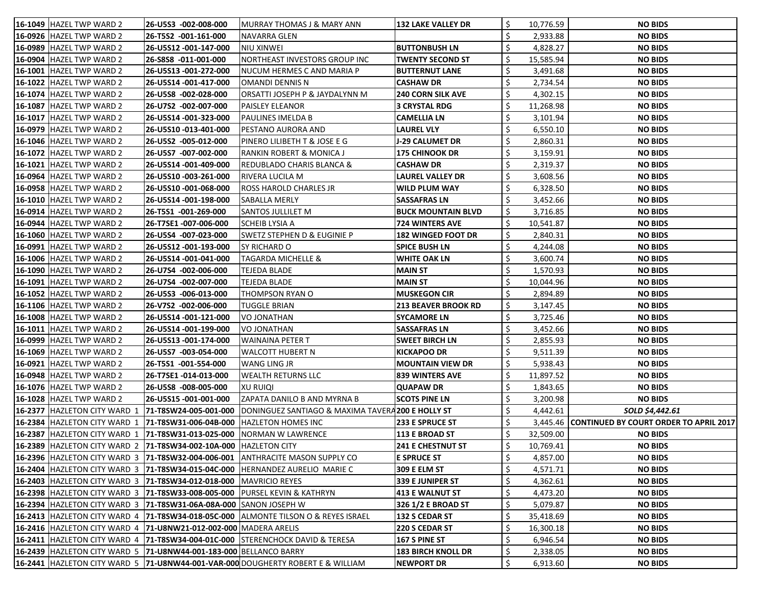| | | | | | | |
|---|---|---|---|---|---|---|
| 16-1049 | HAZEL TWP WARD 2 | 26-U5S3 -002-008-000 | MURRAY THOMAS J & MARY ANN | 132 LAKE VALLEY DR | $ 10,776.59 | NO BIDS |
| 16-0926 | HAZEL TWP WARD 2 | 26-T5S2 -001-161-000 | NAVARRA GLEN | | $ 2,933.88 | NO BIDS |
| 16-0989 | HAZEL TWP WARD 2 | 26-U5S12 -001-147-000 | NIU XINWEI | BUTTONBUSH LN | $ 4,828.27 | NO BIDS |
| 16-0904 | HAZEL TWP WARD 2 | 26-S8S8 -011-001-000 | NORTHEAST INVESTORS GROUP INC | TWENTY SECOND ST | $ 15,585.94 | NO BIDS |
| 16-1001 | HAZEL TWP WARD 2 | 26-U5S13 -001-272-000 | NUCUM HERMES C AND MARIA P | BUTTERNUT LANE | $ 3,491.68 | NO BIDS |
| 16-1022 | HAZEL TWP WARD 2 | 26-U5S14 -001-417-000 | OMANDI DENNIS N | CASHAW DR | $ 2,734.54 | NO BIDS |
| 16-1074 | HAZEL TWP WARD 2 | 26-U5S8 -002-028-000 | ORSATTI JOSEPH P & JAYDALYNN M | 240 CORN SILK AVE | $ 4,302.15 | NO BIDS |
| 16-1087 | HAZEL TWP WARD 2 | 26-U7S2 -002-007-000 | PAISLEY ELEANOR | 3 CRYSTAL RDG | $ 11,268.98 | NO BIDS |
| 16-1017 | HAZEL TWP WARD 2 | 26-U5S14 -001-323-000 | PAULINES IMELDA B | CAMELLIA LN | $ 3,101.94 | NO BIDS |
| 16-0979 | HAZEL TWP WARD 2 | 26-U5S10 -013-401-000 | PESTANO AURORA AND | LAUREL VLY | $ 6,550.10 | NO BIDS |
| 16-1046 | HAZEL TWP WARD 2 | 26-U5S2 -005-012-000 | PINERO LILIBETH T & JOSE E G | J-29 CALUMET DR | $ 2,860.31 | NO BIDS |
| 16-1072 | HAZEL TWP WARD 2 | 26-U5S7 -007-002-000 | RANKIN ROBERT & MONICA J | 175 CHINOOK DR | $ 3,159.91 | NO BIDS |
| 16-1021 | HAZEL TWP WARD 2 | 26-U5S14 -001-409-000 | REDUBLADO CHARIS BLANCA & | CASHAW DR | $ 2,319.37 | NO BIDS |
| 16-0964 | HAZEL TWP WARD 2 | 26-U5S10 -003-261-000 | RIVERA LUCILA M | LAUREL VALLEY DR | $ 3,608.56 | NO BIDS |
| 16-0958 | HAZEL TWP WARD 2 | 26-U5S10 -001-068-000 | ROSS HAROLD CHARLES JR | WILD PLUM WAY | $ 6,328.50 | NO BIDS |
| 16-1010 | HAZEL TWP WARD 2 | 26-U5S14 -001-198-000 | SABALLA MERLY | SASSAFRAS LN | $ 3,452.66 | NO BIDS |
| 16-0914 | HAZEL TWP WARD 2 | 26-T5S1 -001-269-000 | SANTOS JULLILET M | BUCK MOUNTAIN BLVD | $ 3,716.85 | NO BIDS |
| 16-0944 | HAZEL TWP WARD 2 | 26-T7SE1 -007-006-000 | SCHEIB LYSIA A | 724 WINTERS AVE | $ 10,541.87 | NO BIDS |
| 16-1060 | HAZEL TWP WARD 2 | 26-U5S4 -007-023-000 | SWETZ STEPHEN D & EUGINIE P | 182 WINGED FOOT DR | $ 2,840.31 | NO BIDS |
| 16-0991 | HAZEL TWP WARD 2 | 26-U5S12 -001-193-000 | SY RICHARD O | SPICE BUSH LN | $ 4,244.08 | NO BIDS |
| 16-1006 | HAZEL TWP WARD 2 | 26-U5S14 -001-041-000 | TAGARDA MICHELLE & | WHITE OAK LN | $ 3,600.74 | NO BIDS |
| 16-1090 | HAZEL TWP WARD 2 | 26-U7S4 -002-006-000 | TEJEDA BLADE | MAIN ST | $ 1,570.93 | NO BIDS |
| 16-1091 | HAZEL TWP WARD 2 | 26-U7S4 -002-007-000 | TEJEDA BLADE | MAIN ST | $ 10,044.96 | NO BIDS |
| 16-1052 | HAZEL TWP WARD 2 | 26-U5S3 -006-013-000 | THOMPSON RYAN O | MUSKEGON CIR | $ 2,894.89 | NO BIDS |
| 16-1106 | HAZEL TWP WARD 2 | 26-V7S2 -002-006-000 | TUGGLE BRIAN | 213 BEAVER BROOK RD | $ 3,147.45 | NO BIDS |
| 16-1008 | HAZEL TWP WARD 2 | 26-U5S14 -001-121-000 | VO JONATHAN | SYCAMORE LN | $ 3,725.46 | NO BIDS |
| 16-1011 | HAZEL TWP WARD 2 | 26-U5S14 -001-199-000 | VO JONATHAN | SASSAFRAS LN | $ 3,452.66 | NO BIDS |
| 16-0999 | HAZEL TWP WARD 2 | 26-U5S13 -001-174-000 | WAINAINA PETER T | SWEET BIRCH LN | $ 2,855.93 | NO BIDS |
| 16-1069 | HAZEL TWP WARD 2 | 26-U5S7 -003-054-000 | WALCOTT HUBERT N | KICKAPOO DR | $ 9,511.39 | NO BIDS |
| 16-0921 | HAZEL TWP WARD 2 | 26-T5S1 -001-554-000 | WANG LING JR | MOUNTAIN VIEW DR | $ 5,938.43 | NO BIDS |
| 16-0948 | HAZEL TWP WARD 2 | 26-T7SE1 -014-013-000 | WEALTH RETURNS LLC | 839 WINTERS AVE | $ 11,897.52 | NO BIDS |
| 16-1076 | HAZEL TWP WARD 2 | 26-U5S8 -008-005-000 | XU RUIQI | QUAPAW DR | $ 1,843.65 | NO BIDS |
| 16-1028 | HAZEL TWP WARD 2 | 26-U5S15 -001-001-000 | ZAPATA DANILO B AND MYRNA B | SCOTS PINE LN | $ 3,200.98 | NO BIDS |
| 16-2377 | HAZLETON CITY WARD 1 | 71-T8SW24-005-001-000 | DONINGUEZ SANTIAGO & MAXIMA TAVERA | 200 E HOLLY ST | $ 4,442.61 | *SOLD $4,442.61* |
| 16-2384 | HAZLETON CITY WARD 1 | 71-T8SW31-006-04B-000 | HAZLETON HOMES INC | 233 E SPRUCE ST | $ 3,445.46 | CONTINUED BY COURT ORDER TO APRIL 2017 |
| 16-2387 | HAZLETON CITY WARD 1 | 71-T8SW31-013-025-000 | NORMAN W LAWRENCE | 113 E BROAD ST | $ 32,509.00 | NO BIDS |
| 16-2389 | HAZLETON CITY WARD 2 | 71-T8SW34-002-10A-000 | HAZLETON CITY | 241 E CHESTNUT ST | $ 10,769.41 | NO BIDS |
| 16-2396 | HAZLETON CITY WARD 3 | 71-T8SW32-004-006-001 | ANTHRACITE MASON SUPPLY CO | E SPRUCE ST | $ 4,857.00 | NO BIDS |
| 16-2404 | HAZLETON CITY WARD 3 | 71-T8SW34-015-04C-000 | HERNANDEZ AURELIO MARIE C | 309 E ELM ST | $ 4,571.71 | NO BIDS |
| 16-2403 | HAZLETON CITY WARD 3 | 71-T8SW34-012-018-000 | MAVRICIO REYES | 339 E JUNIPER ST | $ 4,362.61 | NO BIDS |
| 16-2398 | HAZLETON CITY WARD 3 | 71-T8SW33-008-005-000 | PURSEL KEVIN & KATHRYN | 413 E WALNUT ST | $ 4,473.20 | NO BIDS |
| 16-2394 | HAZLETON CITY WARD 3 | 71-T8SW31-06A-08A-000 | SANON JOSEPH W | 326 1/2 E BROAD ST | $ 5,079.87 | NO BIDS |
| 16-2413 | HAZLETON CITY WARD 4 | 71-T8SW34-018-05C-000 | ALMONTE TILSON O & REYES ISRAEL | 132 S CEDAR ST | $ 35,418.69 | NO BIDS |
| 16-2416 | HAZLETON CITY WARD 4 | 71-U8NW21-012-002-000 | MADERA ARELIS | 220 S CEDAR ST | $ 16,300.18 | NO BIDS |
| 16-2411 | HAZLETON CITY WARD 4 | 71-T8SW34-004-01C-000 | STERENCHOCK DAVID & TERESA | 167 S PINE ST | $ 6,946.54 | NO BIDS |
| 16-2439 | HAZLETON CITY WARD 5 | 71-U8NW44-001-183-000 | BELLANCO BARRY | 183 BIRCH KNOLL DR | $ 2,338.05 | NO BIDS |
| 16-2441 | HAZLETON CITY WARD 5 | 71-U8NW44-001-VAR-000 | DOUGHERTY ROBERT E & WILLIAM | NEWPORT DR | $ 6,913.60 | NO BIDS |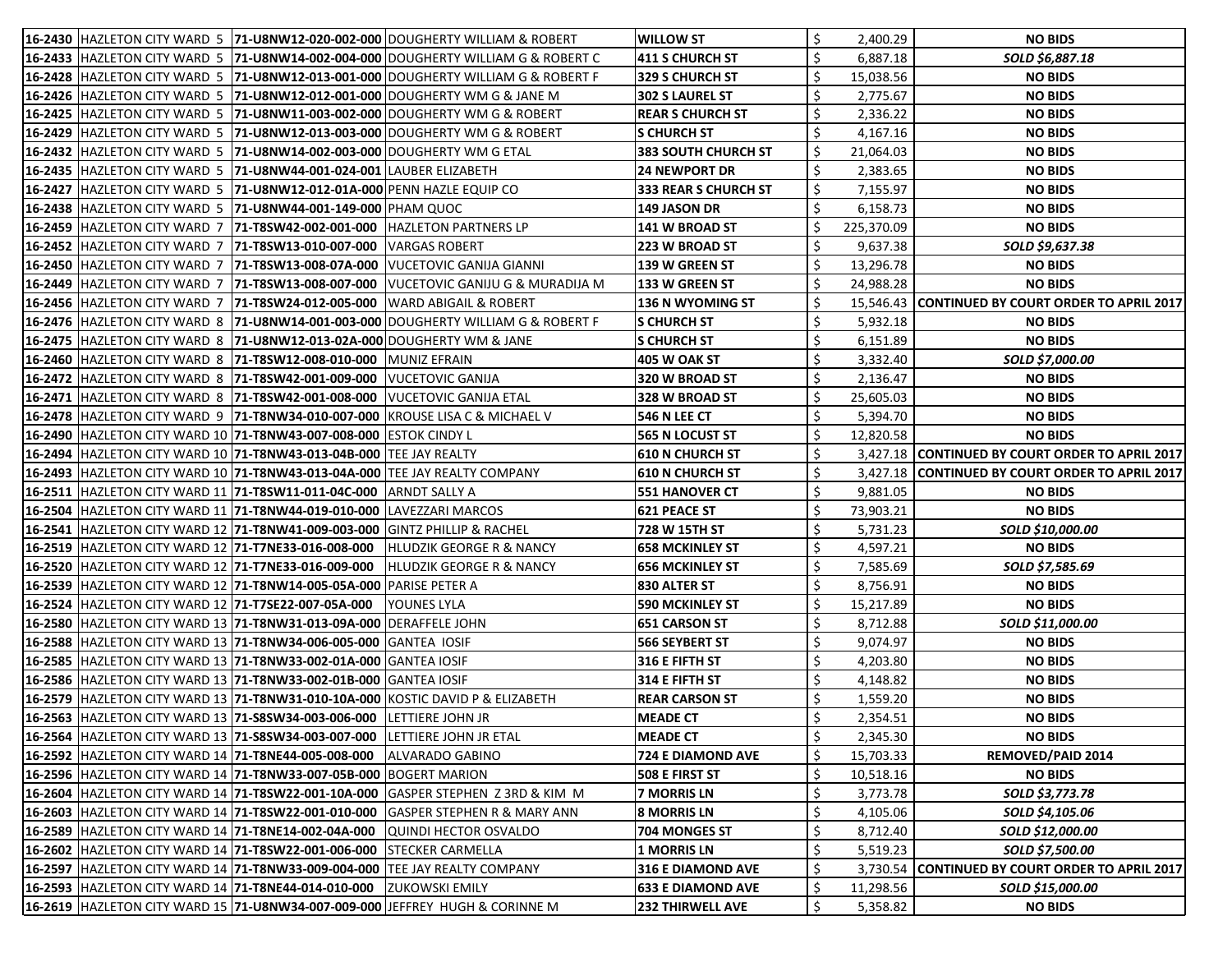| | | | | | | | |
|---|---|---|---|---|---|---|---|
| **16-2430** | HAZLETON CITY WARD 5 | **71-U8NW12-020-002-000** | DOUGHERTY WILLIAM & ROBERT | **WILLOW ST** | $ | 2,400.29 | **NO BIDS** |
| **16-2433** | HAZLETON CITY WARD 5 | **71-U8NW14-002-004-000** | DOUGHERTY WILLIAM G & ROBERT C | **411 S CHURCH ST** | $ | 6,887.18 | ***SOLD $6,887.18*** |
| **16-2428** | HAZLETON CITY WARD 5 | **71-U8NW12-013-001-000** | DOUGHERTY WILLIAM G & ROBERT F | **329 S CHURCH ST** | $ | 15,038.56 | **NO BIDS** |
| **16-2426** | HAZLETON CITY WARD 5 | **71-U8NW12-012-001-000** | DOUGHERTY WM G & JANE M | **302 S LAUREL ST** | $ | 2,775.67 | **NO BIDS** |
| **16-2425** | HAZLETON CITY WARD 5 | **71-U8NW11-003-002-000** | DOUGHERTY WM G & ROBERT | **REAR S CHURCH ST** | $ | 2,336.22 | **NO BIDS** |
| **16-2429** | HAZLETON CITY WARD 5 | **71-U8NW12-013-003-000** | DOUGHERTY WM G & ROBERT | **S CHURCH ST** | $ | 4,167.16 | **NO BIDS** |
| **16-2432** | HAZLETON CITY WARD 5 | **71-U8NW14-002-003-000** | DOUGHERTY WM G ETAL | **383 SOUTH CHURCH ST** | $ | 21,064.03 | **NO BIDS** |
| **16-2435** | HAZLETON CITY WARD 5 | **71-U8NW44-001-024-001** | LAUBER ELIZABETH | **24 NEWPORT DR** | $ | 2,383.65 | **NO BIDS** |
| **16-2427** | HAZLETON CITY WARD 5 | **71-U8NW12-012-01A-000** | PENN HAZLE EQUIP CO | **333 REAR S CHURCH ST** | $ | 7,155.97 | **NO BIDS** |
| **16-2438** | HAZLETON CITY WARD 5 | **71-U8NW44-001-149-000** | PHAM QUOC | **149 JASON DR** | $ | 6,158.73 | **NO BIDS** |
| **16-2459** | HAZLETON CITY WARD 7 | **71-T8SW42-002-001-000** | HAZLETON PARTNERS LP | **141 W BROAD ST** | $ | 225,370.09 | **NO BIDS** |
| **16-2452** | HAZLETON CITY WARD 7 | **71-T8SW13-010-007-000** | VARGAS ROBERT | **223 W BROAD ST** | $ | 9,637.38 | ***SOLD $9,637.38*** |
| **16-2450** | HAZLETON CITY WARD 7 | **71-T8SW13-008-07A-000** | VUCETOVIC GANIJA GIANNI | **139 W GREEN ST** | $ | 13,296.78 | **NO BIDS** |
| **16-2449** | HAZLETON CITY WARD 7 | **71-T8SW13-008-007-000** | VUCETOVIC GANIJU G & MURADIJA M | **133 W GREEN ST** | $ | 24,988.28 | **NO BIDS** |
| **16-2456** | HAZLETON CITY WARD 7 | **71-T8SW24-012-005-000** | WARD ABIGAIL & ROBERT | **136 N WYOMING ST** | $ | 15,546.43 | **CONTINUED BY COURT ORDER TO APRIL 2017** |
| **16-2476** | HAZLETON CITY WARD 8 | **71-U8NW14-001-003-000** | DOUGHERTY WILLIAM G & ROBERT F | **S CHURCH ST** | $ | 5,932.18 | **NO BIDS** |
| **16-2475** | HAZLETON CITY WARD 8 | **71-U8NW12-013-02A-000** | DOUGHERTY WM & JANE | **S CHURCH ST** | $ | 6,151.89 | **NO BIDS** |
| **16-2460** | HAZLETON CITY WARD 8 | **71-T8SW12-008-010-000** | MUNIZ EFRAIN | **405 W OAK ST** | $ | 3,332.40 | ***SOLD $7,000.00*** |
| **16-2472** | HAZLETON CITY WARD 8 | **71-T8SW42-001-009-000** | VUCETOVIC GANIJA | **320 W BROAD ST** | $ | 2,136.47 | **NO BIDS** |
| **16-2471** | HAZLETON CITY WARD 8 | **71-T8SW42-001-008-000** | VUCETOVIC GANIJA ETAL | **328 W BROAD ST** | $ | 25,605.03 | **NO BIDS** |
| **16-2478** | HAZLETON CITY WARD 9 | **71-T8NW34-010-007-000** | KROUSE LISA C & MICHAEL V | **546 N LEE CT** | $ | 5,394.70 | **NO BIDS** |
| **16-2490** | HAZLETON CITY WARD 10 | **71-T8NW43-007-008-000** | ESTOK CINDY L | **565 N LOCUST ST** | $ | 12,820.58 | **NO BIDS** |
| **16-2494** | HAZLETON CITY WARD 10 | **71-T8NW43-013-04B-000** | TEE JAY REALTY | **610 N CHURCH ST** | $ | 3,427.18 | **CONTINUED BY COURT ORDER TO APRIL 2017** |
| **16-2493** | HAZLETON CITY WARD 10 | **71-T8NW43-013-04A-000** | TEE JAY REALTY COMPANY | **610 N CHURCH ST** | $ | 3,427.18 | **CONTINUED BY COURT ORDER TO APRIL 2017** |
| **16-2511** | HAZLETON CITY WARD 11 | **71-T8SW11-011-04C-000** | ARNDT SALLY A | **551 HANOVER CT** | $ | 9,881.05 | **NO BIDS** |
| **16-2504** | HAZLETON CITY WARD 11 | **71-T8NW44-019-010-000** | LAVEZZARI MARCOS | **621 PEACE ST** | $ | 73,903.21 | **NO BIDS** |
| **16-2541** | HAZLETON CITY WARD 12 | **71-T8NW41-009-003-000** | GINTZ PHILLIP & RACHEL | **728 W 15TH ST** | $ | 5,731.23 | ***SOLD $10,000.00*** |
| **16-2519** | HAZLETON CITY WARD 12 | **71-T7NE33-016-008-000** | HLUDZIK GEORGE R & NANCY | **658 MCKINLEY ST** | $ | 4,597.21 | **NO BIDS** |
| **16-2520** | HAZLETON CITY WARD 12 | **71-T7NE33-016-009-000** | HLUDZIK GEORGE R & NANCY | **656 MCKINLEY ST** | $ | 7,585.69 | ***SOLD $7,585.69*** |
| **16-2539** | HAZLETON CITY WARD 12 | **71-T8NW14-005-05A-000** | PARISE PETER A | **830 ALTER ST** | $ | 8,756.91 | **NO BIDS** |
| **16-2524** | HAZLETON CITY WARD 12 | **71-T7SE22-007-05A-000** | YOUNES LYLA | **590 MCKINLEY ST** | $ | 15,217.89 | **NO BIDS** |
| **16-2580** | HAZLETON CITY WARD 13 | **71-T8NW31-013-09A-000** | DERAFFELE JOHN | **651 CARSON ST** | $ | 8,712.88 | ***SOLD $11,000.00*** |
| **16-2588** | HAZLETON CITY WARD 13 | **71-T8NW34-006-005-000** | GANTEA IOSIF | **566 SEYBERT ST** | $ | 9,074.97 | **NO BIDS** |
| **16-2585** | HAZLETON CITY WARD 13 | **71-T8NW33-002-01A-000** | GANTEA IOSIF | **316 E FIFTH ST** | $ | 4,203.80 | **NO BIDS** |
| **16-2586** | HAZLETON CITY WARD 13 | **71-T8NW33-002-01B-000** | GANTEA IOSIF | **314 E FIFTH ST** | $ | 4,148.82 | **NO BIDS** |
| **16-2579** | HAZLETON CITY WARD 13 | **71-T8NW31-010-10A-000** | KOSTIC DAVID P & ELIZABETH | **REAR CARSON ST** | $ | 1,559.20 | **NO BIDS** |
| **16-2563** | HAZLETON CITY WARD 13 | **71-S8SW34-003-006-000** | LETTIERE JOHN JR | **MEADE CT** | $ | 2,354.51 | **NO BIDS** |
| **16-2564** | HAZLETON CITY WARD 13 | **71-S8SW34-003-007-000** | LETTIERE JOHN JR ETAL | **MEADE CT** | $ | 2,345.30 | **NO BIDS** |
| **16-2592** | HAZLETON CITY WARD 14 | **71-T8NE44-005-008-000** | ALVARADO GABINO | **724 E DIAMOND AVE** | $ | 15,703.33 | **REMOVED/PAID 2014** |
| **16-2596** | HAZLETON CITY WARD 14 | **71-T8NW33-007-05B-000** | BOGERT MARION | **508 E FIRST ST** | $ | 10,518.16 | **NO BIDS** |
| **16-2604** | HAZLETON CITY WARD 14 | **71-T8SW22-001-10A-000** | GASPER STEPHEN Z 3RD & KIM M | **7 MORRIS LN** | $ | 3,773.78 | ***SOLD $3,773.78*** |
| **16-2603** | HAZLETON CITY WARD 14 | **71-T8SW22-001-010-000** | GASPER STEPHEN R & MARY ANN | **8 MORRIS LN** | $ | 4,105.06 | ***SOLD $4,105.06*** |
| **16-2589** | HAZLETON CITY WARD 14 | **71-T8NE14-002-04A-000** | QUINDI HECTOR OSVALDO | **704 MONGES ST** | $ | 8,712.40 | ***SOLD $12,000.00*** |
| **16-2602** | HAZLETON CITY WARD 14 | **71-T8SW22-001-006-000** | STECKER CARMELLA | **1 MORRIS LN** | $ | 5,519.23 | ***SOLD $7,500.00*** |
| **16-2597** | HAZLETON CITY WARD 14 | **71-T8NW33-009-004-000** | TEE JAY REALTY COMPANY | **316 E DIAMOND AVE** | $ | 3,730.54 | **CONTINUED BY COURT ORDER TO APRIL 2017** |
| **16-2593** | HAZLETON CITY WARD 14 | **71-T8NE44-014-010-000** | ZUKOWSKI EMILY | **633 E DIAMOND AVE** | $ | 11,298.56 | ***SOLD $15,000.00*** |
| **16-2619** | HAZLETON CITY WARD 15 | **71-U8NW34-007-009-000** | JEFFREY HUGH & CORINNE M | **232 THIRWELL AVE** | $ | 5,358.82 | **NO BIDS** |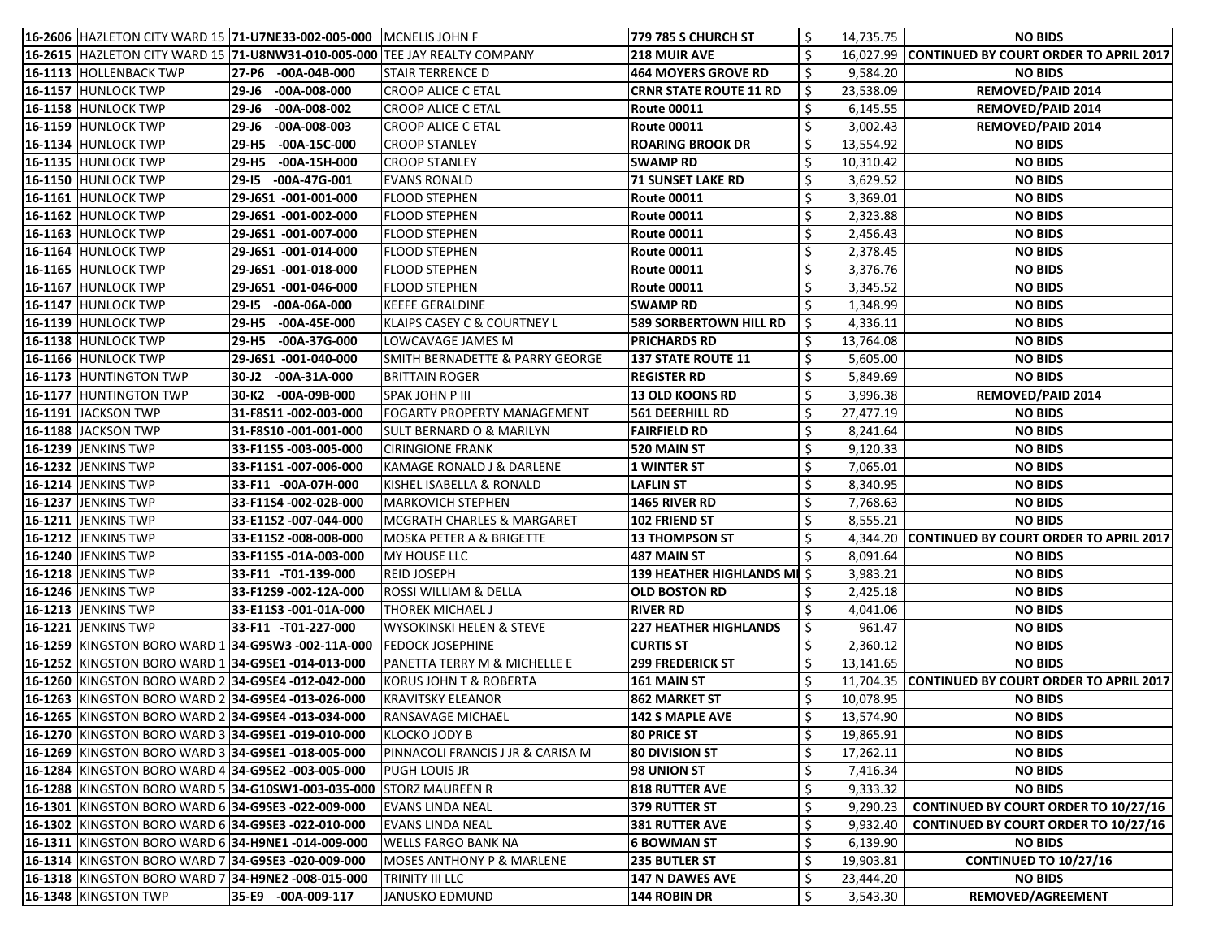| | | | | | | |
|---|---|---|---|---|---|---|
| **16-2606** | HAZLETON CITY WARD 15 | **71-U7NE33-002-005-000** | MCNELIS JOHN F | **779 785 S CHURCH ST** | $ 14,735.75 | **NO BIDS** |
| **16-2615** | HAZLETON CITY WARD 15 | **71-U8NW31-010-005-000** | TEE JAY REALTY COMPANY | **218 MUIR AVE** | $ 16,027.99 | **CONTINUED BY COURT ORDER TO APRIL 2017** |
| **16-1113** | HOLLENBACK TWP | **27-P6 -00A-04B-000** | STAIR TERRENCE D | **464 MOYERS GROVE RD** | $ 9,584.20 | **NO BIDS** |
| **16-1157** | HUNLOCK TWP | **29-J6 -00A-008-000** | CROOP ALICE C ETAL | **CRNR STATE ROUTE 11 RD** | $ 23,538.09 | **REMOVED/PAID 2014** |
| **16-1158** | HUNLOCK TWP | **29-J6 -00A-008-002** | CROOP ALICE C ETAL | **Route 00011** | $ 6,145.55 | **REMOVED/PAID 2014** |
| **16-1159** | HUNLOCK TWP | **29-J6 -00A-008-003** | CROOP ALICE C ETAL | **Route 00011** | $ 3,002.43 | **REMOVED/PAID 2014** |
| **16-1134** | HUNLOCK TWP | **29-H5 -00A-15C-000** | CROOP STANLEY | **ROARING BROOK DR** | $ 13,554.92 | **NO BIDS** |
| **16-1135** | HUNLOCK TWP | **29-H5 -00A-15H-000** | CROOP STANLEY | **SWAMP RD** | $ 10,310.42 | **NO BIDS** |
| **16-1150** | HUNLOCK TWP | **29-I5 -00A-47G-001** | EVANS RONALD | **71 SUNSET LAKE RD** | $ 3,629.52 | **NO BIDS** |
| **16-1161** | HUNLOCK TWP | **29-J6S1 -001-001-000** | FLOOD STEPHEN | **Route 00011** | $ 3,369.01 | **NO BIDS** |
| **16-1162** | HUNLOCK TWP | **29-J6S1 -001-002-000** | FLOOD STEPHEN | **Route 00011** | $ 2,323.88 | **NO BIDS** |
| **16-1163** | HUNLOCK TWP | **29-J6S1 -001-007-000** | FLOOD STEPHEN | **Route 00011** | $ 2,456.43 | **NO BIDS** |
| **16-1164** | HUNLOCK TWP | **29-J6S1 -001-014-000** | FLOOD STEPHEN | **Route 00011** | $ 2,378.45 | **NO BIDS** |
| **16-1165** | HUNLOCK TWP | **29-J6S1 -001-018-000** | FLOOD STEPHEN | **Route 00011** | $ 3,376.76 | **NO BIDS** |
| **16-1167** | HUNLOCK TWP | **29-J6S1 -001-046-000** | FLOOD STEPHEN | **Route 00011** | $ 3,345.52 | **NO BIDS** |
| **16-1147** | HUNLOCK TWP | **29-I5 -00A-06A-000** | KEEFE GERALDINE | **SWAMP RD** | $ 1,348.99 | **NO BIDS** |
| **16-1139** | HUNLOCK TWP | **29-H5 -00A-45E-000** | KLAIPS CASEY C & COURTNEY L | **589 SORBERTOWN HILL RD** | $ 4,336.11 | **NO BIDS** |
| **16-1138** | HUNLOCK TWP | **29-H5 -00A-37G-000** | LOWCAVAGE JAMES M | **PRICHARDS RD** | $ 13,764.08 | **NO BIDS** |
| **16-1166** | HUNLOCK TWP | **29-J6S1 -001-040-000** | SMITH BERNADETTE & PARRY GEORGE | **137 STATE ROUTE 11** | $ 5,605.00 | **NO BIDS** |
| **16-1173** | HUNTINGTON TWP | **30-J2 -00A-31A-000** | BRITTAIN ROGER | **REGISTER RD** | $ 5,849.69 | **NO BIDS** |
| **16-1177** | HUNTINGTON TWP | **30-K2 -00A-09B-000** | SPAK JOHN P III | **13 OLD KOONS RD** | $ 3,996.38 | **REMOVED/PAID 2014** |
| **16-1191** | JACKSON TWP | **31-F8S11 -002-003-000** | FOGARTY PROPERTY MANAGEMENT | **561 DEERHILL RD** | $ 27,477.19 | **NO BIDS** |
| **16-1188** | JACKSON TWP | **31-F8S10 -001-001-000** | SULT BERNARD O & MARILYN | **FAIRFIELD RD** | $ 8,241.64 | **NO BIDS** |
| **16-1239** | JENKINS TWP | **33-F11S5 -003-005-000** | CIRINGIONE FRANK | **520 MAIN ST** | $ 9,120.33 | **NO BIDS** |
| **16-1232** | JENKINS TWP | **33-F11S1 -007-006-000** | KAMAGE RONALD J & DARLENE | **1 WINTER ST** | $ 7,065.01 | **NO BIDS** |
| **16-1214** | JENKINS TWP | **33-F11 -00A-07H-000** | KISHEL ISABELLA & RONALD | **LAFLIN ST** | $ 8,340.95 | **NO BIDS** |
| **16-1237** | JENKINS TWP | **33-F11S4 -002-02B-000** | MARKOVICH STEPHEN | **1465 RIVER RD** | $ 7,768.63 | **NO BIDS** |
| **16-1211** | JENKINS TWP | **33-E11S2 -007-044-000** | MCGRATH CHARLES & MARGARET | **102 FRIEND ST** | $ 8,555.21 | **NO BIDS** |
| **16-1212** | JENKINS TWP | **33-E11S2 -008-008-000** | MOSKA PETER A & BRIGETTE | **13 THOMPSON ST** | $ 4,344.20 | **CONTINUED BY COURT ORDER TO APRIL 2017** |
| **16-1240** | JENKINS TWP | **33-F11S5 -01A-003-000** | MY HOUSE LLC | **487 MAIN ST** | $ 8,091.64 | **NO BIDS** |
| **16-1218** | JENKINS TWP | **33-F11 -T01-139-000** | REID JOSEPH | **139 HEATHER HIGHLANDS MI** | $ 3,983.21 | **NO BIDS** |
| **16-1246** | JENKINS TWP | **33-F12S9 -002-12A-000** | ROSSI WILLIAM & DELLA | **OLD BOSTON RD** | $ 2,425.18 | **NO BIDS** |
| **16-1213** | JENKINS TWP | **33-E11S3 -001-01A-000** | THOREK MICHAEL J | **RIVER RD** | $ 4,041.06 | **NO BIDS** |
| **16-1221** | JENKINS TWP | **33-F11 -T01-227-000** | WYSOKINSKI HELEN & STEVE | **227 HEATHER HIGHLANDS** | $ 961.47 | **NO BIDS** |
| **16-1259** | KINGSTON BORO WARD 1 | **34-G9SW3 -002-11A-000** | FEDOCK JOSEPHINE | **CURTIS ST** | $ 2,360.12 | **NO BIDS** |
| **16-1252** | KINGSTON BORO WARD 1 | **34-G9SE1 -014-013-000** | PANETTA TERRY M & MICHELLE E | **299 FREDERICK ST** | $ 13,141.65 | **NO BIDS** |
| **16-1260** | KINGSTON BORO WARD 2 | **34-G9SE4 -012-042-000** | KORUS JOHN T & ROBERTA | **161 MAIN ST** | $ 11,704.35 | **CONTINUED BY COURT ORDER TO APRIL 2017** |
| **16-1263** | KINGSTON BORO WARD 2 | **34-G9SE4 -013-026-000** | KRAVITSKY ELEANOR | **862 MARKET ST** | $ 10,078.95 | **NO BIDS** |
| **16-1265** | KINGSTON BORO WARD 2 | **34-G9SE4 -013-034-000** | RANSAVAGE MICHAEL | **142 S MAPLE AVE** | $ 13,574.90 | **NO BIDS** |
| **16-1270** | KINGSTON BORO WARD 3 | **34-G9SE1 -019-010-000** | KLOCKO JODY B | **80 PRICE ST** | $ 19,865.91 | **NO BIDS** |
| **16-1269** | KINGSTON BORO WARD 3 | **34-G9SE1 -018-005-000** | PINNACOLI FRANCIS J JR & CARISA M | **80 DIVISION ST** | $ 17,262.11 | **NO BIDS** |
| **16-1284** | KINGSTON BORO WARD 4 | **34-G9SE2 -003-005-000** | PUGH LOUIS JR | **98 UNION ST** | $ 7,416.34 | **NO BIDS** |
| **16-1288** | KINGSTON BORO WARD 5 | **34-G10SW1-003-035-000** | STORZ MAUREEN R | **818 RUTTER AVE** | $ 9,333.32 | **NO BIDS** |
| **16-1301** | KINGSTON BORO WARD 6 | **34-G9SE3 -022-009-000** | EVANS LINDA NEAL | **379 RUTTER ST** | $ 9,290.23 | **CONTINUED BY COURT ORDER TO 10/27/16** |
| **16-1302** | KINGSTON BORO WARD 6 | **34-G9SE3 -022-010-000** | EVANS LINDA NEAL | **381 RUTTER AVE** | $ 9,932.40 | **CONTINUED BY COURT ORDER TO 10/27/16** |
| **16-1311** | KINGSTON BORO WARD 6 | **34-H9NE1 -014-009-000** | WELLS FARGO BANK NA | **6 BOWMAN ST** | $ 6,139.90 | **NO BIDS** |
| **16-1314** | KINGSTON BORO WARD 7 | **34-G9SE3 -020-009-000** | MOSES ANTHONY P & MARLENE | **235 BUTLER ST** | $ 19,903.81 | **CONTINUED TO 10/27/16** |
| **16-1318** | KINGSTON BORO WARD 7 | **34-H9NE2 -008-015-000** | TRINITY III LLC | **147 N DAWES AVE** | $ 23,444.20 | **NO BIDS** |
| **16-1348** | KINGSTON TWP | **35-E9 -00A-009-117** | JANUSKO EDMUND | **144 ROBIN DR** | $ 3,543.30 | **REMOVED/AGREEMENT** |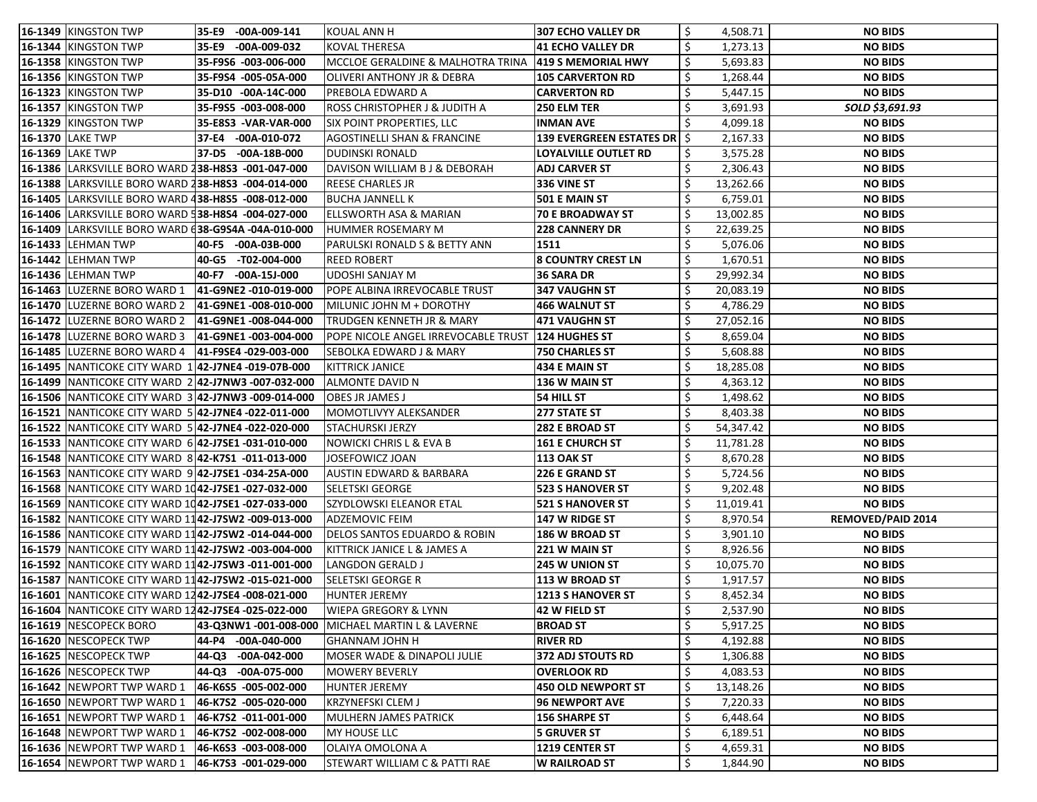| 16-1349 | KINGSTON TWP | 35-E9 -00A-009-141 | KOUAL ANN H | 307 ECHO VALLEY DR | $ | 4,508.71 | NO BIDS |
|---|---|---|---|---|---|---|---|
| 16-1344 | KINGSTON TWP | 35-E9 -00A-009-032 | KOVAL THERESA | 41 ECHO VALLEY DR | $ | 1,273.13 | NO BIDS |
| 16-1358 | KINGSTON TWP | 35-F9S6 -003-006-000 | MCCLOE GERALDINE & MALHOTRA TRINA | 419 S MEMORIAL HWY | $ | 5,693.83 | NO BIDS |
| 16-1356 | KINGSTON TWP | 35-F9S4 -005-05A-000 | OLIVERI ANTHONY JR & DEBRA | 105 CARVERTON RD | $ | 1,268.44 | NO BIDS |
| 16-1323 | KINGSTON TWP | 35-D10 -00A-14C-000 | PREBOLA EDWARD A | CARVERTON RD | $ | 5,447.15 | NO BIDS |
| 16-1357 | KINGSTON TWP | 35-F9S5 -003-008-000 | ROSS CHRISTOPHER J & JUDITH A | 250 ELM TER | $ | 3,691.93 | *SOLD $3,691.93* |
| 16-1329 | KINGSTON TWP | 35-E8S3 -VAR-VAR-000 | SIX POINT PROPERTIES, LLC | INMAN AVE | $ | 4,099.18 | NO BIDS |
| 16-1370 | LAKE TWP | 37-E4 -00A-010-072 | AGOSTINELLI SHAN & FRANCINE | 139 EVERGREEN ESTATES DR | $ | 2,167.33 | NO BIDS |
| 16-1369 | LAKE TWP | 37-D5 -00A-18B-000 | DUDINSKI RONALD | LOYALVILLE OUTLET RD | $ | 3,575.28 | NO BIDS |
| 16-1386 | LARKSVILLE BORO WARD 2 | 38-H8S3 -001-047-000 | DAVISON WILLIAM B J & DEBORAH | ADJ CARVER ST | $ | 2,306.43 | NO BIDS |
| 16-1388 | LARKSVILLE BORO WARD 2 | 38-H8S3 -004-014-000 | REESE CHARLES JR | 336 VINE ST | $ | 13,262.66 | NO BIDS |
| 16-1405 | LARKSVILLE BORO WARD 4 | 38-H8S5 -008-012-000 | BUCHA JANNELL K | 501 E MAIN ST | $ | 6,759.01 | NO BIDS |
| 16-1406 | LARKSVILLE BORO WARD 5 | 38-H8S4 -004-027-000 | ELLSWORTH ASA & MARIAN | 70 E BROADWAY ST | $ | 13,002.85 | NO BIDS |
| 16-1409 | LARKSVILLE BORO WARD 6 | 38-G9S4A -04A-010-000 | HUMMER ROSEMARY M | 228 CANNERY DR | $ | 22,639.25 | NO BIDS |
| 16-1433 | LEHMAN TWP | 40-F5 -00A-03B-000 | PARULSKI RONALD S & BETTY ANN | 1511 | $ | 5,076.06 | NO BIDS |
| 16-1442 | LEHMAN TWP | 40-G5 -T02-004-000 | REED ROBERT | 8 COUNTRY CREST LN | $ | 1,670.51 | NO BIDS |
| 16-1436 | LEHMAN TWP | 40-F7 -00A-15J-000 | UDOSHI SANJAY M | 36 SARA DR | $ | 29,992.34 | NO BIDS |
| 16-1463 | LUZERNE BORO WARD 1 | 41-G9NE2 -010-019-000 | POPE ALBINA IRREVOCABLE TRUST | 347 VAUGHN ST | $ | 20,083.19 | NO BIDS |
| 16-1470 | LUZERNE BORO WARD 2 | 41-G9NE1 -008-010-000 | MILUNIC JOHN M + DOROTHY | 466 WALNUT ST | $ | 4,786.29 | NO BIDS |
| 16-1472 | LUZERNE BORO WARD 2 | 41-G9NE1 -008-044-000 | TRUDGEN KENNETH JR & MARY | 471 VAUGHN ST | $ | 27,052.16 | NO BIDS |
| 16-1478 | LUZERNE BORO WARD 3 | 41-G9NE1 -003-004-000 | POPE NICOLE ANGEL IRREVOCABLE TRUST | 124 HUGHES ST | $ | 8,659.04 | NO BIDS |
| 16-1485 | LUZERNE BORO WARD 4 | 41-F9SE4 -029-003-000 | SEBOLKA EDWARD J & MARY | 750 CHARLES ST | $ | 5,608.88 | NO BIDS |
| 16-1495 | NANTICOKE CITY WARD 1 | 42-J7NE4 -019-07B-000 | KITTRICK JANICE | 434 E MAIN ST | $ | 18,285.08 | NO BIDS |
| 16-1499 | NANTICOKE CITY WARD 2 | 42-J7NW3 -007-032-000 | ALMONTE DAVID N | 136 W MAIN ST | $ | 4,363.12 | NO BIDS |
| 16-1506 | NANTICOKE CITY WARD 3 | 42-J7NW3 -009-014-000 | OBES JR JAMES J | 54 HILL ST | $ | 1,498.62 | NO BIDS |
| 16-1521 | NANTICOKE CITY WARD 5 | 42-J7NE4 -022-011-000 | MOMOTLIVYY ALEKSANDER | 277 STATE ST | $ | 8,403.38 | NO BIDS |
| 16-1522 | NANTICOKE CITY WARD 5 | 42-J7NE4 -022-020-000 | STACHURSKI JERZY | 282 E BROAD ST | $ | 54,347.42 | NO BIDS |
| 16-1533 | NANTICOKE CITY WARD 6 | 42-J7SE1 -031-010-000 | NOWICKI CHRIS L & EVA B | 161 E CHURCH ST | $ | 11,781.28 | NO BIDS |
| 16-1548 | NANTICOKE CITY WARD 8 | 42-K7S1 -011-013-000 | JOSEFOWICZ JOAN | 113 OAK ST | $ | 8,670.28 | NO BIDS |
| 16-1563 | NANTICOKE CITY WARD 9 | 42-J7SE1 -034-25A-000 | AUSTIN EDWARD & BARBARA | 226 E GRAND ST | $ | 5,724.56 | NO BIDS |
| 16-1568 | NANTICOKE CITY WARD 10 | 42-J7SE1 -027-032-000 | SELETSKI GEORGE | 523 S HANOVER ST | $ | 9,202.48 | NO BIDS |
| 16-1569 | NANTICOKE CITY WARD 10 | 42-J7SE1 -027-033-000 | SZYDLOWSKI ELEANOR ETAL | 521 S HANOVER ST | $ | 11,019.41 | NO BIDS |
| 16-1582 | NANTICOKE CITY WARD 11 | 42-J7SW2 -009-013-000 | ADZEMOVIC FEIM | 147 W RIDGE ST | $ | 8,970.54 | REMOVED/PAID 2014 |
| 16-1586 | NANTICOKE CITY WARD 11 | 42-J7SW2 -014-044-000 | DELOS SANTOS EDUARDO & ROBIN | 186 W BROAD ST | $ | 3,901.10 | NO BIDS |
| 16-1579 | NANTICOKE CITY WARD 11 | 42-J7SW2 -003-004-000 | KITTRICK JANICE L & JAMES A | 221 W MAIN ST | $ | 8,926.56 | NO BIDS |
| 16-1592 | NANTICOKE CITY WARD 11 | 42-J7SW3 -011-001-000 | LANGDON GERALD J | 245 W UNION ST | $ | 10,075.70 | NO BIDS |
| 16-1587 | NANTICOKE CITY WARD 11 | 42-J7SW2 -015-021-000 | SELETSKI GEORGE R | 113 W BROAD ST | $ | 1,917.57 | NO BIDS |
| 16-1601 | NANTICOKE CITY WARD 12 | 42-J7SE4 -008-021-000 | HUNTER JEREMY | 1213 S HANOVER ST | $ | 8,452.34 | NO BIDS |
| 16-1604 | NANTICOKE CITY WARD 12 | 42-J7SE4 -025-022-000 | WIEPA GREGORY & LYNN | 42 W FIELD ST | $ | 2,537.90 | NO BIDS |
| 16-1619 | NESCOPECK BORO | 43-Q3NW1 -001-008-000 | MICHAEL MARTIN L & LAVERNE | BROAD ST | $ | 5,917.25 | NO BIDS |
| 16-1620 | NESCOPECK BORO | 44-P4 -00A-040-000 | GHANNAM JOHN H | RIVER RD | $ | 4,192.88 | NO BIDS |
| 16-1625 | NESCOPECK TWP | 44-Q3 -00A-042-000 | MOSER WADE & DINAPOLI JULIE | 372 ADJ STOUTS RD | $ | 1,306.88 | NO BIDS |
| 16-1626 | NESCOPECK TWP | 44-Q3 -00A-075-000 | MOWERY BEVERLY | OVERLOOK RD | $ | 4,083.53 | NO BIDS |
| 16-1642 | NEWPORT TWP WARD 1 | 46-K6S5 -005-002-000 | HUNTER JEREMY | 450 OLD NEWPORT ST | $ | 13,148.26 | NO BIDS |
| 16-1650 | NEWPORT TWP WARD 1 | 46-K7S2 -005-020-000 | KRZYNEFSKI CLEM J | 96 NEWPORT AVE | $ | 7,220.33 | NO BIDS |
| 16-1651 | NEWPORT TWP WARD 1 | 46-K7S2 -011-001-000 | MULHERN JAMES PATRICK | 156 SHARPE ST | $ | 6,448.64 | NO BIDS |
| 16-1648 | NEWPORT TWP WARD 1 | 46-K7S2 -002-008-000 | MY HOUSE LLC | 5 GRUVER ST | $ | 6,189.51 | NO BIDS |
| 16-1636 | NEWPORT TWP WARD 1 | 46-K6S3 -003-008-000 | OLAIYA OMOLONA A | 1219 CENTER ST | $ | 4,659.31 | NO BIDS |
| 16-1654 | NEWPORT TWP WARD 1 | 46-K7S3 -001-029-000 | STEWART WILLIAM C & PATTI RAE | W RAILROAD ST | $ | 1,844.90 | NO BIDS |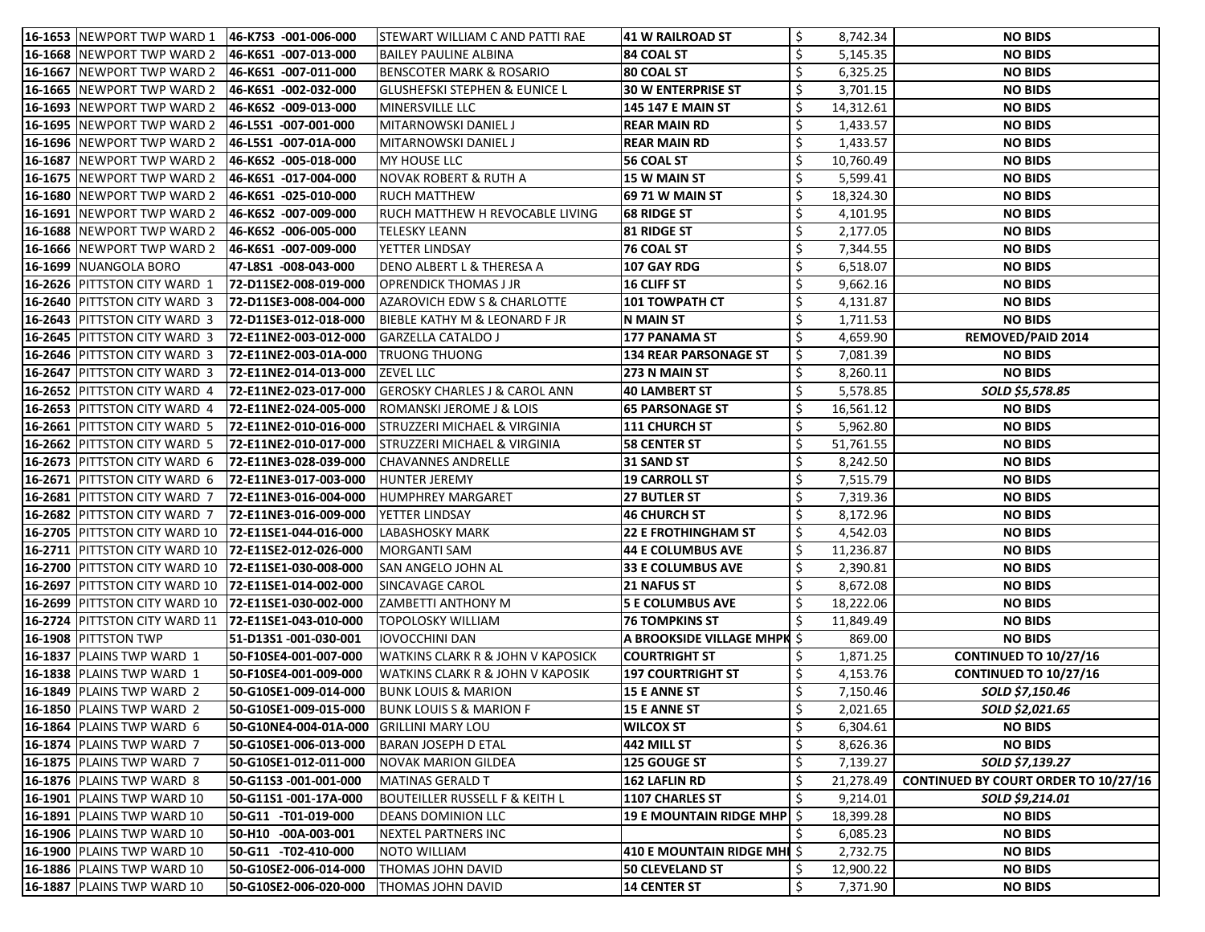| | | | | | | |
|---|---|---|---|---|---|---|
| **16-1653** | NEWPORT TWP WARD 1 | **46-K7S3 -001-006-000** | STEWART WILLIAM C AND PATTI RAE | **41 W RAILROAD ST** | $ 8,742.34 | **NO BIDS** |
| **16-1668** | NEWPORT TWP WARD 2 | **46-K6S1 -007-013-000** | BAILEY PAULINE ALBINA | **84 COAL ST** | $ 5,145.35 | **NO BIDS** |
| **16-1667** | NEWPORT TWP WARD 2 | **46-K6S1 -007-011-000** | BENSCOTER MARK & ROSARIO | **80 COAL ST** | $ 6,325.25 | **NO BIDS** |
| **16-1665** | NEWPORT TWP WARD 2 | **46-K6S1 -002-032-000** | GLUSHEFSKI STEPHEN & EUNICE L | **30 W ENTERPRISE ST** | $ 3,701.15 | **NO BIDS** |
| **16-1693** | NEWPORT TWP WARD 2 | **46-K6S2 -009-013-000** | MINERSVILLE LLC | **145 147 E MAIN ST** | $ 14,312.61 | **NO BIDS** |
| **16-1695** | NEWPORT TWP WARD 2 | **46-L5S1 -007-001-000** | MITARNOWSKI DANIEL J | **REAR MAIN RD** | $ 1,433.57 | **NO BIDS** |
| **16-1696** | NEWPORT TWP WARD 2 | **46-L5S1 -007-01A-000** | MITARNOWSKI DANIEL J | **REAR MAIN RD** | $ 1,433.57 | **NO BIDS** |
| **16-1687** | NEWPORT TWP WARD 2 | **46-K6S2 -005-018-000** | MY HOUSE LLC | **56 COAL ST** | $ 10,760.49 | **NO BIDS** |
| **16-1675** | NEWPORT TWP WARD 2 | **46-K6S1 -017-004-000** | NOVAK ROBERT & RUTH A | **15 W MAIN ST** | $ 5,599.41 | **NO BIDS** |
| **16-1680** | NEWPORT TWP WARD 2 | **46-K6S1 -025-010-000** | RUCH MATTHEW | **69 71 W MAIN ST** | $ 18,324.30 | **NO BIDS** |
| **16-1691** | NEWPORT TWP WARD 2 | **46-K6S2 -007-009-000** | RUCH MATTHEW H REVOCABLE LIVING | **68 RIDGE ST** | $ 4,101.95 | **NO BIDS** |
| **16-1688** | NEWPORT TWP WARD 2 | **46-K6S2 -006-005-000** | TELESKY LEANN | **81 RIDGE ST** | $ 2,177.05 | **NO BIDS** |
| **16-1666** | NEWPORT TWP WARD 2 | **46-K6S1 -007-009-000** | YETTER LINDSAY | **76 COAL ST** | $ 7,344.55 | **NO BIDS** |
| **16-1699** | NUANGOLA BORO | **47-L8S1 -008-043-000** | DENO ALBERT L & THERESA A | **107 GAY RDG** | $ 6,518.07 | **NO BIDS** |
| **16-2626** | PITTSTON CITY WARD 1 | **72-D11SE2-008-019-000** | OPRENDICK THOMAS J JR | **16 CLIFF ST** | $ 9,662.16 | **NO BIDS** |
| **16-2640** | PITTSTON CITY WARD 3 | **72-D11SE3-008-004-000** | AZAROVICH EDW S & CHARLOTTE | **101 TOWPATH CT** | $ 4,131.87 | **NO BIDS** |
| **16-2643** | PITTSTON CITY WARD 3 | **72-D11SE3-012-018-000** | BIEBLE KATHY M & LEONARD F JR | **N MAIN ST** | $ 1,711.53 | **NO BIDS** |
| **16-2645** | PITTSTON CITY WARD 3 | **72-E11NE2-003-012-000** | GARZELLA CATALDO J | **177 PANAMA ST** | $ 4,659.90 | **REMOVED/PAID 2014** |
| **16-2646** | PITTSTON CITY WARD 3 | **72-E11NE2-003-01A-000** | TRUONG THUONG | **134 REAR PARSONAGE ST** | $ 7,081.39 | **NO BIDS** |
| **16-2647** | PITTSTON CITY WARD 3 | **72-E11NE2-014-013-000** | ZEVEL LLC | **273 N MAIN ST** | $ 8,260.11 | **NO BIDS** |
| **16-2652** | PITTSTON CITY WARD 4 | **72-E11NE2-023-017-000** | GEROSKY CHARLES J & CAROL ANN | **40 LAMBERT ST** | $ 5,578.85 | ***SOLD $5,578.85*** |
| **16-2653** | PITTSTON CITY WARD 4 | **72-E11NE2-024-005-000** | ROMANSKI JEROME J & LOIS | **65 PARSONAGE ST** | $ 16,561.12 | **NO BIDS** |
| **16-2661** | PITTSTON CITY WARD 5 | **72-E11NE2-010-016-000** | STRUZZERI MICHAEL & VIRGINIA | **111 CHURCH ST** | $ 5,962.80 | **NO BIDS** |
| **16-2662** | PITTSTON CITY WARD 5 | **72-E11NE2-010-017-000** | STRUZZERI MICHAEL & VIRGINIA | **58 CENTER ST** | $ 51,761.55 | **NO BIDS** |
| **16-2673** | PITTSTON CITY WARD 6 | **72-E11NE3-028-039-000** | CHAVANNES ANDRELLE | **31 SAND ST** | $ 8,242.50 | **NO BIDS** |
| **16-2671** | PITTSTON CITY WARD 6 | **72-E11NE3-017-003-000** | HUNTER JEREMY | **19 CARROLL ST** | $ 7,515.79 | **NO BIDS** |
| **16-2681** | PITTSTON CITY WARD 7 | **72-E11NE3-016-004-000** | HUMPHREY MARGARET | **27 BUTLER ST** | $ 7,319.36 | **NO BIDS** |
| **16-2682** | PITTSTON CITY WARD 7 | **72-E11NE3-016-009-000** | YETTER LINDSAY | **46 CHURCH ST** | $ 8,172.96 | **NO BIDS** |
| **16-2705** | PITTSTON CITY WARD 10 | **72-E11SE1-044-016-000** | LABASHOSKY MARK | **22 E FROTHINGHAM ST** | $ 4,542.03 | **NO BIDS** |
| **16-2711** | PITTSTON CITY WARD 10 | **72-E11SE2-012-026-000** | MORGANTI SAM | **44 E COLUMBUS AVE** | $ 11,236.87 | **NO BIDS** |
| **16-2700** | PITTSTON CITY WARD 10 | **72-E11SE1-030-008-000** | SAN ANGELO JOHN AL | **33 E COLUMBUS AVE** | $ 2,390.81 | **NO BIDS** |
| **16-2697** | PITTSTON CITY WARD 10 | **72-E11SE1-014-002-000** | SINCAVAGE CAROL | **21 NAFUS ST** | $ 8,672.08 | **NO BIDS** |
| **16-2699** | PITTSTON CITY WARD 10 | **72-E11SE1-030-002-000** | ZAMBETTI ANTHONY M | **5 E COLUMBUS AVE** | $ 18,222.06 | **NO BIDS** |
| **16-2724** | PITTSTON CITY WARD 11 | **72-E11SE1-043-010-000** | TOPOLOSKY WILLIAM | **76 TOMPKINS ST** | $ 11,849.49 | **NO BIDS** |
| **16-1908** | PITTSTON TWP | **51-D13S1 -001-030-001** | IOVOCCHINI DAN | **A BROOKSIDE VILLAGE MHPK** | $ 869.00 | **NO BIDS** |
| **16-1837** | PLAINS TWP WARD 1 | **50-F10SE4-001-007-000** | WATKINS CLARK R & JOHN V KAPOSICK | **COURTRIGHT ST** | $ 1,871.25 | **CONTINUED TO 10/27/16** |
| **16-1838** | PLAINS TWP WARD 1 | **50-F10SE4-001-009-000** | WATKINS CLARK R & JOHN V KAPOSIK | **197 COURTRIGHT ST** | $ 4,153.76 | **CONTINUED TO 10/27/16** |
| **16-1849** | PLAINS TWP WARD 2 | **50-G10SE1-009-014-000** | BUNK LOUIS & MARION | **15 E ANNE ST** | $ 7,150.46 | ***SOLD $7,150.46*** |
| **16-1850** | PLAINS TWP WARD 2 | **50-G10SE1-009-015-000** | BUNK LOUIS S & MARION F | **15 E ANNE ST** | $ 2,021.65 | ***SOLD $2,021.65*** |
| **16-1864** | PLAINS TWP WARD 6 | **50-G10NE4-004-01A-000** | GRILLINI MARY LOU | **WILCOX ST** | $ 6,304.61 | **NO BIDS** |
| **16-1874** | PLAINS TWP WARD 7 | **50-G10SE1-006-013-000** | BARAN JOSEPH D ETAL | **442 MILL ST** | $ 8,626.36 | **NO BIDS** |
| **16-1875** | PLAINS TWP WARD 7 | **50-G10SE1-012-011-000** | NOVAK MARION GILDEA | **125 GOUGE ST** | $ 7,139.27 | ***SOLD $7,139.27*** |
| **16-1876** | PLAINS TWP WARD 8 | **50-G11S3 -001-001-000** | MATINAS GERALD T | **162 LAFLIN RD** | $ 21,278.49 | **CONTINUED BY COURT ORDER TO 10/27/16** |
| **16-1901** | PLAINS TWP WARD 10 | **50-G11S1 -001-17A-000** | BOUTEILLER RUSSELL F & KEITH L | **1107 CHARLES ST** | $ 9,214.01 | ***SOLD $9,214.01*** |
| **16-1891** | PLAINS TWP WARD 10 | **50-G11 -T01-019-000** | DEANS DOMINION LLC | **19 E MOUNTAIN RIDGE MHP** | $ 18,399.28 | **NO BIDS** |
| **16-1906** | PLAINS TWP WARD 10 | **50-H10 -00A-003-001** | NEXTEL PARTNERS INC | | $ 6,085.23 | **NO BIDS** |
| **16-1900** | PLAINS TWP WARD 10 | **50-G11 -T02-410-000** | NOTO WILLIAM | **410 E MOUNTAIN RIDGE MHI** | $ 2,732.75 | **NO BIDS** |
| **16-1886** | PLAINS TWP WARD 10 | **50-G10SE2-006-014-000** | THOMAS JOHN DAVID | **50 CLEVELAND ST** | $ 12,900.22 | **NO BIDS** |
| **16-1887** | PLAINS TWP WARD 10 | **50-G10SE2-006-020-000** | THOMAS JOHN DAVID | **14 CENTER ST** | $ 7,371.90 | **NO BIDS** |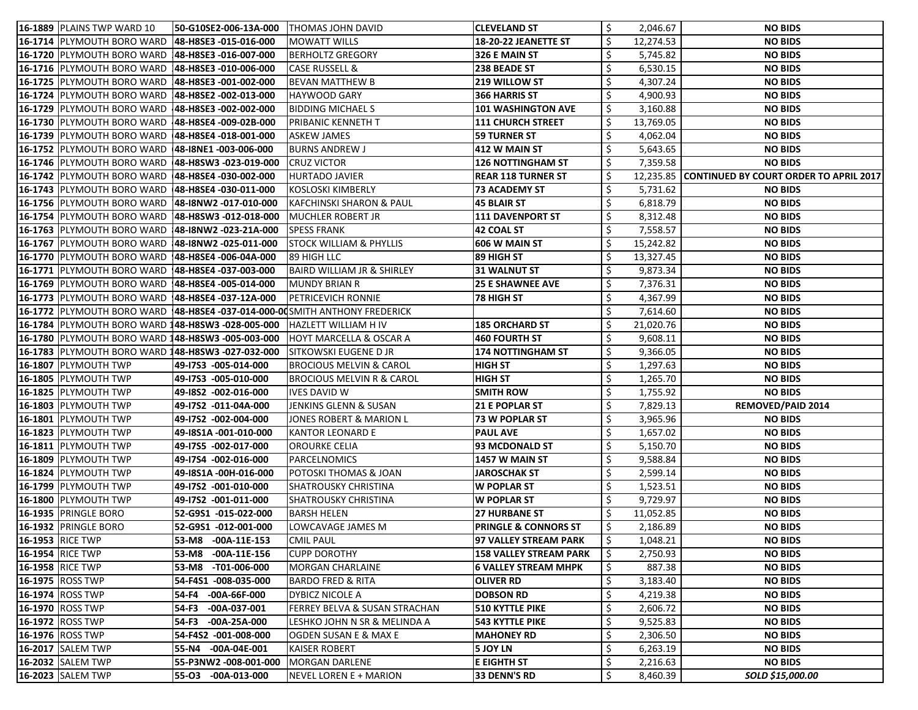| | | | | | | |
|---|---|---|---|---|---|---|
| **16-1889** | PLAINS TWP WARD 10 | **50-G10SE2-006-13A-000** | THOMAS JOHN DAVID | **CLEVELAND ST** | $ 2,046.67 | **NO BIDS** |
| **16-1714** | PLYMOUTH BORO WARD | **48-H8SE3 -015-016-000** | MOWATT WILLS | **18-20-22 JEANETTE ST** | $ 12,274.53 | **NO BIDS** |
| **16-1720** | PLYMOUTH BORO WARD | **48-H8SE3 -016-007-000** | BERHOLTZ GREGORY | **326 E MAIN ST** | $ 5,745.82 | **NO BIDS** |
| **16-1716** | PLYMOUTH BORO WARD | **48-H8SE3 -010-006-000** | CASE RUSSELL & | **238 BEADE ST** | $ 6,530.15 | **NO BIDS** |
| **16-1725** | PLYMOUTH BORO WARD | **48-H8SE3 -001-002-000** | BEVAN MATTHEW B | **219 WILLOW ST** | $ 4,307.24 | **NO BIDS** |
| **16-1724** | PLYMOUTH BORO WARD | **48-H8SE2 -002-013-000** | HAYWOOD GARY | **366 HARRIS ST** | $ 4,900.93 | **NO BIDS** |
| **16-1729** | PLYMOUTH BORO WARD | **48-H8SE3 -002-002-000** | BIDDING MICHAEL S | **101 WASHINGTON AVE** | $ 3,160.88 | **NO BIDS** |
| **16-1730** | PLYMOUTH BORO WARD | **48-H8SE4 -009-02B-000** | PRIBANIC KENNETH T | **111 CHURCH STREET** | $ 13,769.05 | **NO BIDS** |
| **16-1739** | PLYMOUTH BORO WARD | **48-H8SE4 -018-001-000** | ASKEW JAMES | **59 TURNER ST** | $ 4,062.04 | **NO BIDS** |
| **16-1752** | PLYMOUTH BORO WARD | **48-I8NE1 -003-006-000** | BURNS ANDREW J | **412 W MAIN ST** | $ 5,643.65 | **NO BIDS** |
| **16-1746** | PLYMOUTH BORO WARD | **48-H8SW3 -023-019-000** | CRUZ VICTOR | **126 NOTTINGHAM ST** | $ 7,359.58 | **NO BIDS** |
| **16-1742** | PLYMOUTH BORO WARD | **48-H8SE4 -030-002-000** | HURTADO JAVIER | **REAR 118 TURNER ST** | $ 12,235.85 | **CONTINUED BY COURT ORDER TO APRIL 2017** |
| **16-1743** | PLYMOUTH BORO WARD | **48-H8SE4 -030-011-000** | KOSLOSKI KIMBERLY | **73 ACADEMY ST** | $ 5,731.62 | **NO BIDS** |
| **16-1756** | PLYMOUTH BORO WARD | **48-I8NW2 -017-010-000** | KAFCHINSKI SHARON & PAUL | **45 BLAIR ST** | $ 6,818.79 | **NO BIDS** |
| **16-1754** | PLYMOUTH BORO WARD | **48-H8SW3 -012-018-000** | MUCHLER ROBERT JR | **111 DAVENPORT ST** | $ 8,312.48 | **NO BIDS** |
| **16-1763** | PLYMOUTH BORO WARD | **48-I8NW2 -023-21A-000** | SPESS FRANK | **42 COAL ST** | $ 7,558.57 | **NO BIDS** |
| **16-1767** | PLYMOUTH BORO WARD | **48-I8NW2 -025-011-000** | STOCK WILLIAM & PHYLLIS | **606 W MAIN ST** | $ 15,242.82 | **NO BIDS** |
| **16-1770** | PLYMOUTH BORO WARD | **48-H8SE4 -006-04A-000** | 89 HIGH LLC | **89 HIGH ST** | $ 13,327.45 | **NO BIDS** |
| **16-1771** | PLYMOUTH BORO WARD | **48-H8SE4 -037-003-000** | BAIRD WILLIAM JR & SHIRLEY | **31 WALNUT ST** | $ 9,873.34 | **NO BIDS** |
| **16-1769** | PLYMOUTH BORO WARD | **48-H8SE4 -005-014-000** | MUNDY BRIAN R | **25 E SHAWNEE AVE** | $ 7,376.31 | **NO BIDS** |
| **16-1773** | PLYMOUTH BORO WARD | **48-H8SE4 -037-12A-000** | PETRICEVICH RONNIE | **78 HIGH ST** | $ 4,367.99 | **NO BIDS** |
| **16-1772** | PLYMOUTH BORO WARD | **48-H8SE4 -037-014-000-00** | SMITH ANTHONY FREDERICK | | $ 7,614.60 | **NO BIDS** |
| **16-1784** | PLYMOUTH BORO WARD | **48-H8SW3 -028-005-000** | HAZLETT WILLIAM H IV | **185 ORCHARD ST** | $ 21,020.76 | **NO BIDS** |
| **16-1780** | PLYMOUTH BORO WARD | **48-H8SW3 -005-003-000** | HOYT MARCELLA & OSCAR A | **460 FOURTH ST** | $ 9,608.11 | **NO BIDS** |
| **16-1783** | PLYMOUTH BORO WARD | **48-H8SW3 -027-032-000** | SITKOWSKI EUGENE D JR | **174 NOTTINGHAM ST** | $ 9,366.05 | **NO BIDS** |
| **16-1807** | PLYMOUTH TWP | **49-I7S3 -005-014-000** | BROCIOUS MELVIN & CAROL | **HIGH ST** | $ 1,297.63 | **NO BIDS** |
| **16-1805** | PLYMOUTH TWP | **49-I7S3 -005-010-000** | BROCIOUS MELVIN R & CAROL | **HIGH ST** | $ 1,265.70 | **NO BIDS** |
| **16-1825** | PLYMOUTH TWP | **49-I8S2 -002-016-000** | IVES DAVID W | **SMITH ROW** | $ 1,755.92 | **NO BIDS** |
| **16-1803** | PLYMOUTH TWP | **49-I7S2 -011-04A-000** | JENKINS GLENN & SUSAN | **21 E POPLAR ST** | $ 7,829.13 | **REMOVED/PAID 2014** |
| **16-1801** | PLYMOUTH TWP | **49-I7S2 -002-004-000** | JONES ROBERT & MARION L | **73 W POPLAR ST** | $ 3,965.96 | **NO BIDS** |
| **16-1823** | PLYMOUTH TWP | **49-I8S1A -001-010-000** | KANTOR LEONARD E | **PAUL AVE** | $ 1,657.02 | **NO BIDS** |
| **16-1811** | PLYMOUTH TWP | **49-I7S5 -002-017-000** | OROURKE CELIA | **93 MCDONALD ST** | $ 5,150.70 | **NO BIDS** |
| **16-1809** | PLYMOUTH TWP | **49-I7S4 -002-016-000** | PARCELNOMICS | **1457 W MAIN ST** | $ 9,588.84 | **NO BIDS** |
| **16-1824** | PLYMOUTH TWP | **49-I8S1A -00H-016-000** | POTOSKI THOMAS & JOAN | **JAROSCHAK ST** | $ 2,599.14 | **NO BIDS** |
| **16-1799** | PLYMOUTH TWP | **49-I7S2 -001-010-000** | SHATROUSKY CHRISTINA | **W POPLAR ST** | $ 1,523.51 | **NO BIDS** |
| **16-1800** | PLYMOUTH TWP | **49-I7S2 -001-011-000** | SHATROUSKY CHRISTINA | **W POPLAR ST** | $ 9,729.97 | **NO BIDS** |
| **16-1935** | PRINGLE BORO | **52-G9S1 -015-022-000** | BARSH HELEN | **27 HURBANE ST** | $ 11,052.85 | **NO BIDS** |
| **16-1932** | PRINGLE BORO | **52-G9S1 -012-001-000** | LOWCAVAGE JAMES M | **PRINGLE & CONNORS ST** | $ 2,186.89 | **NO BIDS** |
| **16-1953** | RICE TWP | **53-M8 -00A-11E-153** | CMIL PAUL | **97 VALLEY STREAM PARK** | $ 1,048.21 | **NO BIDS** |
| **16-1954** | RICE TWP | **53-M8 -00A-11E-156** | CUPP DOROTHY | **158 VALLEY STREAM PARK** | $ 2,750.93 | **NO BIDS** |
| **16-1958** | RICE TWP | **53-M8 -T01-006-000** | MORGAN CHARLAINE | **6 VALLEY STREAM MHPK** | $ 887.38 | **NO BIDS** |
| **16-1975** | ROSS TWP | **54-F4S1 -008-035-000** | BARDO FRED & RITA | **OLIVER RD** | $ 3,183.40 | **NO BIDS** |
| **16-1974** | ROSS TWP | **54-F4 -00A-66F-000** | DYBICZ NICOLE A | **DOBSON RD** | $ 4,219.38 | **NO BIDS** |
| **16-1970** | ROSS TWP | **54-F3 -00A-037-001** | FERREY BELVA & SUSAN STRACHAN | **510 KYTTLE PIKE** | $ 2,606.72 | **NO BIDS** |
| **16-1972** | ROSS TWP | **54-F3 -00A-25A-000** | LESHKO JOHN N SR & MELINDA A | **543 KYTTLE PIKE** | $ 9,525.83 | **NO BIDS** |
| **16-1976** | ROSS TWP | **54-F4S2 -001-008-000** | OGDEN SUSAN E & MAX E | **MAHONEY RD** | $ 2,306.50 | **NO BIDS** |
| **16-2017** | SALEM TWP | **55-N4 -00A-04E-001** | KAISER ROBERT | **5 JOY LN** | $ 6,263.19 | **NO BIDS** |
| **16-2032** | SALEM TWP | **55-P3NW2 -008-001-000** | MORGAN DARLENE | **E EIGHTH ST** | $ 2,216.63 | **NO BIDS** |
| **16-2023** | SALEM TWP | **55-O3 -00A-013-000** | NEVEL LOREN E + MARION | **33 DENN'S RD** | $ 8,460.39 | ***SOLD $15,000.00*** |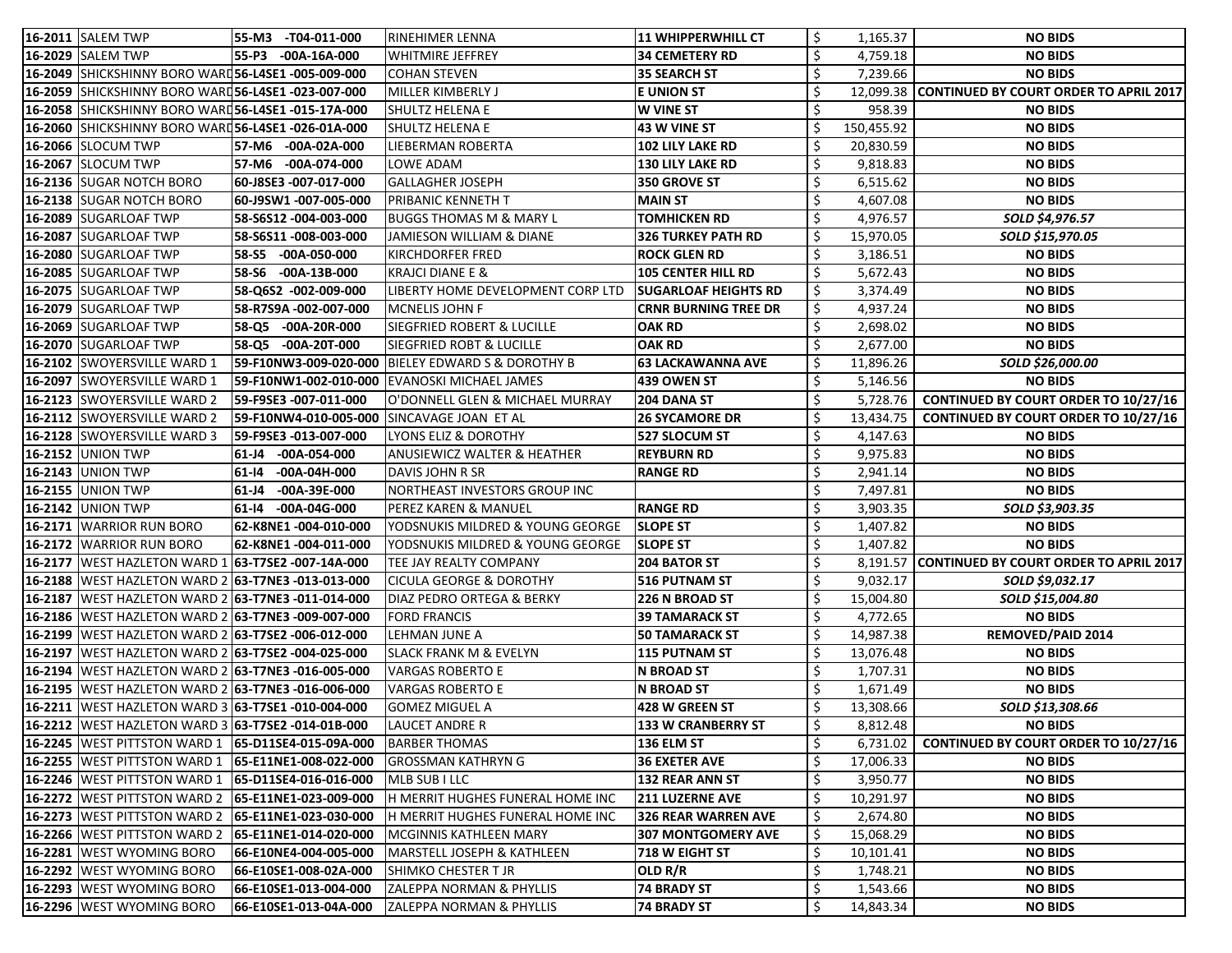| | | | | | | |
|---|---|---|---|---|---|---|
| 16-2011 | SALEM TWP | 55-M3 -T04-011-000 | RINEHIMER LENNA | 11 WHIPPERWHILL CT | $ 1,165.37 | NO BIDS |
| 16-2029 | SALEM TWP | 55-P3 -00A-16A-000 | WHITMIRE JEFFREY | 34 CEMETERY RD | $ 4,759.18 | NO BIDS |
| 16-2049 | SHICKSHINNY BORO WARD | 56-L4SE1 -005-009-000 | COHAN STEVEN | 35 SEARCH ST | $ 7,239.66 | NO BIDS |
| 16-2059 | SHICKSHINNY BORO WARD | 56-L4SE1 -023-007-000 | MILLER KIMBERLY J | E UNION ST | $ 12,099.38 | CONTINUED BY COURT ORDER TO APRIL 2017 |
| 16-2058 | SHICKSHINNY BORO WARD | 56-L4SE1 -015-17A-000 | SHULTZ HELENA E | W VINE ST | $ 958.39 | NO BIDS |
| 16-2060 | SHICKSHINNY BORO WARD | 56-L4SE1 -026-01A-000 | SHULTZ HELENA E | 43 W VINE ST | $ 150,455.92 | NO BIDS |
| 16-2066 | SLOCUM TWP | 57-M6 -00A-02A-000 | LIEBERMAN ROBERTA | 102 LILY LAKE RD | $ 20,830.59 | NO BIDS |
| 16-2067 | SLOCUM TWP | 57-M6 -00A-074-000 | LOWE ADAM | 130 LILY LAKE RD | $ 9,818.83 | NO BIDS |
| 16-2136 | SUGAR NOTCH BORO | 60-J8SE3 -007-017-000 | GALLAGHER JOSEPH | 350 GROVE ST | $ 6,515.62 | NO BIDS |
| 16-2138 | SUGAR NOTCH BORO | 60-J9SW1 -007-005-000 | PRIBANIC KENNETH T | MAIN ST | $ 4,607.08 | NO BIDS |
| 16-2089 | SUGARLOAF TWP | 58-S6S12 -004-003-000 | BUGGS THOMAS M & MARY L | TOMHICKEN RD | $ 4,976.57 | *SOLD $4,976.57* |
| 16-2087 | SUGARLOAF TWP | 58-S6S11 -008-003-000 | JAMIESON WILLIAM & DIANE | 326 TURKEY PATH RD | $ 15,970.05 | *SOLD $15,970.05* |
| 16-2080 | SUGARLOAF TWP | 58-S5 -00A-050-000 | KIRCHDORFER FRED | ROCK GLEN RD | $ 3,186.51 | NO BIDS |
| 16-2085 | SUGARLOAF TWP | 58-S6 -00A-13B-000 | KRAJCI DIANE E & | 105 CENTER HILL RD | $ 5,672.43 | NO BIDS |
| 16-2075 | SUGARLOAF TWP | 58-Q6S2 -002-009-000 | LIBERTY HOME DEVELOPMENT CORP LTD | SUGARLOAF HEIGHTS RD | $ 3,374.49 | NO BIDS |
| 16-2079 | SUGARLOAF TWP | 58-R7S9A -002-007-000 | MCNELIS JOHN F | CRNR BURNING TREE DR | $ 4,937.24 | NO BIDS |
| 16-2069 | SUGARLOAF TWP | 58-Q5 -00A-20R-000 | SIEGFRIED ROBERT & LUCILLE | OAK RD | $ 2,698.02 | NO BIDS |
| 16-2070 | SUGARLOAF TWP | 58-Q5 -00A-20T-000 | SIEGFRIED ROBT & LUCILLE | OAK RD | $ 2,677.00 | NO BIDS |
| 16-2102 | SWOYERSVILLE WARD 1 | 59-F10NW3-009-020-000 | BIELEY EDWARD S & DOROTHY B | 63 LACKAWANNA AVE | $ 11,896.26 | *SOLD $26,000.00* |
| 16-2097 | SWOYERSVILLE WARD 1 | 59-F10NW1-002-010-000 | EVANOSKI MICHAEL JAMES | 439 OWEN ST | $ 5,146.56 | NO BIDS |
| 16-2123 | SWOYERSVILLE WARD 2 | 59-F9SE3 -007-011-000 | O'DONNELL GLEN & MICHAEL MURRAY | 204 DANA ST | $ 5,728.76 | CONTINUED BY COURT ORDER TO 10/27/16 |
| 16-2112 | SWOYERSVILLE WARD 2 | 59-F10NW4-010-005-000 | SINCAVAGE JOAN ET AL | 26 SYCAMORE DR | $ 13,434.75 | CONTINUED BY COURT ORDER TO 10/27/16 |
| 16-2128 | SWOYERSVILLE WARD 3 | 59-F9SE3 -013-007-000 | LYONS ELIZ & DOROTHY | 527 SLOCUM ST | $ 4,147.63 | NO BIDS |
| 16-2152 | UNION TWP | 61-J4 -00A-054-000 | ANUSIEWICZ WALTER & HEATHER | REYBURN RD | $ 9,975.83 | NO BIDS |
| 16-2143 | UNION TWP | 61-I4 -00A-04H-000 | DAVIS JOHN R SR | RANGE RD | $ 2,941.14 | NO BIDS |
| 16-2155 | UNION TWP | 61-J4 -00A-39E-000 | NORTHEAST INVESTORS GROUP INC | | $ 7,497.81 | NO BIDS |
| 16-2142 | UNION TWP | 61-I4 -00A-04G-000 | PEREZ KAREN & MANUEL | RANGE RD | $ 3,903.35 | *SOLD $3,903.35* |
| 16-2171 | WARRIOR RUN BORO | 62-K8NE1 -004-010-000 | YODSNUKIS MILDRED & YOUNG GEORGE | SLOPE ST | $ 1,407.82 | NO BIDS |
| 16-2172 | WARRIOR RUN BORO | 62-K8NE1 -004-011-000 | YODSNUKIS MILDRED & YOUNG GEORGE | SLOPE ST | $ 1,407.82 | NO BIDS |
| 16-2177 | WEST HAZLETON WARD 1 | 63-T7SE2 -007-14A-000 | TEE JAY REALTY COMPANY | 204 BATOR ST | $ 8,191.57 | CONTINUED BY COURT ORDER TO APRIL 2017 |
| 16-2188 | WEST HAZLETON WARD 2 | 63-T7NE3 -013-013-000 | CICULA GEORGE & DOROTHY | 516 PUTNAM ST | $ 9,032.17 | *SOLD $9,032.17* |
| 16-2187 | WEST HAZLETON WARD 2 | 63-T7NE3 -011-014-000 | DIAZ PEDRO ORTEGA & BERKY | 226 N BROAD ST | $ 15,004.80 | *SOLD $15,004.80* |
| 16-2186 | WEST HAZLETON WARD 2 | 63-T7NE3 -009-007-000 | FORD FRANCIS | 39 TAMARACK ST | $ 4,772.65 | NO BIDS |
| 16-2199 | WEST HAZLETON WARD 2 | 63-T7SE2 -006-012-000 | LEHMAN JUNE A | 50 TAMARACK ST | $ 14,987.38 | REMOVED/PAID 2014 |
| 16-2197 | WEST HAZLETON WARD 2 | 63-T7SE2 -004-025-000 | SLACK FRANK M & EVELYN | 115 PUTNAM ST | $ 13,076.48 | NO BIDS |
| 16-2194 | WEST HAZLETON WARD 2 | 63-T7NE3 -016-005-000 | VARGAS ROBERTO E | N BROAD ST | $ 1,707.31 | NO BIDS |
| 16-2195 | WEST HAZLETON WARD 2 | 63-T7NE3 -016-006-000 | VARGAS ROBERTO E | N BROAD ST | $ 1,671.49 | NO BIDS |
| 16-2211 | WEST HAZLETON WARD 3 | 63-T7SE1 -010-004-000 | GOMEZ MIGUEL A | 428 W GREEN ST | $ 13,308.66 | *SOLD $13,308.66* |
| 16-2212 | WEST HAZLETON WARD 3 | 63-T7SE2 -014-01B-000 | LAUCET ANDRE R | 133 W CRANBERRY ST | $ 8,812.48 | NO BIDS |
| 16-2245 | WEST PITTSTON WARD 1 | 65-D11SE4-015-09A-000 | BARBER THOMAS | 136 ELM ST | $ 6,731.02 | CONTINUED BY COURT ORDER TO 10/27/16 |
| 16-2255 | WEST PITTSTON WARD 1 | 65-E11NE1-008-022-000 | GROSSMAN KATHRYN G | 36 EXETER AVE | $ 17,006.33 | NO BIDS |
| 16-2246 | WEST PITTSTON WARD 1 | 65-D11SE4-016-016-000 | MLB SUB I LLC | 132 REAR ANN ST | $ 3,950.77 | NO BIDS |
| 16-2272 | WEST PITTSTON WARD 2 | 65-E11NE1-023-009-000 | H MERRIT HUGHES FUNERAL HOME INC | 211 LUZERNE AVE | $ 10,291.97 | NO BIDS |
| 16-2273 | WEST PITTSTON WARD 2 | 65-E11NE1-023-030-000 | H MERRIT HUGHES FUNERAL HOME INC | 326 REAR WARREN AVE | $ 2,674.80 | NO BIDS |
| 16-2266 | WEST PITTSTON WARD 2 | 65-E11NE1-014-020-000 | MCGINNIS KATHLEEN MARY | 307 MONTGOMERY AVE | $ 15,068.29 | NO BIDS |
| 16-2281 | WEST WYOMING BORO | 66-E10NE4-004-005-000 | MARSTELL JOSEPH & KATHLEEN | 718 W EIGHT ST | $ 10,101.41 | NO BIDS |
| 16-2292 | WEST WYOMING BORO | 66-E10SE1-008-02A-000 | SHIMKO CHESTER T JR | OLD R/R | $ 1,748.21 | NO BIDS |
| 16-2293 | WEST WYOMING BORO | 66-E10SE1-013-004-000 | ZALEPPA NORMAN & PHYLLIS | 74 BRADY ST | $ 1,543.66 | NO BIDS |
| 16-2296 | WEST WYOMING BORO | 66-E10SE1-013-04A-000 | ZALEPPA NORMAN & PHYLLIS | 74 BRADY ST | $ 14,843.34 | NO BIDS |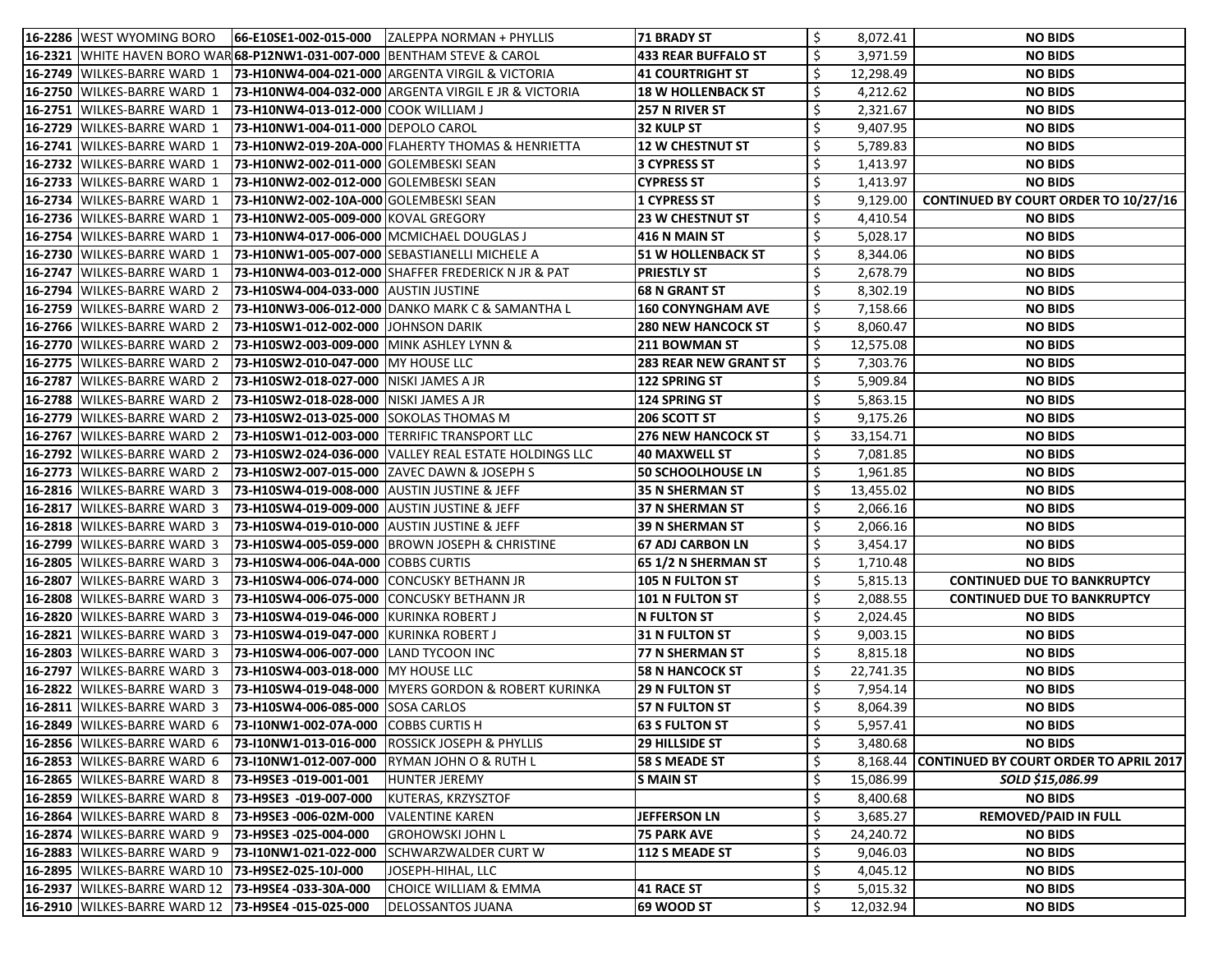| | | | | | | |
|---|---|---|---|---|---|---|
| 16-2286 | WEST WYOMING BORO | 66-E10SE1-002-015-000 | ZALEPPA NORMAN + PHYLLIS | 71 BRADY ST | $ 8,072.41 | NO BIDS |
| 16-2321 | WHITE HAVEN BORO WAR | 68-P12NW1-031-007-000 | BENTHAM STEVE & CAROL | 433 REAR BUFFALO ST | $ 3,971.59 | NO BIDS |
| 16-2749 | WILKES-BARRE WARD 1 | 73-H10NW4-004-021-000 | ARGENTA VIRGIL & VICTORIA | 41 COURTRIGHT ST | $ 12,298.49 | NO BIDS |
| 16-2750 | WILKES-BARRE WARD 1 | 73-H10NW4-004-032-000 | ARGENTA VIRGIL E JR & VICTORIA | 18 W HOLLENBACK ST | $ 4,212.62 | NO BIDS |
| 16-2751 | WILKES-BARRE WARD 1 | 73-H10NW4-013-012-000 | COOK WILLIAM J | 257 N RIVER ST | $ 2,321.67 | NO BIDS |
| 16-2729 | WILKES-BARRE WARD 1 | 73-H10NW1-004-011-000 | DEPOLO CAROL | 32 KULP ST | $ 9,407.95 | NO BIDS |
| 16-2741 | WILKES-BARRE WARD 1 | 73-H10NW2-019-20A-000 | FLAHERTY THOMAS & HENRIETTA | 12 W CHESTNUT ST | $ 5,789.83 | NO BIDS |
| 16-2732 | WILKES-BARRE WARD 1 | 73-H10NW2-002-011-000 | GOLEMBESKI SEAN | 3 CYPRESS ST | $ 1,413.97 | NO BIDS |
| 16-2733 | WILKES-BARRE WARD 1 | 73-H10NW2-002-012-000 | GOLEMBESKI SEAN | CYPRESS ST | $ 1,413.97 | NO BIDS |
| 16-2734 | WILKES-BARRE WARD 1 | 73-H10NW2-002-10A-000 | GOLEMBESKI SEAN | 1 CYPRESS ST | $ 9,129.00 | CONTINUED BY COURT ORDER TO 10/27/16 |
| 16-2736 | WILKES-BARRE WARD 1 | 73-H10NW2-005-009-000 | KOVAL GREGORY | 23 W CHESTNUT ST | $ 4,410.54 | NO BIDS |
| 16-2754 | WILKES-BARRE WARD 1 | 73-H10NW4-017-006-000 | MCMICHAEL DOUGLAS J | 416 N MAIN ST | $ 5,028.17 | NO BIDS |
| 16-2730 | WILKES-BARRE WARD 1 | 73-H10NW1-005-007-000 | SEBASTIANELLI MICHELE A | 51 W HOLLENBACK ST | $ 8,344.06 | NO BIDS |
| 16-2747 | WILKES-BARRE WARD 1 | 73-H10NW4-003-012-000 | SHAFFER FREDERICK N JR & PAT | PRIESTLY ST | $ 2,678.79 | NO BIDS |
| 16-2794 | WILKES-BARRE WARD 2 | 73-H10SW4-004-033-000 | AUSTIN JUSTINE | 68 N GRANT ST | $ 8,302.19 | NO BIDS |
| 16-2759 | WILKES-BARRE WARD 2 | 73-H10NW3-006-012-000 | DANKO MARK C & SAMANTHA L | 160 CONYNGHAM AVE | $ 7,158.66 | NO BIDS |
| 16-2766 | WILKES-BARRE WARD 2 | 73-H10SW1-012-002-000 | JOHNSON DARIK | 280 NEW HANCOCK ST | $ 8,060.47 | NO BIDS |
| 16-2770 | WILKES-BARRE WARD 2 | 73-H10SW2-003-009-000 | MINK ASHLEY LYNN & | 211 BOWMAN ST | $ 12,575.08 | NO BIDS |
| 16-2775 | WILKES-BARRE WARD 2 | 73-H10SW2-010-047-000 | MY HOUSE LLC | 283 REAR NEW GRANT ST | $ 7,303.76 | NO BIDS |
| 16-2787 | WILKES-BARRE WARD 2 | 73-H10SW2-018-027-000 | NISKI JAMES A JR | 122 SPRING ST | $ 5,909.84 | NO BIDS |
| 16-2788 | WILKES-BARRE WARD 2 | 73-H10SW2-018-028-000 | NISKI JAMES A JR | 124 SPRING ST | $ 5,863.15 | NO BIDS |
| 16-2779 | WILKES-BARRE WARD 2 | 73-H10SW2-013-025-000 | SOKOLAS THOMAS M | 206 SCOTT ST | $ 9,175.26 | NO BIDS |
| 16-2767 | WILKES-BARRE WARD 2 | 73-H10SW1-012-003-000 | TERRIFIC TRANSPORT LLC | 276 NEW HANCOCK ST | $ 33,154.71 | NO BIDS |
| 16-2792 | WILKES-BARRE WARD 2 | 73-H10SW2-024-036-000 | VALLEY REAL ESTATE HOLDINGS LLC | 40 MAXWELL ST | $ 7,081.85 | NO BIDS |
| 16-2773 | WILKES-BARRE WARD 2 | 73-H10SW2-007-015-000 | ZAVEC DAWN & JOSEPH S | 50 SCHOOLHOUSE LN | $ 1,961.85 | NO BIDS |
| 16-2816 | WILKES-BARRE WARD 3 | 73-H10SW4-019-008-000 | AUSTIN JUSTINE & JEFF | 35 N SHERMAN ST | $ 13,455.02 | NO BIDS |
| 16-2817 | WILKES-BARRE WARD 3 | 73-H10SW4-019-009-000 | AUSTIN JUSTINE & JEFF | 37 N SHERMAN ST | $ 2,066.16 | NO BIDS |
| 16-2818 | WILKES-BARRE WARD 3 | 73-H10SW4-019-010-000 | AUSTIN JUSTINE & JEFF | 39 N SHERMAN ST | $ 2,066.16 | NO BIDS |
| 16-2799 | WILKES-BARRE WARD 3 | 73-H10SW4-005-059-000 | BROWN JOSEPH & CHRISTINE | 67 ADJ CARBON LN | $ 3,454.17 | NO BIDS |
| 16-2805 | WILKES-BARRE WARD 3 | 73-H10SW4-006-04A-000 | COBBS CURTIS | 65 1/2 N SHERMAN ST | $ 1,710.48 | NO BIDS |
| 16-2807 | WILKES-BARRE WARD 3 | 73-H10SW4-006-074-000 | CONCUSKY BETHANN JR | 105 N FULTON ST | $ 5,815.13 | CONTINUED DUE TO BANKRUPTCY |
| 16-2808 | WILKES-BARRE WARD 3 | 73-H10SW4-006-075-000 | CONCUSKY BETHANN JR | 101 N FULTON ST | $ 2,088.55 | CONTINUED DUE TO BANKRUPTCY |
| 16-2820 | WILKES-BARRE WARD 3 | 73-H10SW4-019-046-000 | KURINKA ROBERT J | N FULTON ST | $ 2,024.45 | NO BIDS |
| 16-2821 | WILKES-BARRE WARD 3 | 73-H10SW4-019-047-000 | KURINKA ROBERT J | 31 N FULTON ST | $ 9,003.15 | NO BIDS |
| 16-2803 | WILKES-BARRE WARD 3 | 73-H10SW4-006-007-000 | LAND TYCOON INC | 77 N SHERMAN ST | $ 8,815.18 | NO BIDS |
| 16-2797 | WILKES-BARRE WARD 3 | 73-H10SW4-003-018-000 | MY HOUSE LLC | 58 N HANCOCK ST | $ 22,741.35 | NO BIDS |
| 16-2822 | WILKES-BARRE WARD 3 | 73-H10SW4-019-048-000 | MYERS GORDON & ROBERT KURINKA | 29 N FULTON ST | $ 7,954.14 | NO BIDS |
| 16-2811 | WILKES-BARRE WARD 3 | 73-H10SW4-006-085-000 | SOSA CARLOS | 57 N FULTON ST | $ 8,064.39 | NO BIDS |
| 16-2849 | WILKES-BARRE WARD 6 | 73-I10NW1-002-07A-000 | COBBS CURTIS H | 63 S FULTON ST | $ 5,957.41 | NO BIDS |
| 16-2856 | WILKES-BARRE WARD 6 | 73-I10NW1-013-016-000 | ROSSICK JOSEPH & PHYLLIS | 29 HILLSIDE ST | $ 3,480.68 | NO BIDS |
| 16-2853 | WILKES-BARRE WARD 6 | 73-I10NW1-012-007-000 | RYMAN JOHN O & RUTH L | 58 S MEADE ST | $ 8,168.44 | CONTINUED BY COURT ORDER TO APRIL 2017 |
| 16-2865 | WILKES-BARRE WARD 8 | 73-H9SE3 -019-001-001 | HUNTER JEREMY | S MAIN ST | $ 15,086.99 | *SOLD $15,086.99* |
| 16-2859 | WILKES-BARRE WARD 8 | 73-H9SE3 -019-007-000 | KUTERAS, KRZYSZTOF | | $ 8,400.68 | NO BIDS |
| 16-2864 | WILKES-BARRE WARD 8 | 73-H9SE3 -006-02M-000 | VALENTINE KAREN | JEFFERSON LN | $ 3,685.27 | REMOVED/PAID IN FULL |
| 16-2874 | WILKES-BARRE WARD 9 | 73-H9SE3 -025-004-000 | GROHOWSKI JOHN L | 75 PARK AVE | $ 24,240.72 | NO BIDS |
| 16-2883 | WILKES-BARRE WARD 9 | 73-I10NW1-021-022-000 | SCHWARZWALDER CURT W | 112 S MEADE ST | $ 9,046.03 | NO BIDS |
| 16-2895 | WILKES-BARRE WARD 10 | 73-H9SE2-025-10J-000 | JOSEPH-HIHAL, LLC | | $ 4,045.12 | NO BIDS |
| 16-2937 | WILKES-BARRE WARD 12 | 73-H9SE4 -033-30A-000 | CHOICE WILLIAM & EMMA | 41 RACE ST | $ 5,015.32 | NO BIDS |
| 16-2910 | WILKES-BARRE WARD 12 | 73-H9SE4 -015-025-000 | DELOSSANTOS JUANA | 69 WOOD ST | $ 12,032.94 | NO BIDS |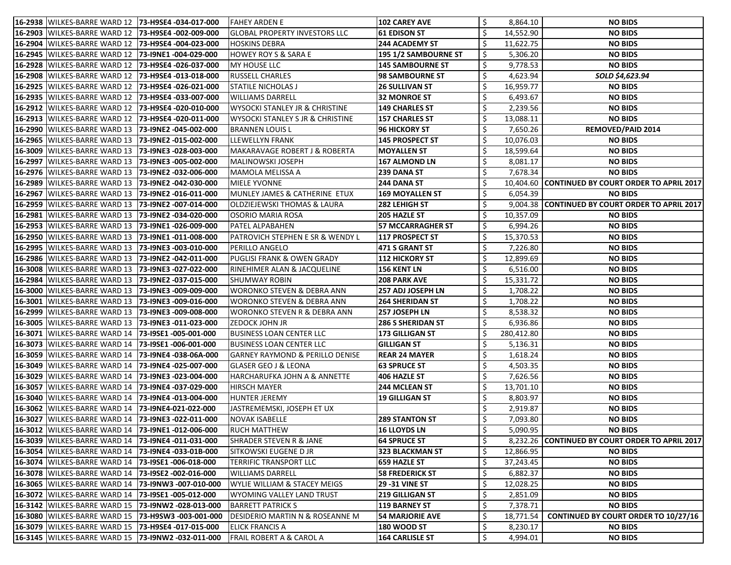| | | | | | | |
|---|---|---|---|---|---|---|
| 16-2938 | WILKES-BARRE WARD 12 | 73-H9SE4 -034-017-000 | FAHEY ARDEN E | 102 CAREY AVE | $ 8,864.10 | NO BIDS |
| 16-2903 | WILKES-BARRE WARD 12 | 73-H9SE4 -002-009-000 | GLOBAL PROPERTY INVESTORS LLC | 61 EDISON ST | $ 14,552.90 | NO BIDS |
| 16-2904 | WILKES-BARRE WARD 12 | 73-H9SE4 -004-023-000 | HOSKINS DEBRA | 244 ACADEMY ST | $ 11,622.75 | NO BIDS |
| 16-2945 | WILKES-BARRE WARD 12 | 73-I9NE1 -004-029-000 | HOWEY ROY S & SARA E | 195 1/2 SAMBOURNE ST | $ 5,306.20 | NO BIDS |
| 16-2928 | WILKES-BARRE WARD 12 | 73-H9SE4 -026-037-000 | MY HOUSE LLC | 145 SAMBOURNE ST | $ 9,778.53 | NO BIDS |
| 16-2908 | WILKES-BARRE WARD 12 | 73-H9SE4 -013-018-000 | RUSSELL CHARLES | 98 SAMBOURNE ST | $ 4,623.94 | *SOLD $4,623.94* |
| 16-2925 | WILKES-BARRE WARD 12 | 73-H9SE4 -026-021-000 | STATILE NICHOLAS J | 26 SULLIVAN ST | $ 16,959.77 | NO BIDS |
| 16-2935 | WILKES-BARRE WARD 12 | 73-H9SE4 -033-007-000 | WILLIAMS DARRELL | 32 MONROE ST | $ 6,493.67 | NO BIDS |
| 16-2912 | WILKES-BARRE WARD 12 | 73-H9SE4 -020-010-000 | WYSOCKI STANLEY JR & CHRISTINE | 149 CHARLES ST | $ 2,239.56 | NO BIDS |
| 16-2913 | WILKES-BARRE WARD 12 | 73-H9SE4 -020-011-000 | WYSOCKI STANLEY S JR & CHRISTINE | 157 CHARLES ST | $ 13,088.11 | NO BIDS |
| 16-2990 | WILKES-BARRE WARD 13 | 73-I9NE2 -045-002-000 | BRANNEN LOUIS L | 96 HICKORY ST | $ 7,650.26 | REMOVED/PAID 2014 |
| 16-2965 | WILKES-BARRE WARD 13 | 73-I9NE2 -015-002-000 | LLEWELLYN FRANK | 145 PROSPECT ST | $ 10,076.03 | NO BIDS |
| 16-3009 | WILKES-BARRE WARD 13 | 73-I9NE3 -028-003-000 | MAKARAVAGE ROBERT J & ROBERTA | MOYALLEN ST | $ 18,599.64 | NO BIDS |
| 16-2997 | WILKES-BARRE WARD 13 | 73-I9NE3 -005-002-000 | MALINOWSKI JOSEPH | 167 ALMOND LN | $ 8,081.17 | NO BIDS |
| 16-2976 | WILKES-BARRE WARD 13 | 73-I9NE2 -032-006-000 | MAMOLA MELISSA A | 239 DANA ST | $ 7,678.34 | NO BIDS |
| 16-2989 | WILKES-BARRE WARD 13 | 73-I9NE2 -042-030-000 | MIELE YVONNE | 244 DANA ST | $ 10,404.60 | CONTINUED BY COURT ORDER TO APRIL 2017 |
| 16-2967 | WILKES-BARRE WARD 13 | 73-I9NE2 -016-011-000 | MUNLEY JAMES & CATHERINE ETUX | 169 MOYALLEN ST | $ 6,054.39 | NO BIDS |
| 16-2959 | WILKES-BARRE WARD 13 | 73-I9NE2 -007-014-000 | OLDZIEJEWSKI THOMAS & LAURA | 282 LEHIGH ST | $ 9,004.38 | CONTINUED BY COURT ORDER TO APRIL 2017 |
| 16-2981 | WILKES-BARRE WARD 13 | 73-I9NE2 -034-020-000 | OSORIO MARIA ROSA | 205 HAZLE ST | $ 10,357.09 | NO BIDS |
| 16-2953 | WILKES-BARRE WARD 13 | 73-I9NE1 -026-009-000 | PATEL ALPABAHEN | 57 MCCARRAGHER ST | $ 6,994.26 | NO BIDS |
| 16-2950 | WILKES-BARRE WARD 13 | 73-I9NE1 -011-008-000 | PATROVICH STEPHEN E SR & WENDY L | 117 PROSPECT ST | $ 15,370.53 | NO BIDS |
| 16-2995 | WILKES-BARRE WARD 13 | 73-I9NE3 -003-010-000 | PERILLO ANGELO | 471 S GRANT ST | $ 7,226.80 | NO BIDS |
| 16-2986 | WILKES-BARRE WARD 13 | 73-I9NE2 -042-011-000 | PUGLISI FRANK & OWEN GRADY | 112 HICKORY ST | $ 12,899.69 | NO BIDS |
| 16-3008 | WILKES-BARRE WARD 13 | 73-I9NE3 -027-022-000 | RINEHIMER ALAN & JACQUELINE | 156 KENT LN | $ 6,516.00 | NO BIDS |
| 16-2984 | WILKES-BARRE WARD 13 | 73-I9NE2 -037-015-000 | SHUMWAY ROBIN | 208 PARK AVE | $ 15,331.72 | NO BIDS |
| 16-3000 | WILKES-BARRE WARD 13 | 73-I9NE3 -009-009-000 | WORONKO STEVEN & DEBRA ANN | 257 ADJ JOSEPH LN | $ 1,708.22 | NO BIDS |
| 16-3001 | WILKES-BARRE WARD 13 | 73-I9NE3 -009-016-000 | WORONKO STEVEN & DEBRA ANN | 264 SHERIDAN ST | $ 1,708.22 | NO BIDS |
| 16-2999 | WILKES-BARRE WARD 13 | 73-I9NE3 -009-008-000 | WORONKO STEVEN R & DEBRA ANN | 257 JOSEPH LN | $ 8,538.32 | NO BIDS |
| 16-3005 | WILKES-BARRE WARD 13 | 73-I9NE3 -011-023-000 | ZEDOCK JOHN JR | 286 S SHERIDAN ST | $ 6,936.86 | NO BIDS |
| 16-3071 | WILKES-BARRE WARD 14 | 73-I9SE1 -005-001-000 | BUSINESS LOAN CENTER LLC | 173 GILLIGAN ST | $ 280,412.80 | NO BIDS |
| 16-3073 | WILKES-BARRE WARD 14 | 73-I9SE1 -006-001-000 | BUSINESS LOAN CENTER LLC | GILLIGAN ST | $ 5,136.31 | NO BIDS |
| 16-3059 | WILKES-BARRE WARD 14 | 73-I9NE4 -038-06A-000 | GARNEY RAYMOND & PERILLO DENISE | REAR 24 MAYER | $ 1,618.24 | NO BIDS |
| 16-3049 | WILKES-BARRE WARD 14 | 73-I9NE4 -025-007-000 | GLASER GEO J & LEONA | 63 SPRUCE ST | $ 4,503.35 | NO BIDS |
| 16-3029 | WILKES-BARRE WARD 14 | 73-I9NE3 -023-004-000 | HARCHARUFKA JOHN A & ANNETTE | 406 HAZLE ST | $ 7,626.56 | NO BIDS |
| 16-3057 | WILKES-BARRE WARD 14 | 73-I9NE4 -037-029-000 | HIRSCH MAYER | 244 MCLEAN ST | $ 13,701.10 | NO BIDS |
| 16-3040 | WILKES-BARRE WARD 14 | 73-I9NE4 -013-004-000 | HUNTER JEREMY | 19 GILLIGAN ST | $ 8,803.97 | NO BIDS |
| 16-3062 | WILKES-BARRE WARD 14 | 73-I9NE4-021-022-000 | JASTREMEMSKI, JOSEPH ET UX | | $ 2,919.87 | NO BIDS |
| 16-3027 | WILKES-BARRE WARD 14 | 73-I9NE3 -022-011-000 | NOVAK ISABELLE | 289 STANTON ST | $ 7,093.80 | NO BIDS |
| 16-3012 | WILKES-BARRE WARD 14 | 73-I9NE1 -012-006-000 | RUCH MATTHEW | 16 LLOYDS LN | $ 5,090.95 | NO BIDS |
| 16-3039 | WILKES-BARRE WARD 14 | 73-I9NE4 -011-031-000 | SHRADER STEVEN R & JANE | 64 SPRUCE ST | $ 8,232.26 | CONTINUED BY COURT ORDER TO APRIL 2017 |
| 16-3054 | WILKES-BARRE WARD 14 | 73-I9NE4 -033-01B-000 | SITKOWSKI EUGENE D JR | 323 BLACKMAN ST | $ 12,866.95 | NO BIDS |
| 16-3074 | WILKES-BARRE WARD 14 | 73-I9SE1 -006-018-000 | TERRIFIC TRANSPORT LLC | 659 HAZLE ST | $ 37,243.45 | NO BIDS |
| 16-3078 | WILKES-BARRE WARD 14 | 73-I9SE2 -002-016-000 | WILLIAMS DARRELL | 58 FREDERICK ST | $ 6,882.37 | NO BIDS |
| 16-3065 | WILKES-BARRE WARD 14 | 73-I9NW3 -007-010-000 | WYLIE WILLIAM & STACEY MEIGS | 29 -31 VINE ST | $ 12,028.25 | NO BIDS |
| 16-3072 | WILKES-BARRE WARD 14 | 73-I9SE1 -005-012-000 | WYOMING VALLEY LAND TRUST | 219 GILLIGAN ST | $ 2,851.09 | NO BIDS |
| 16-3142 | WILKES-BARRE WARD 15 | 73-I9NW2 -028-013-000 | BARRETT PATRICK S | 119 BARNEY ST | $ 7,378.71 | NO BIDS |
| 16-3080 | WILKES-BARRE WARD 15 | 73-H9SW3 -003-001-000 | DESIDERIO MARTIN N & ROSEANNE M | 54 MARJORIE AVE | $ 18,771.54 | CONTINUED BY COURT ORDER TO 10/27/16 |
| 16-3079 | WILKES-BARRE WARD 15 | 73-H9SE4 -017-015-000 | ELICK FRANCIS A | 180 WOOD ST | $ 8,230.17 | NO BIDS |
| 16-3145 | WILKES-BARRE WARD 15 | 73-I9NW2 -032-011-000 | FRAIL ROBERT A & CAROL A | 164 CARLISLE ST | $ 4,994.01 | NO BIDS |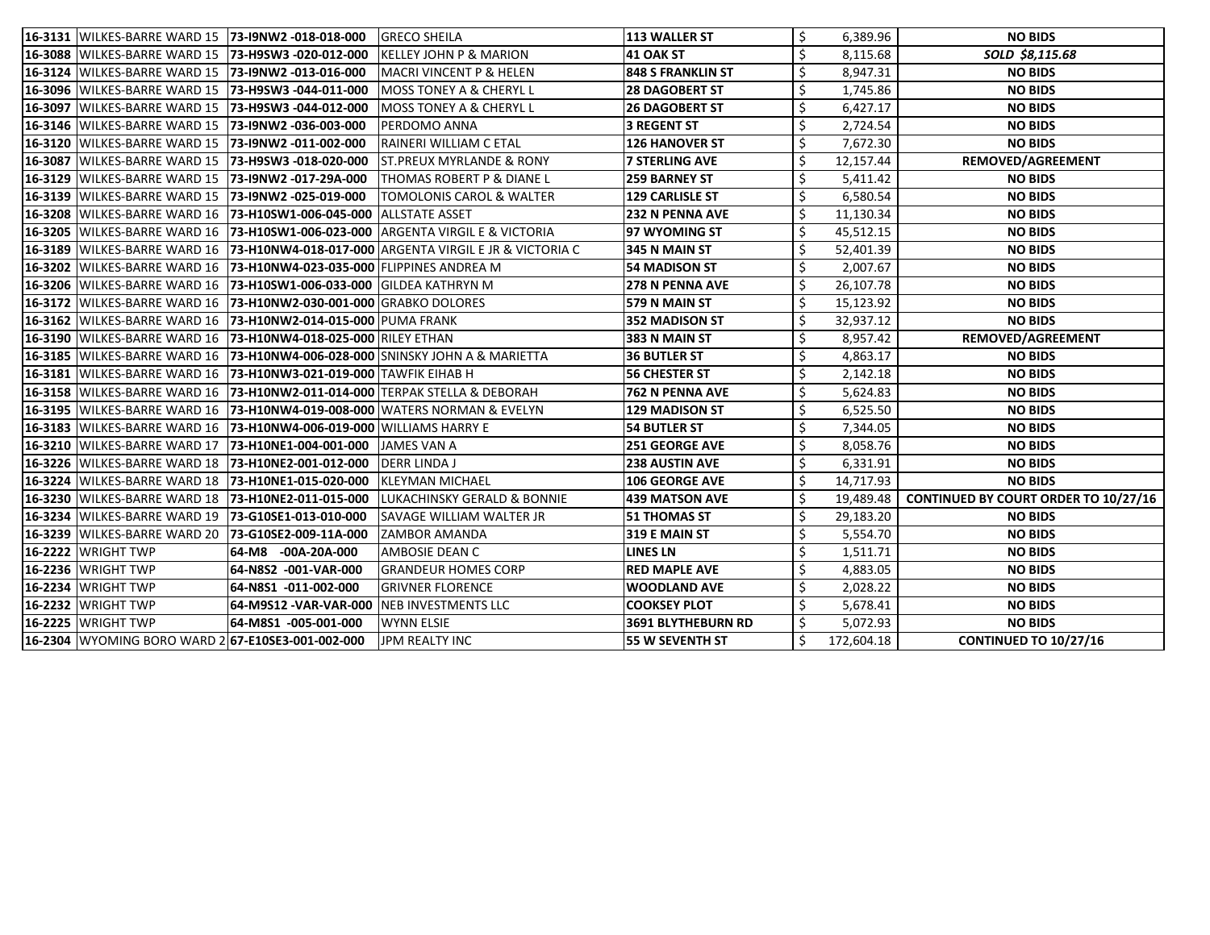| | | | | | | |
|---|---|---|---|---|---|---|
| **16-3131** | WILKES-BARRE WARD 15 | **73-I9NW2 -018-018-000** | GRECO SHEILA | **113 WALLER ST** | $ 6,389.96 | **NO BIDS** |
| **16-3088** | WILKES-BARRE WARD 15 | **73-H9SW3 -020-012-000** | KELLEY JOHN P & MARION | **41 OAK ST** | $ 8,115.68 | ***SOLD $8,115.68*** |
| **16-3124** | WILKES-BARRE WARD 15 | **73-I9NW2 -013-016-000** | MACRI VINCENT P & HELEN | **848 S FRANKLIN ST** | $ 8,947.31 | **NO BIDS** |
| **16-3096** | WILKES-BARRE WARD 15 | **73-H9SW3 -044-011-000** | MOSS TONEY A & CHERYL L | **28 DAGOBERT ST** | $ 1,745.86 | **NO BIDS** |
| **16-3097** | WILKES-BARRE WARD 15 | **73-H9SW3 -044-012-000** | MOSS TONEY A & CHERYL L | **26 DAGOBERT ST** | $ 6,427.17 | **NO BIDS** |
| **16-3146** | WILKES-BARRE WARD 15 | **73-I9NW2 -036-003-000** | PERDOMO ANNA | **3 REGENT ST** | $ 2,724.54 | **NO BIDS** |
| **16-3120** | WILKES-BARRE WARD 15 | **73-I9NW2 -011-002-000** | RAINERI WILLIAM C ETAL | **126 HANOVER ST** | $ 7,672.30 | **NO BIDS** |
| **16-3087** | WILKES-BARRE WARD 15 | **73-H9SW3 -018-020-000** | ST.PREUX MYRLANDE & RONY | **7 STERLING AVE** | $ 12,157.44 | **REMOVED/AGREEMENT** |
| **16-3129** | WILKES-BARRE WARD 15 | **73-I9NW2 -017-29A-000** | THOMAS ROBERT P & DIANE L | **259 BARNEY ST** | $ 5,411.42 | **NO BIDS** |
| **16-3139** | WILKES-BARRE WARD 15 | **73-I9NW2 -025-019-000** | TOMOLONIS CAROL & WALTER | **129 CARLISLE ST** | $ 6,580.54 | **NO BIDS** |
| **16-3208** | WILKES-BARRE WARD 16 | **73-H10SW1-006-045-000** | ALLSTATE ASSET | **232 N PENNA AVE** | $ 11,130.34 | **NO BIDS** |
| **16-3205** | WILKES-BARRE WARD 16 | **73-H10SW1-006-023-000** | ARGENTA VIRGIL E & VICTORIA | **97 WYOMING ST** | $ 45,512.15 | **NO BIDS** |
| **16-3189** | WILKES-BARRE WARD 16 | **73-H10NW4-018-017-000** | ARGENTA VIRGIL E JR & VICTORIA C | **345 N MAIN ST** | $ 52,401.39 | **NO BIDS** |
| **16-3202** | WILKES-BARRE WARD 16 | **73-H10NW4-023-035-000** | FLIPPINES ANDREA M | **54 MADISON ST** | $ 2,007.67 | **NO BIDS** |
| **16-3206** | WILKES-BARRE WARD 16 | **73-H10SW1-006-033-000** | GILDEA KATHRYN M | **278 N PENNA AVE** | $ 26,107.78 | **NO BIDS** |
| **16-3172** | WILKES-BARRE WARD 16 | **73-H10NW2-030-001-000** | GRABKO DOLORES | **579 N MAIN ST** | $ 15,123.92 | **NO BIDS** |
| **16-3162** | WILKES-BARRE WARD 16 | **73-H10NW2-014-015-000** | PUMA FRANK | **352 MADISON ST** | $ 32,937.12 | **NO BIDS** |
| **16-3190** | WILKES-BARRE WARD 16 | **73-H10NW4-018-025-000** | RILEY ETHAN | **383 N MAIN ST** | $ 8,957.42 | **REMOVED/AGREEMENT** |
| **16-3185** | WILKES-BARRE WARD 16 | **73-H10NW4-006-028-000** | SNINSKY JOHN A & MARIETTA | **36 BUTLER ST** | $ 4,863.17 | **NO BIDS** |
| **16-3181** | WILKES-BARRE WARD 16 | **73-H10NW3-021-019-000** | TAWFIK EIHAB H | **56 CHESTER ST** | $ 2,142.18 | **NO BIDS** |
| **16-3158** | WILKES-BARRE WARD 16 | **73-H10NW2-011-014-000** | TERPAK STELLA & DEBORAH | **762 N PENNA AVE** | $ 5,624.83 | **NO BIDS** |
| **16-3195** | WILKES-BARRE WARD 16 | **73-H10NW4-019-008-000** | WATERS NORMAN & EVELYN | **129 MADISON ST** | $ 6,525.50 | **NO BIDS** |
| **16-3183** | WILKES-BARRE WARD 16 | **73-H10NW4-006-019-000** | WILLIAMS HARRY E | **54 BUTLER ST** | $ 7,344.05 | **NO BIDS** |
| **16-3210** | WILKES-BARRE WARD 17 | **73-H10NE1-004-001-000** | JAMES VAN A | **251 GEORGE AVE** | $ 8,058.76 | **NO BIDS** |
| **16-3226** | WILKES-BARRE WARD 18 | **73-H10NE2-001-012-000** | DERR LINDA J | **238 AUSTIN AVE** | $ 6,331.91 | **NO BIDS** |
| **16-3224** | WILKES-BARRE WARD 18 | **73-H10NE1-015-020-000** | KLEYMAN MICHAEL | **106 GEORGE AVE** | $ 14,717.93 | **NO BIDS** |
| **16-3230** | WILKES-BARRE WARD 18 | **73-H10NE2-011-015-000** | LUKACHINSKY GERALD & BONNIE | **439 MATSON AVE** | $ 19,489.48 | **CONTINUED BY COURT ORDER TO 10/27/16** |
| **16-3234** | WILKES-BARRE WARD 19 | **73-G10SE1-013-010-000** | SAVAGE WILLIAM WALTER JR | **51 THOMAS ST** | $ 29,183.20 | **NO BIDS** |
| **16-3239** | WILKES-BARRE WARD 20 | **73-G10SE2-009-11A-000** | ZAMBOR AMANDA | **319 E MAIN ST** | $ 5,554.70 | **NO BIDS** |
| **16-2222** | WRIGHT TWP | **64-M8 -00A-20A-000** | AMBOSIE DEAN C | **LINES LN** | $ 1,511.71 | **NO BIDS** |
| **16-2236** | WRIGHT TWP | **64-N8S2 -001-VAR-000** | GRANDEUR HOMES CORP | **RED MAPLE AVE** | $ 4,883.05 | **NO BIDS** |
| **16-2234** | WRIGHT TWP | **64-N8S1 -011-002-000** | GRIVNER FLORENCE | **WOODLAND AVE** | $ 2,028.22 | **NO BIDS** |
| **16-2232** | WRIGHT TWP | **64-M9S12 -VAR-VAR-000** | NEB INVESTMENTS LLC | **COOKSEY PLOT** | $ 5,678.41 | **NO BIDS** |
| **16-2225** | WRIGHT TWP | **64-M8S1 -005-001-000** | WYNN ELSIE | **3691 BLYTHEBURN RD** | $ 5,072.93 | **NO BIDS** |
| **16-2304** | WYOMING BORO WARD 2 | **67-E10SE3-001-002-000** | JPM REALTY INC | **55 W SEVENTH ST** | $ 172,604.18 | **CONTINUED TO 10/27/16** |